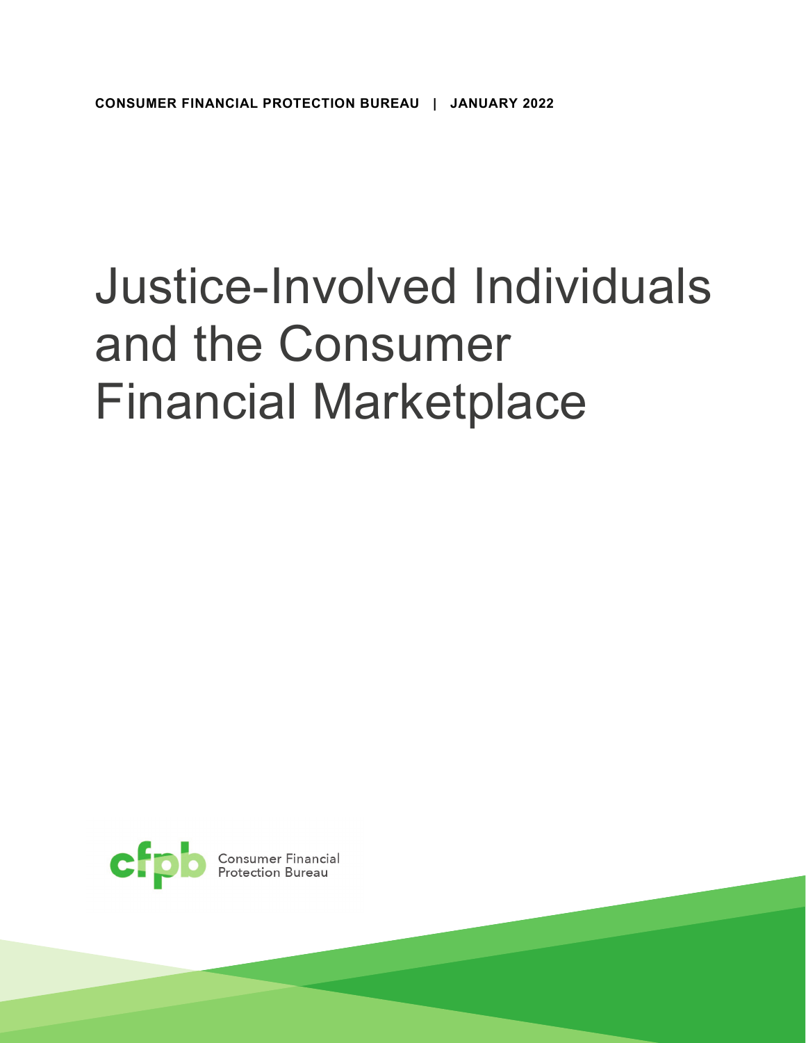CONSUMER FINANCIAL PROTECTION BUREAU | JANUARY 2022

# Justice-Involved Individuals and the Consumer Financial Marketplace

Consumer Financial Protection Bureau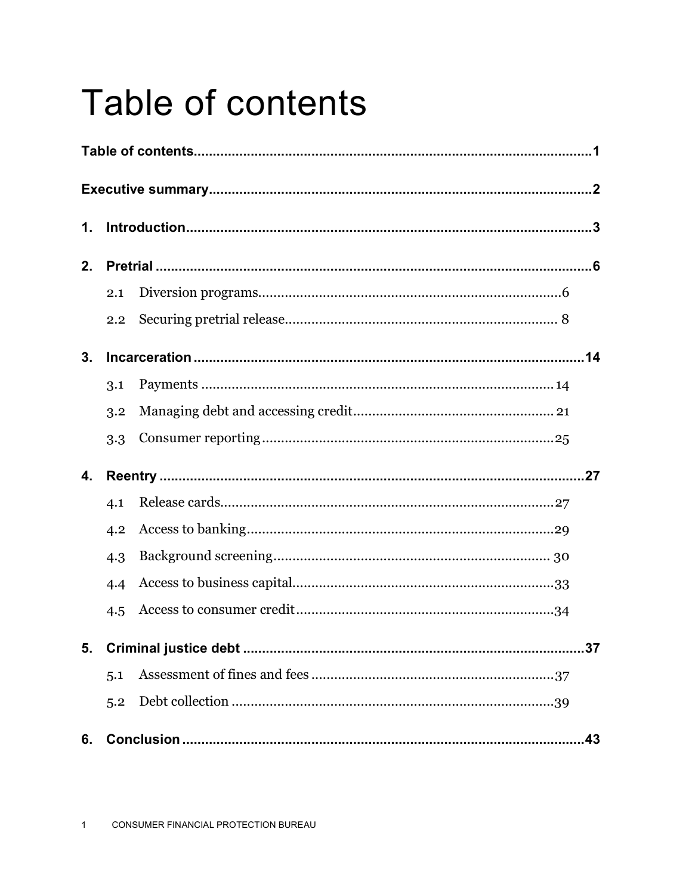# Table of contents

**Table of contents** .......... **1**

**Executive summary** .......... **2**

**1. Introduction** .......... **3**

**2. Pretrial** .......... **6**

- 2.1 Diversion programs .......... 6
- 2.2 Securing pretrial release .......... 8

**3. Incarceration** .......... **14**

- 3.1 Payments .......... 14
- 3.2 Managing debt and accessing credit .......... 21
- 3.3 Consumer reporting .......... 25

**4. Reentry** .......... **27**

- 4.1 Release cards .......... 27
- 4.2 Access to banking .......... 29
- 4.3 Background screening .......... 30
- 4.4 Access to business capital .......... 33
- 4.5 Access to consumer credit .......... 34

**5. Criminal justice debt** .......... **37**

- 5.1 Assessment of fines and fees .......... 37
- 5.2 Debt collection .......... 39

**6. Conclusion** .......... **43**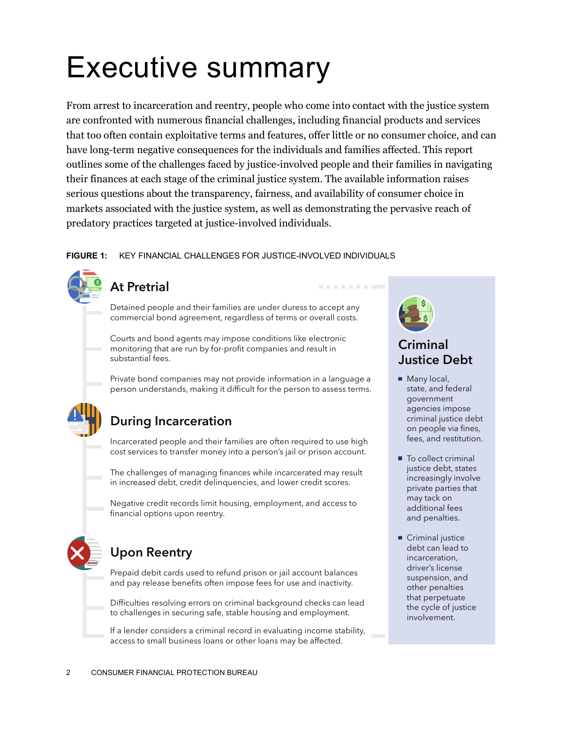# Executive summary

From arrest to incarceration and reentry, people who come into contact with the justice system are confronted with numerous financial challenges, including financial products and services that too often contain exploitative terms and features, offer little or no consumer choice, and can have long-term negative consequences for the individuals and families affected. This report outlines some of the challenges faced by justice-involved people and their families in navigating their finances at each stage of the criminal justice system. The available information raises serious questions about the transparency, fairness, and availability of consumer choice in markets associated with the justice system, as well as demonstrating the pervasive reach of predatory practices targeted at justice-involved individuals.

**FIGURE 1:** KEY FINANCIAL CHALLENGES FOR JUSTICE-INVOLVED INDIVIDUALS

### At Pretrial

Detained people and their families are under duress to accept any commercial bond agreement, regardless of terms or overall costs.

Courts and bond agents may impose conditions like electronic monitoring that are run by for-profit companies and result in substantial fees.

Private bond companies may not provide information in a language a person understands, making it difficult for the person to assess terms.

### During Incarceration

Incarcerated people and their families are often required to use high cost services to transfer money into a person's jail or prison account.

The challenges of managing finances while incarcerated may result in increased debt, credit delinquencies, and lower credit scores.

Negative credit records limit housing, employment, and access to financial options upon reentry.

### Upon Reentry

Prepaid debit cards used to refund prison or jail account balances and pay release benefits often impose fees for use and inactivity.

Difficulties resolving errors on criminal background checks can lead to challenges in securing safe, stable housing and employment.

If a lender considers a criminal record in evaluating income stability, access to small business loans or other loans may be affected.

### Criminal Justice Debt

- Many local, state, and federal government agencies impose criminal justice debt on people via fines, fees, and restitution.
- To collect criminal justice debt, states increasingly involve private parties that may tack on additional fees and penalties.
- Criminal justice debt can lead to incarceration, driver's license suspension, and other penalties that perpetuate the cycle of justice involvement.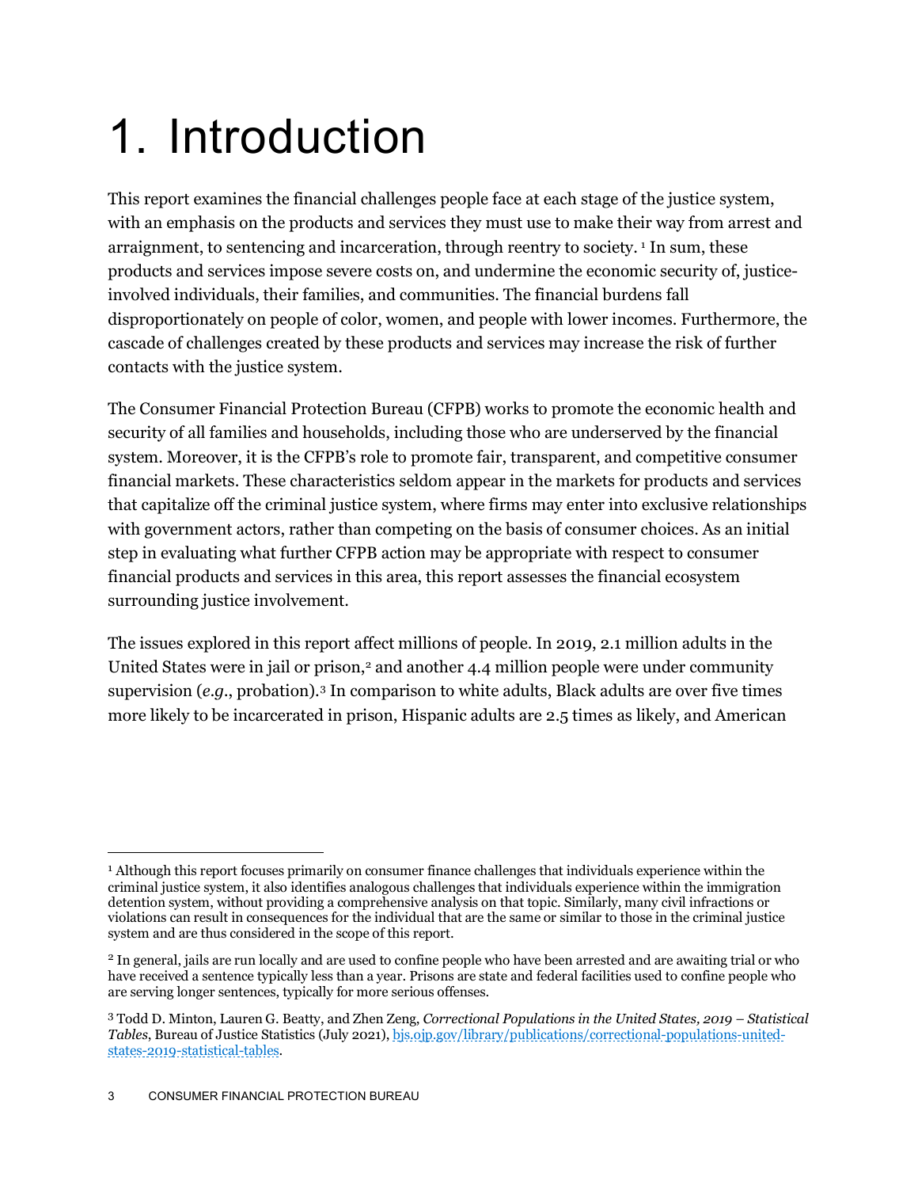# 1. Introduction

This report examines the financial challenges people face at each stage of the justice system, with an emphasis on the products and services they must use to make their way from arrest and arraignment, to sentencing and incarceration, through reentry to society. [1] In sum, these products and services impose severe costs on, and undermine the economic security of, justice-involved individuals, their families, and communities. The financial burdens fall disproportionately on people of color, women, and people with lower incomes. Furthermore, the cascade of challenges created by these products and services may increase the risk of further contacts with the justice system.

The Consumer Financial Protection Bureau (CFPB) works to promote the economic health and security of all families and households, including those who are underserved by the financial system. Moreover, it is the CFPB's role to promote fair, transparent, and competitive consumer financial markets. These characteristics seldom appear in the markets for products and services that capitalize off the criminal justice system, where firms may enter into exclusive relationships with government actors, rather than competing on the basis of consumer choices. As an initial step in evaluating what further CFPB action may be appropriate with respect to consumer financial products and services in this area, this report assesses the financial ecosystem surrounding justice involvement.

The issues explored in this report affect millions of people. In 2019, 2.1 million adults in the United States were in jail or prison,[2] and another 4.4 million people were under community supervision (*e.g.*, probation).[3] In comparison to white adults, Black adults are over five times more likely to be incarcerated in prison, Hispanic adults are 2.5 times as likely, and American

---

[1] Although this report focuses primarily on consumer finance challenges that individuals experience within the criminal justice system, it also identifies analogous challenges that individuals experience within the immigration detention system, without providing a comprehensive analysis on that topic. Similarly, many civil infractions or violations can result in consequences for the individual that are the same or similar to those in the criminal justice system and are thus considered in the scope of this report.

[2] In general, jails are run locally and are used to confine people who have been arrested and are awaiting trial or who have received a sentence typically less than a year. Prisons are state and federal facilities used to confine people who are serving longer sentences, typically for more serious offenses.

[3] Todd D. Minton, Lauren G. Beatty, and Zhen Zeng, *Correctional Populations in the United States, 2019 – Statistical Tables*, Bureau of Justice Statistics (July 2021), bjs.ojp.gov/library/publications/correctional-populations-united-states-2019-statistical-tables.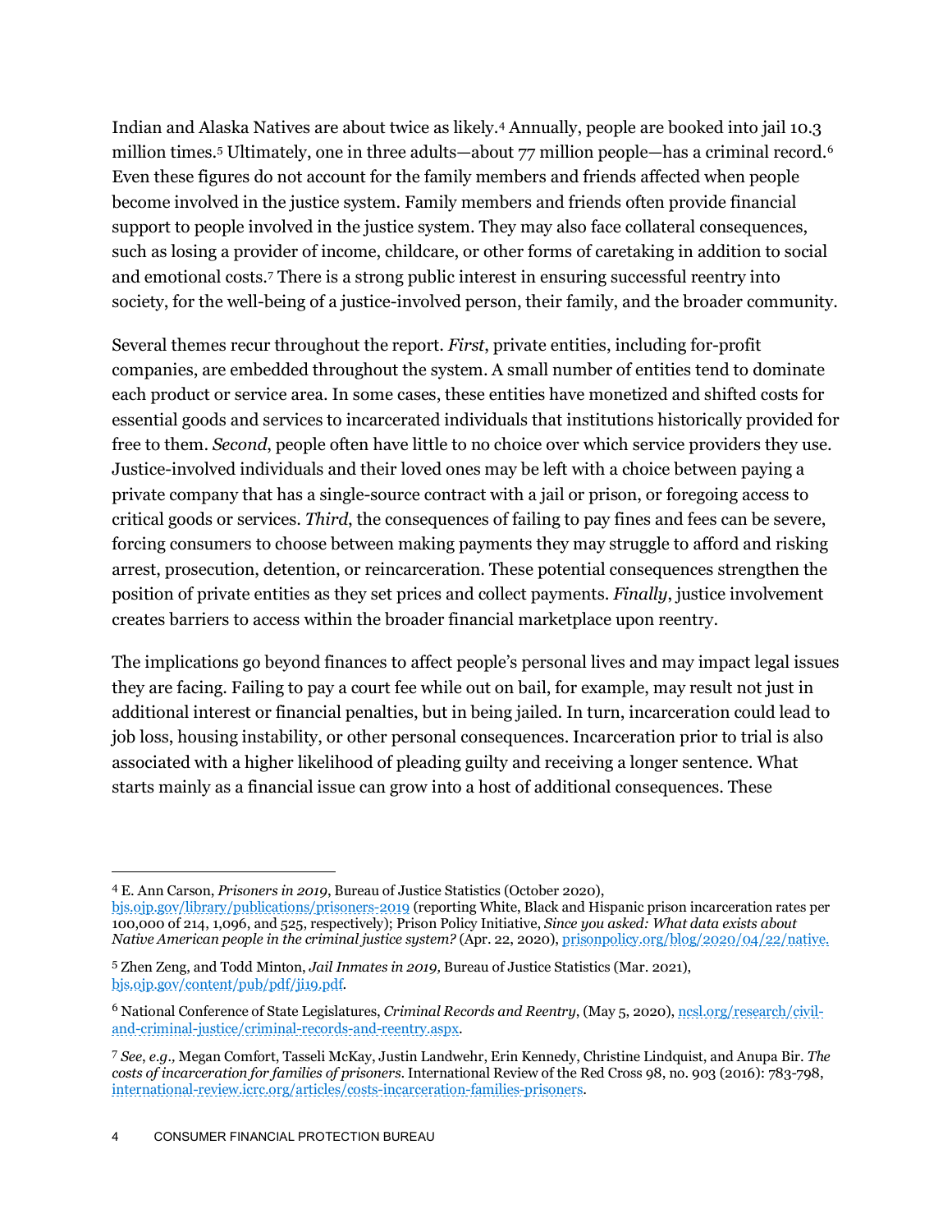Indian and Alaska Natives are about twice as likely.[4] Annually, people are booked into jail 10.3 million times.[5] Ultimately, one in three adults—about 77 million people—has a criminal record.[6] Even these figures do not account for the family members and friends affected when people become involved in the justice system. Family members and friends often provide financial support to people involved in the justice system. They may also face collateral consequences, such as losing a provider of income, childcare, or other forms of caretaking in addition to social and emotional costs.[7] There is a strong public interest in ensuring successful reentry into society, for the well-being of a justice-involved person, their family, and the broader community.

Several themes recur throughout the report. *First*, private entities, including for-profit companies, are embedded throughout the system. A small number of entities tend to dominate each product or service area. In some cases, these entities have monetized and shifted costs for essential goods and services to incarcerated individuals that institutions historically provided for free to them. *Second*, people often have little to no choice over which service providers they use. Justice-involved individuals and their loved ones may be left with a choice between paying a private company that has a single-source contract with a jail or prison, or foregoing access to critical goods or services. *Third*, the consequences of failing to pay fines and fees can be severe, forcing consumers to choose between making payments they may struggle to afford and risking arrest, prosecution, detention, or reincarceration. These potential consequences strengthen the position of private entities as they set prices and collect payments. *Finally*, justice involvement creates barriers to access within the broader financial marketplace upon reentry.

The implications go beyond finances to affect people's personal lives and may impact legal issues they are facing. Failing to pay a court fee while out on bail, for example, may result not just in additional interest or financial penalties, but in being jailed. In turn, incarceration could lead to job loss, housing instability, or other personal consequences. Incarceration prior to trial is also associated with a higher likelihood of pleading guilty and receiving a longer sentence. What starts mainly as a financial issue can grow into a host of additional consequences. These

---

[4] E. Ann Carson, *Prisoners in 2019*, Bureau of Justice Statistics (October 2020), bjs.ojp.gov/library/publications/prisoners-2019 (reporting White, Black and Hispanic prison incarceration rates per 100,000 of 214, 1,096, and 525, respectively); Prison Policy Initiative, *Since you asked: What data exists about Native American people in the criminal justice system?* (Apr. 22, 2020), prisonpolicy.org/blog/2020/04/22/native.

[5] Zhen Zeng, and Todd Minton, *Jail Inmates in 2019,* Bureau of Justice Statistics (Mar. 2021), bjs.ojp.gov/content/pub/pdf/ji19.pdf.

[6] National Conference of State Legislatures, *Criminal Records and Reentry*, (May 5, 2020), ncsl.org/research/civil-and-criminal-justice/criminal-records-and-reentry.aspx.

[7] *See*, *e.g.,* Megan Comfort, Tasseli McKay, Justin Landwehr, Erin Kennedy, Christine Lindquist, and Anupa Bir. *The costs of incarceration for families of prisoners*. International Review of the Red Cross 98, no. 903 (2016): 783-798, international-review.icrc.org/articles/costs-incarceration-families-prisoners.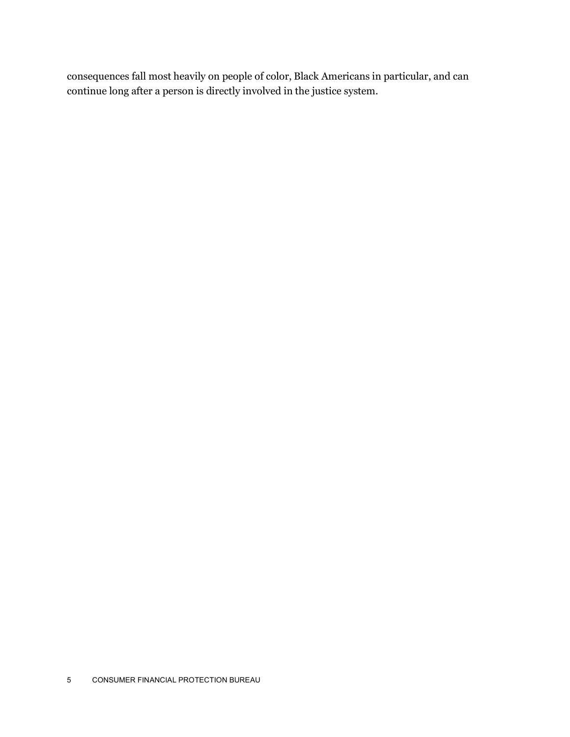consequences fall most heavily on people of color, Black Americans in particular, and can continue long after a person is directly involved in the justice system.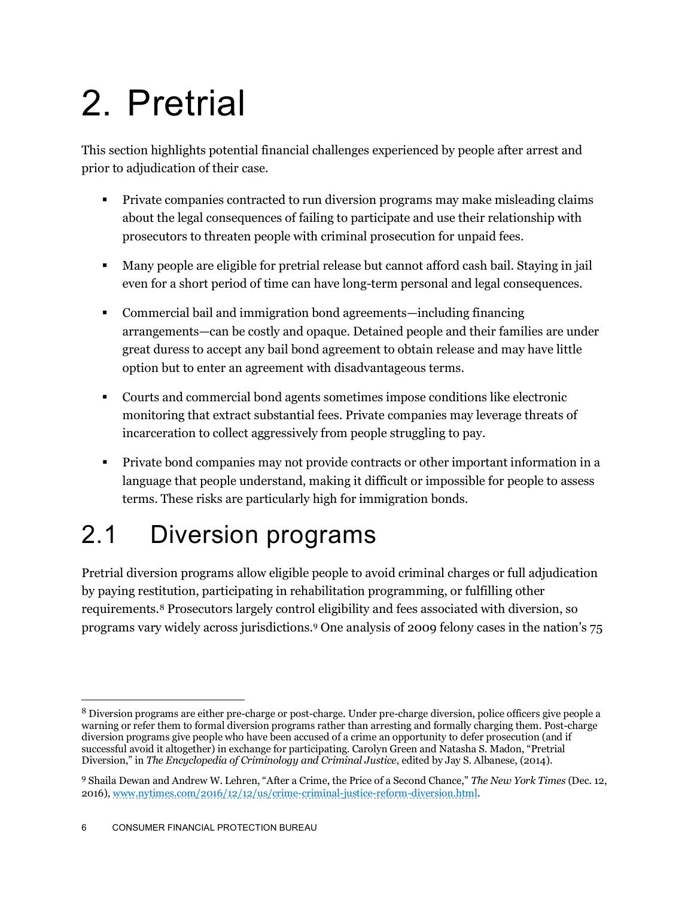# 2. Pretrial

This section highlights potential financial challenges experienced by people after arrest and prior to adjudication of their case.

- Private companies contracted to run diversion programs may make misleading claims about the legal consequences of failing to participate and use their relationship with prosecutors to threaten people with criminal prosecution for unpaid fees.
- Many people are eligible for pretrial release but cannot afford cash bail. Staying in jail even for a short period of time can have long-term personal and legal consequences.
- Commercial bail and immigration bond agreements—including financing arrangements—can be costly and opaque. Detained people and their families are under great duress to accept any bail bond agreement to obtain release and may have little option but to enter an agreement with disadvantageous terms.
- Courts and commercial bond agents sometimes impose conditions like electronic monitoring that extract substantial fees. Private companies may leverage threats of incarceration to collect aggressively from people struggling to pay.
- Private bond companies may not provide contracts or other important information in a language that people understand, making it difficult or impossible for people to assess terms. These risks are particularly high for immigration bonds.

## 2.1 Diversion programs

Pretrial diversion programs allow eligible people to avoid criminal charges or full adjudication by paying restitution, participating in rehabilitation programming, or fulfilling other requirements.[8] Prosecutors largely control eligibility and fees associated with diversion, so programs vary widely across jurisdictions.[9] One analysis of 2009 felony cases in the nation's 75

[8] Diversion programs are either pre-charge or post-charge. Under pre-charge diversion, police officers give people a warning or refer them to formal diversion programs rather than arresting and formally charging them. Post-charge diversion programs give people who have been accused of a crime an opportunity to defer prosecution (and if successful avoid it altogether) in exchange for participating. Carolyn Green and Natasha S. Madon, "Pretrial Diversion," in *The Encyclopedia of Criminology and Criminal Justice*, edited by Jay S. Albanese, (2014).

[9] Shaila Dewan and Andrew W. Lehren, "After a Crime, the Price of a Second Chance," *The New York Times* (Dec. 12, 2016), www.nytimes.com/2016/12/12/us/crime-criminal-justice-reform-diversion.html.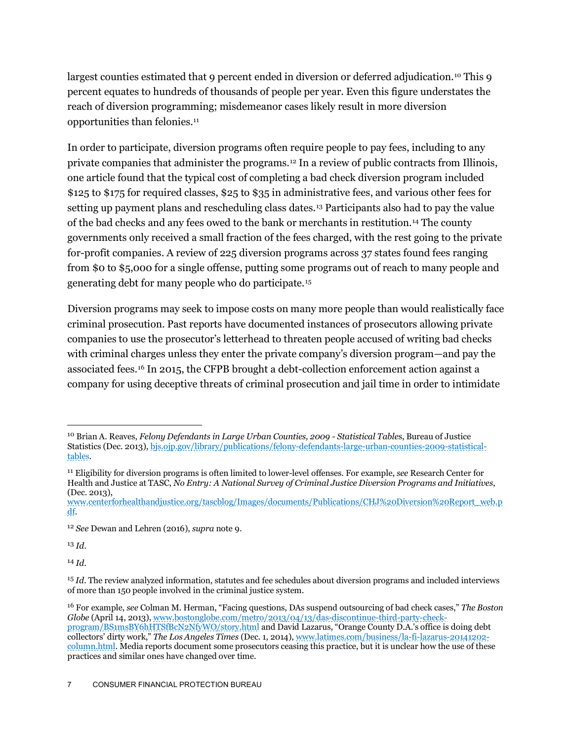largest counties estimated that 9 percent ended in diversion or deferred adjudication.[10] This 9 percent equates to hundreds of thousands of people per year. Even this figure understates the reach of diversion programming; misdemeanor cases likely result in more diversion opportunities than felonies.[11]

In order to participate, diversion programs often require people to pay fees, including to any private companies that administer the programs.[12] In a review of public contracts from Illinois, one article found that the typical cost of completing a bad check diversion program included $125 to $175 for required classes, $25 to $35 in administrative fees, and various other fees for setting up payment plans and rescheduling class dates.[13] Participants also had to pay the value of the bad checks and any fees owed to the bank or merchants in restitution.[14] The county governments only received a small fraction of the fees charged, with the rest going to the private for-profit companies. A review of 225 diversion programs across 37 states found fees ranging from $0 to $5,000 for a single offense, putting some programs out of reach to many people and generating debt for many people who do participate.[15]

Diversion programs may seek to impose costs on many more people than would realistically face criminal prosecution. Past reports have documented instances of prosecutors allowing private companies to use the prosecutor's letterhead to threaten people accused of writing bad checks with criminal charges unless they enter the private company's diversion program—and pay the associated fees.[16] In 2015, the CFPB brought a debt-collection enforcement action against a company for using deceptive threats of criminal prosecution and jail time in order to intimidate

---

[10] Brian A. Reaves, *Felony Defendants in Large Urban Counties, 2009 - Statistical Tables*, Bureau of Justice Statistics (Dec. 2013), bjs.ojp.gov/library/publications/felony-defendants-large-urban-counties-2009-statistical-tables.

[11] Eligibility for diversion programs is often limited to lower-level offenses. For example, *see* Research Center for Health and Justice at TASC, *No Entry: A National Survey of Criminal Justice Diversion Programs and Initiatives*, (Dec. 2013), www.centerforhealthandjustice.org/tascblog/Images/documents/Publications/CHJ%20Diversion%20Report_web.pdf.

[12] *See* Dewan and Lehren (2016), *supra* note 9.

[13] *Id.*

[14] *Id.*

[15] *Id.* The review analyzed information, statutes and fee schedules about diversion programs and included interviews of more than 150 people involved in the criminal justice system.

[16] For example, *see* Colman M. Herman, "Facing questions, DAs suspend outsourcing of bad check cases," *The Boston Globe* (April 14, 2013), www.bostonglobe.com/metro/2013/04/13/das-discontinue-third-party-check-program/BS1msBY6hHTSfBcN2NfyWO/story.html and David Lazarus, "Orange County D.A.'s office is doing debt collectors' dirty work," *The Los Angeles Times* (Dec. 1, 2014), www.latimes.com/business/la-fi-lazarus-20141202-column.html. Media reports document some prosecutors ceasing this practice, but it is unclear how the use of these practices and similar ones have changed over time.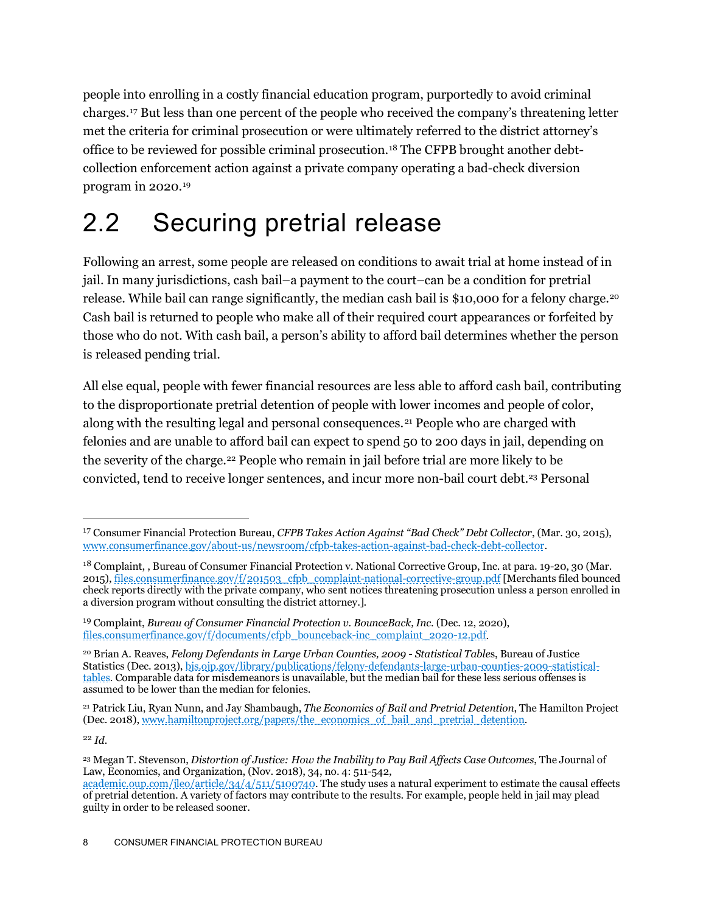people into enrolling in a costly financial education program, purportedly to avoid criminal charges.[17] But less than one percent of the people who received the company's threatening letter met the criteria for criminal prosecution or were ultimately referred to the district attorney's office to be reviewed for possible criminal prosecution.[18] The CFPB brought another debt-collection enforcement action against a private company operating a bad-check diversion program in 2020.[19]

## 2.2 Securing pretrial release

Following an arrest, some people are released on conditions to await trial at home instead of in jail. In many jurisdictions, cash bail–a payment to the court–can be a condition for pretrial release. While bail can range significantly, the median cash bail is $10,000 for a felony charge.[20] Cash bail is returned to people who make all of their required court appearances or forfeited by those who do not. With cash bail, a person's ability to afford bail determines whether the person is released pending trial.

All else equal, people with fewer financial resources are less able to afford cash bail, contributing to the disproportionate pretrial detention of people with lower incomes and people of color, along with the resulting legal and personal consequences.[21] People who are charged with felonies and are unable to afford bail can expect to spend 50 to 200 days in jail, depending on the severity of the charge.[22] People who remain in jail before trial are more likely to be convicted, tend to receive longer sentences, and incur more non-bail court debt.[23] Personal

---

[17] Consumer Financial Protection Bureau, *CFPB Takes Action Against "Bad Check" Debt Collector*, (Mar. 30, 2015), www.consumerfinance.gov/about-us/newsroom/cfpb-takes-action-against-bad-check-debt-collector.

[18] Complaint, , Bureau of Consumer Financial Protection v. National Corrective Group, Inc. at para. 19-20, 30 (Mar. 2015), files.consumerfinance.gov/f/201503_cfpb_complaint-national-corrective-group.pdf [Merchants filed bounced check reports directly with the private company, who sent notices threatening prosecution unless a person enrolled in a diversion program without consulting the district attorney.].

[19] Complaint, *Bureau of Consumer Financial Protection v. BounceBack, Inc.* (Dec. 12, 2020), files.consumerfinance.gov/f/documents/cfpb_bounceback-inc_complaint_2020-12.pdf.

[20] Brian A. Reaves, *Felony Defendants in Large Urban Counties, 2009 - Statistical Table*s, Bureau of Justice Statistics (Dec. 2013), bjs.ojp.gov/library/publications/felony-defendants-large-urban-counties-2009-statistical-tables. Comparable data for misdemeanors is unavailable, but the median bail for these less serious offenses is assumed to be lower than the median for felonies.

[21] Patrick Liu, Ryan Nunn, and Jay Shambaugh, *The Economics of Bail and Pretrial Detention*, The Hamilton Project (Dec. 2018), www.hamiltonproject.org/papers/the_economics_of_bail_and_pretrial_detention.

[22] *Id.*

[23] Megan T. Stevenson, *Distortion of Justice: How the Inability to Pay Bail Affects Case Outcomes*, The Journal of Law, Economics, and Organization, (Nov. 2018), 34, no. 4: 511-542, academic.oup.com/jleo/article/34/4/511/5100740. The study uses a natural experiment to estimate the causal effects of pretrial detention. A variety of factors may contribute to the results. For example, people held in jail may plead guilty in order to be released sooner.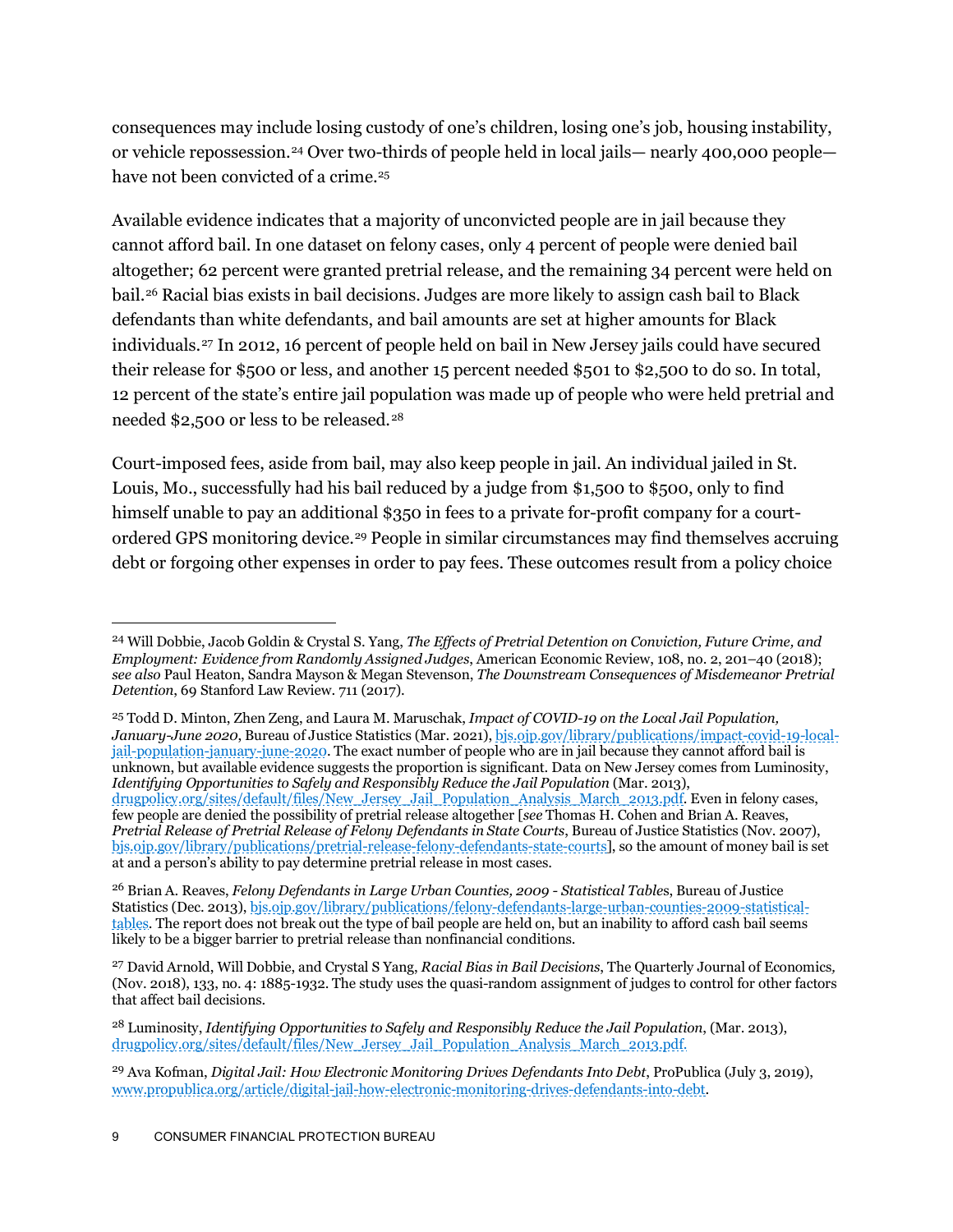consequences may include losing custody of one's children, losing one's job, housing instability, or vehicle repossession.[24] Over two-thirds of people held in local jails— nearly 400,000 people— have not been convicted of a crime.[25]

Available evidence indicates that a majority of unconvicted people are in jail because they cannot afford bail. In one dataset on felony cases, only 4 percent of people were denied bail altogether; 62 percent were granted pretrial release, and the remaining 34 percent were held on bail.[26] Racial bias exists in bail decisions. Judges are more likely to assign cash bail to Black defendants than white defendants, and bail amounts are set at higher amounts for Black individuals.[27] In 2012, 16 percent of people held on bail in New Jersey jails could have secured their release for $500 or less, and another 15 percent needed $501 to $2,500 to do so. In total, 12 percent of the state's entire jail population was made up of people who were held pretrial and needed $2,500 or less to be released.[28]

Court-imposed fees, aside from bail, may also keep people in jail. An individual jailed in St. Louis, Mo., successfully had his bail reduced by a judge from $1,500 to $500, only to find himself unable to pay an additional $350 in fees to a private for-profit company for a court-ordered GPS monitoring device.[29] People in similar circumstances may find themselves accruing debt or forgoing other expenses in order to pay fees. These outcomes result from a policy choice

---

[24] Will Dobbie, Jacob Goldin & Crystal S. Yang, *The Effects of Pretrial Detention on Conviction, Future Crime, and Employment: Evidence from Randomly Assigned Judges*, American Economic Review, 108, no. 2, 201–40 (2018); *see also* Paul Heaton, Sandra Mayson & Megan Stevenson, *The Downstream Consequences of Misdemeanor Pretrial Detention*, 69 Stanford Law Review. 711 (2017).

[25] Todd D. Minton, Zhen Zeng, and Laura M. Maruschak, *Impact of COVID-19 on the Local Jail Population, January-June 2020*, Bureau of Justice Statistics (Mar. 2021), bjs.ojp.gov/library/publications/impact-covid-19-local-jail-population-january-june-2020. The exact number of people who are in jail because they cannot afford bail is unknown, but available evidence suggests the proportion is significant. Data on New Jersey comes from Luminosity, *Identifying Opportunities to Safely and Responsibly Reduce the Jail Population* (Mar. 2013), drugpolicy.org/sites/default/files/New_Jersey_Jail_Population_Analysis_March_2013.pdf. Even in felony cases, few people are denied the possibility of pretrial release altogether [*see* Thomas H. Cohen and Brian A. Reaves, *Pretrial Release of Pretrial Release of Felony Defendants in State Courts*, Bureau of Justice Statistics (Nov. 2007), bjs.ojp.gov/library/publications/pretrial-release-felony-defendants-state-courts], so the amount of money bail is set at and a person's ability to pay determine pretrial release in most cases.

[26] Brian A. Reaves, *Felony Defendants in Large Urban Counties, 2009 - Statistical Tables*, Bureau of Justice Statistics (Dec. 2013), bjs.ojp.gov/library/publications/felony-defendants-large-urban-counties-2009-statistical-tables. The report does not break out the type of bail people are held on, but an inability to afford cash bail seems likely to be a bigger barrier to pretrial release than nonfinancial conditions.

[27] David Arnold, Will Dobbie, and Crystal S Yang, *Racial Bias in Bail Decisions*, The Quarterly Journal of Economics, (Nov. 2018), 133, no. 4: 1885-1932. The study uses the quasi-random assignment of judges to control for other factors that affect bail decisions.

[28] Luminosity, *Identifying Opportunities to Safely and Responsibly Reduce the Jail Population*, (Mar. 2013), drugpolicy.org/sites/default/files/New_Jersey_Jail_Population_Analysis_March_2013.pdf.

[29] Ava Kofman, *Digital Jail: How Electronic Monitoring Drives Defendants Into Debt*, ProPublica (July 3, 2019), www.propublica.org/article/digital-jail-how-electronic-monitoring-drives-defendants-into-debt.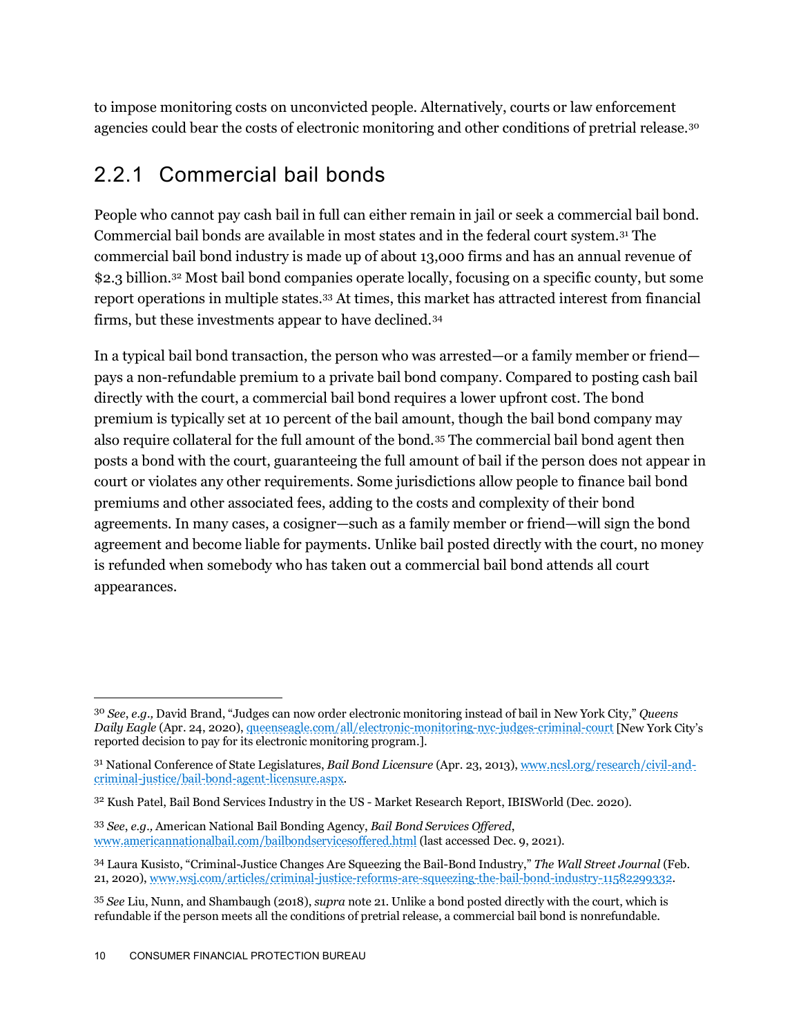to impose monitoring costs on unconvicted people. Alternatively, courts or law enforcement agencies could bear the costs of electronic monitoring and other conditions of pretrial release.[30]

## 2.2.1 Commercial bail bonds

People who cannot pay cash bail in full can either remain in jail or seek a commercial bail bond. Commercial bail bonds are available in most states and in the federal court system.[31] The commercial bail bond industry is made up of about 13,000 firms and has an annual revenue of $2.3 billion.[32] Most bail bond companies operate locally, focusing on a specific county, but some report operations in multiple states.[33] At times, this market has attracted interest from financial firms, but these investments appear to have declined.[34]

In a typical bail bond transaction, the person who was arrested—or a family member or friend—pays a non-refundable premium to a private bail bond company. Compared to posting cash bail directly with the court, a commercial bail bond requires a lower upfront cost. The bond premium is typically set at 10 percent of the bail amount, though the bail bond company may also require collateral for the full amount of the bond.[35] The commercial bail bond agent then posts a bond with the court, guaranteeing the full amount of bail if the person does not appear in court or violates any other requirements. Some jurisdictions allow people to finance bail bond premiums and other associated fees, adding to the costs and complexity of their bond agreements. In many cases, a cosigner—such as a family member or friend—will sign the bond agreement and become liable for payments. Unlike bail posted directly with the court, no money is refunded when somebody who has taken out a commercial bail bond attends all court appearances.

---

[30] *See, e.g.,* David Brand, "Judges can now order electronic monitoring instead of bail in New York City," *Queens Daily Eagle* (Apr. 24, 2020), queenseagle.com/all/electronic-monitoring-nyc-judges-criminal-court [New York City's reported decision to pay for its electronic monitoring program.].

[31] National Conference of State Legislatures, *Bail Bond Licensure* (Apr. 23, 2013), www.ncsl.org/research/civil-and-criminal-justice/bail-bond-agent-licensure.aspx.

[32] Kush Patel, Bail Bond Services Industry in the US - Market Research Report, IBISWorld (Dec. 2020).

[33] *See, e.g.,* American National Bail Bonding Agency, *Bail Bond Services Offered*, www.americannationalbail.com/bailbondservicesoffered.html (last accessed Dec. 9, 2021).

[34] Laura Kusisto, "Criminal-Justice Changes Are Squeezing the Bail-Bond Industry," *The Wall Street Journal* (Feb. 21, 2020), www.wsj.com/articles/criminal-justice-reforms-are-squeezing-the-bail-bond-industry-11582299332.

[35] *See* Liu, Nunn, and Shambaugh (2018), *supra* note 21. Unlike a bond posted directly with the court, which is refundable if the person meets all the conditions of pretrial release, a commercial bail bond is nonrefundable.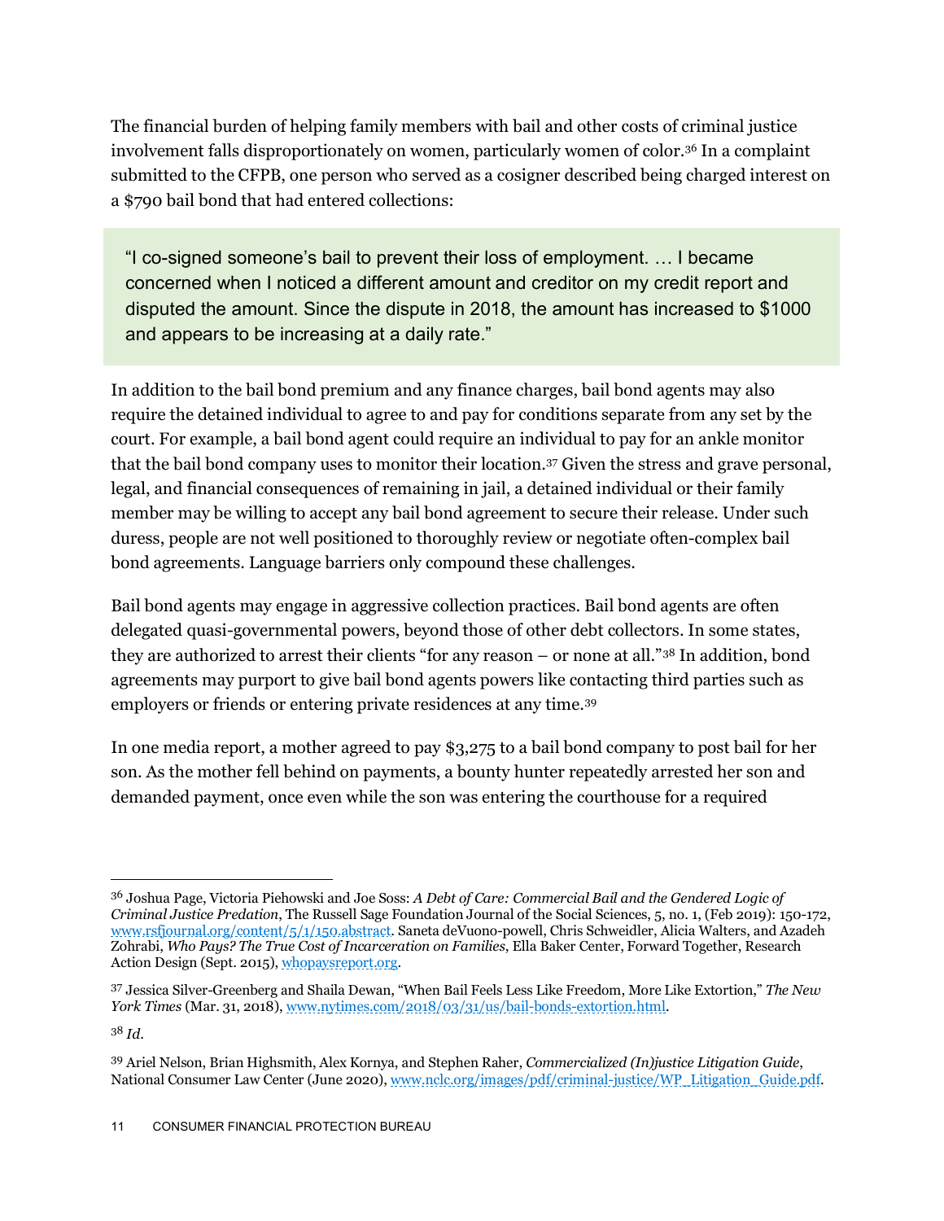The financial burden of helping family members with bail and other costs of criminal justice involvement falls disproportionately on women, particularly women of color.[36] In a complaint submitted to the CFPB, one person who served as a cosigner described being charged interest on a $790 bail bond that had entered collections:

> "I co-signed someone's bail to prevent their loss of employment. … I became concerned when I noticed a different amount and creditor on my credit report and disputed the amount. Since the dispute in 2018, the amount has increased to $1000 and appears to be increasing at a daily rate."

In addition to the bail bond premium and any finance charges, bail bond agents may also require the detained individual to agree to and pay for conditions separate from any set by the court. For example, a bail bond agent could require an individual to pay for an ankle monitor that the bail bond company uses to monitor their location.[37] Given the stress and grave personal, legal, and financial consequences of remaining in jail, a detained individual or their family member may be willing to accept any bail bond agreement to secure their release. Under such duress, people are not well positioned to thoroughly review or negotiate often-complex bail bond agreements. Language barriers only compound these challenges.

Bail bond agents may engage in aggressive collection practices. Bail bond agents are often delegated quasi-governmental powers, beyond those of other debt collectors. In some states, they are authorized to arrest their clients "for any reason – or none at all."[38] In addition, bond agreements may purport to give bail bond agents powers like contacting third parties such as employers or friends or entering private residences at any time.[39]

In one media report, a mother agreed to pay $3,275 to a bail bond company to post bail for her son. As the mother fell behind on payments, a bounty hunter repeatedly arrested her son and demanded payment, once even while the son was entering the courthouse for a required

---

[36] Joshua Page, Victoria Piehowski and Joe Soss: *A Debt of Care: Commercial Bail and the Gendered Logic of Criminal Justice Predation*, The Russell Sage Foundation Journal of the Social Sciences, 5, no. 1, (Feb 2019): 150-172, www.rsfjournal.org/content/5/1/150.abstract. Saneta deVuono-powell, Chris Schweidler, Alicia Walters, and Azadeh Zohrabi, *Who Pays? The True Cost of Incarceration on Families*, Ella Baker Center, Forward Together, Research Action Design (Sept. 2015), whopaysreport.org.

[37] Jessica Silver-Greenberg and Shaila Dewan, "When Bail Feels Less Like Freedom, More Like Extortion," *The New York Times* (Mar. 31, 2018), www.nytimes.com/2018/03/31/us/bail-bonds-extortion.html.

[38] *Id.*

[39] Ariel Nelson, Brian Highsmith, Alex Kornya, and Stephen Raher, *Commercialized (In)justice Litigation Guide*, National Consumer Law Center (June 2020), www.nclc.org/images/pdf/criminal-justice/WP_Litigation_Guide.pdf.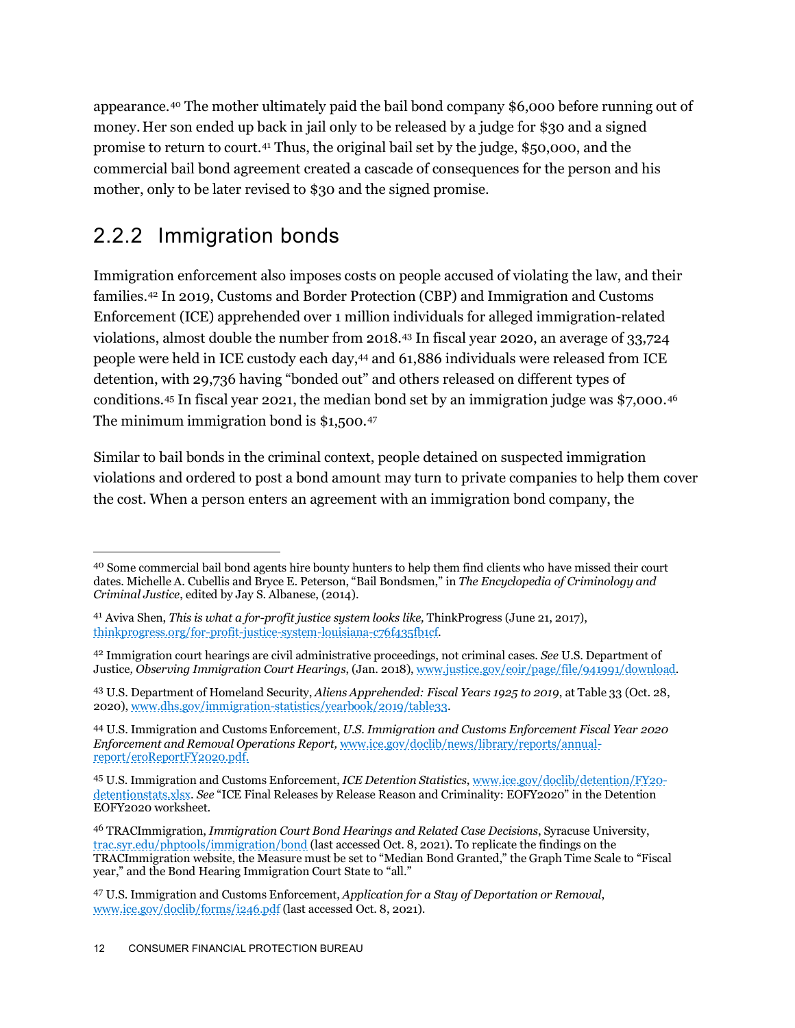appearance.[40] The mother ultimately paid the bail bond company $6,000 before running out of money. Her son ended up back in jail only to be released by a judge for $30 and a signed promise to return to court.[41] Thus, the original bail set by the judge, $50,000, and the commercial bail bond agreement created a cascade of consequences for the person and his mother, only to be later revised to $30 and the signed promise.

### 2.2.2 Immigration bonds

Immigration enforcement also imposes costs on people accused of violating the law, and their families.[42] In 2019, Customs and Border Protection (CBP) and Immigration and Customs Enforcement (ICE) apprehended over 1 million individuals for alleged immigration-related violations, almost double the number from 2018.[43] In fiscal year 2020, an average of 33,724 people were held in ICE custody each day,[44] and 61,886 individuals were released from ICE detention, with 29,736 having "bonded out" and others released on different types of conditions.[45] In fiscal year 2021, the median bond set by an immigration judge was $7,000.[46] The minimum immigration bond is $1,500.[47]

Similar to bail bonds in the criminal context, people detained on suspected immigration violations and ordered to post a bond amount may turn to private companies to help them cover the cost. When a person enters an agreement with an immigration bond company, the

---

[40] Some commercial bail bond agents hire bounty hunters to help them find clients who have missed their court dates. Michelle A. Cubellis and Bryce E. Peterson, "Bail Bondsmen," in *The Encyclopedia of Criminology and Criminal Justice*, edited by Jay S. Albanese, (2014).

[41] Aviva Shen, *This is what a for-profit justice system looks like,* ThinkProgress (June 21, 2017), thinkprogress.org/for-profit-justice-system-louisiana-c76f435fb1cf.

[42] Immigration court hearings are civil administrative proceedings, not criminal cases. *See* U.S. Department of Justice*, Observing Immigration Court Hearings*, (Jan. 2018), www.justice.gov/eoir/page/file/941991/download.

[43] U.S. Department of Homeland Security, *Aliens Apprehended: Fiscal Years 1925 to 2019*, at Table 33 (Oct. 28, 2020), www.dhs.gov/immigration-statistics/yearbook/2019/table33.

[44] U.S. Immigration and Customs Enforcement, *U.S. Immigration and Customs Enforcement Fiscal Year 2020 Enforcement and Removal Operations Report,* www.ice.gov/doclib/news/library/reports/annual-report/eroReportFY2020.pdf.

[45] U.S. Immigration and Customs Enforcement, *ICE Detention Statistics*, www.ice.gov/doclib/detention/FY20-detentionstats.xlsx. *See* "ICE Final Releases by Release Reason and Criminality: EOFY2020" in the Detention EOFY2020 worksheet.

[46] TRACImmigration, *Immigration Court Bond Hearings and Related Case Decisions*, Syracuse University, trac.syr.edu/phptools/immigration/bond (last accessed Oct. 8, 2021). To replicate the findings on the TRACImmigration website, the Measure must be set to "Median Bond Granted," the Graph Time Scale to "Fiscal year," and the Bond Hearing Immigration Court State to "all."

[47] U.S. Immigration and Customs Enforcement, *Application for a Stay of Deportation or Removal*, www.ice.gov/doclib/forms/i246.pdf (last accessed Oct. 8, 2021).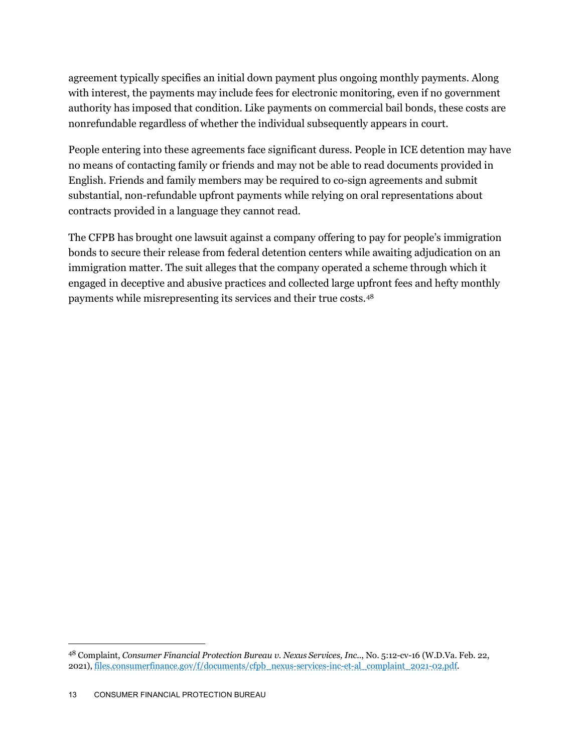agreement typically specifies an initial down payment plus ongoing monthly payments. Along with interest, the payments may include fees for electronic monitoring, even if no government authority has imposed that condition. Like payments on commercial bail bonds, these costs are nonrefundable regardless of whether the individual subsequently appears in court.

People entering into these agreements face significant duress. People in ICE detention may have no means of contacting family or friends and may not be able to read documents provided in English. Friends and family members may be required to co-sign agreements and submit substantial, non-refundable upfront payments while relying on oral representations about contracts provided in a language they cannot read.

The CFPB has brought one lawsuit against a company offering to pay for people's immigration bonds to secure their release from federal detention centers while awaiting adjudication on an immigration matter. The suit alleges that the company operated a scheme through which it engaged in deceptive and abusive practices and collected large upfront fees and hefty monthly payments while misrepresenting its services and their true costs.[48]

---

[48] Complaint, *Consumer Financial Protection Bureau v. Nexus Services, Inc.*., No. 5:12-cv-16 (W.D.Va. Feb. 22, 2021), [files.consumerfinance.gov/f/documents/cfpb_nexus-services-inc-et-al_complaint_2021-02.pdf](https://files.consumerfinance.gov/f/documents/cfpb_nexus-services-inc-et-al_complaint_2021-02.pdf).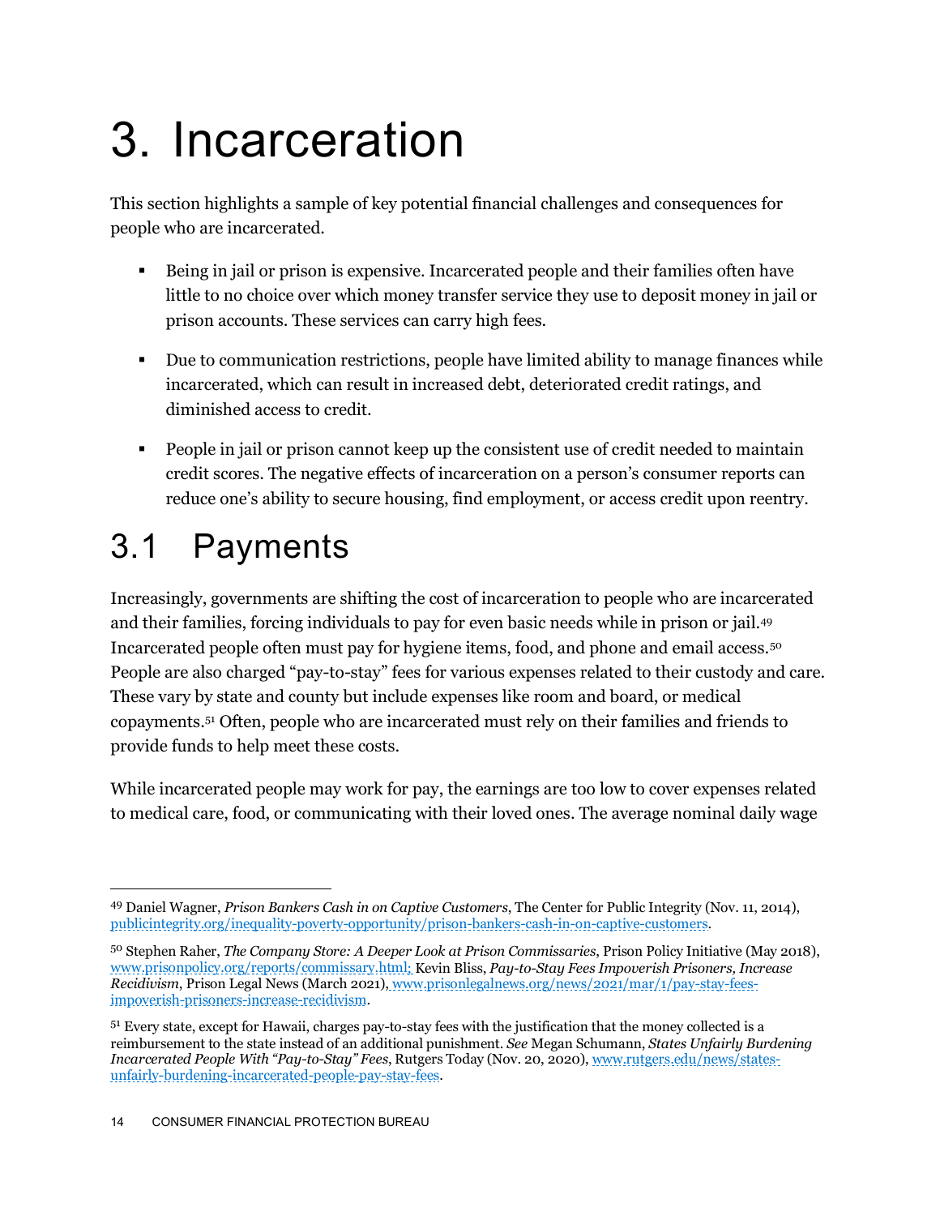# 3. Incarceration

This section highlights a sample of key potential financial challenges and consequences for people who are incarcerated.

- Being in jail or prison is expensive. Incarcerated people and their families often have little to no choice over which money transfer service they use to deposit money in jail or prison accounts. These services can carry high fees.
- Due to communication restrictions, people have limited ability to manage finances while incarcerated, which can result in increased debt, deteriorated credit ratings, and diminished access to credit.
- People in jail or prison cannot keep up the consistent use of credit needed to maintain credit scores. The negative effects of incarceration on a person's consumer reports can reduce one's ability to secure housing, find employment, or access credit upon reentry.

## 3.1 Payments

Increasingly, governments are shifting the cost of incarceration to people who are incarcerated and their families, forcing individuals to pay for even basic needs while in prison or jail.[49] Incarcerated people often must pay for hygiene items, food, and phone and email access.[50] People are also charged "pay-to-stay" fees for various expenses related to their custody and care. These vary by state and county but include expenses like room and board, or medical copayments.[51] Often, people who are incarcerated must rely on their families and friends to provide funds to help meet these costs.

While incarcerated people may work for pay, the earnings are too low to cover expenses related to medical care, food, or communicating with their loved ones. The average nominal daily wage

---

[49] Daniel Wagner, *Prison Bankers Cash in on Captive Customers*, The Center for Public Integrity (Nov. 11, 2014), publicintegrity.org/inequality-poverty-opportunity/prison-bankers-cash-in-on-captive-customers.

[50] Stephen Raher, *The Company Store: A Deeper Look at Prison Commissaries*, Prison Policy Initiative (May 2018), www.prisonpolicy.org/reports/commissary.html; Kevin Bliss, *Pay-to-Stay Fees Impoverish Prisoners, Increase Recidivism*, Prison Legal News (March 2021), www.prisonlegalnews.org/news/2021/mar/1/pay-stay-fees-impoverish-prisoners-increase-recidivism.

[51] Every state, except for Hawaii, charges pay-to-stay fees with the justification that the money collected is a reimbursement to the state instead of an additional punishment. *See* Megan Schumann, *States Unfairly Burdening Incarcerated People With "Pay-to-Stay" Fees*, Rutgers Today (Nov. 20, 2020), www.rutgers.edu/news/states-unfairly-burdening-incarcerated-people-pay-stay-fees.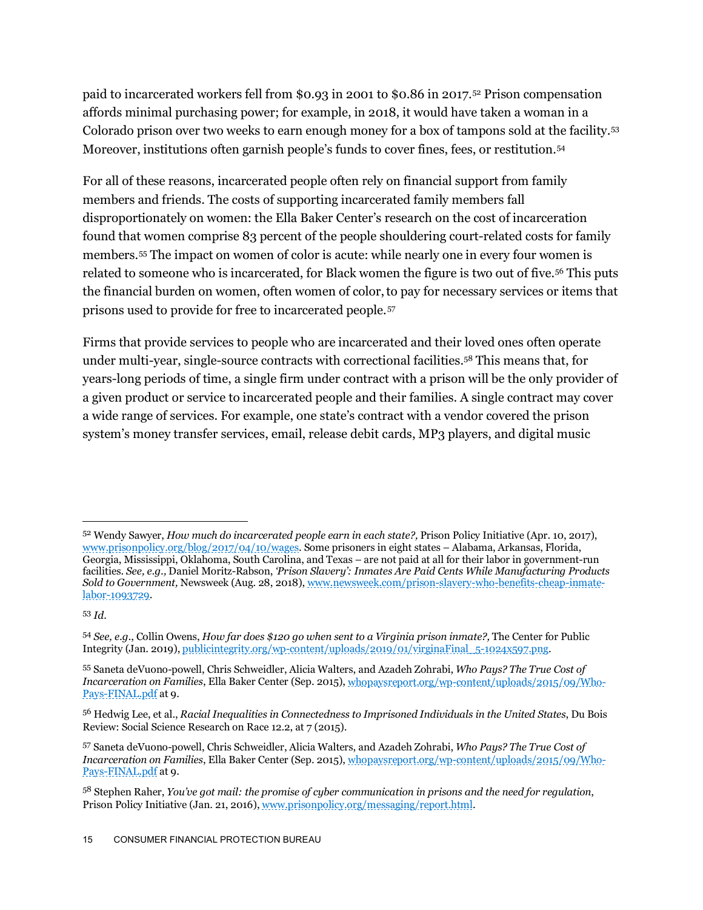paid to incarcerated workers fell from $0.93 in 2001 to $0.86 in 2017.[52] Prison compensation affords minimal purchasing power; for example, in 2018, it would have taken a woman in a Colorado prison over two weeks to earn enough money for a box of tampons sold at the facility.[53] Moreover, institutions often garnish people's funds to cover fines, fees, or restitution.[54]

For all of these reasons, incarcerated people often rely on financial support from family members and friends. The costs of supporting incarcerated family members fall disproportionately on women: the Ella Baker Center's research on the cost of incarceration found that women comprise 83 percent of the people shouldering court-related costs for family members.[55] The impact on women of color is acute: while nearly one in every four women is related to someone who is incarcerated, for Black women the figure is two out of five.[56] This puts the financial burden on women, often women of color, to pay for necessary services or items that prisons used to provide for free to incarcerated people.[57]

Firms that provide services to people who are incarcerated and their loved ones often operate under multi-year, single-source contracts with correctional facilities.[58] This means that, for years-long periods of time, a single firm under contract with a prison will be the only provider of a given product or service to incarcerated people and their families. A single contract may cover a wide range of services. For example, one state's contract with a vendor covered the prison system's money transfer services, email, release debit cards, MP3 players, and digital music

---

[52] Wendy Sawyer, *How much do incarcerated people earn in each state?,* Prison Policy Initiative (Apr. 10, 2017), www.prisonpolicy.org/blog/2017/04/10/wages. Some prisoners in eight states – Alabama, Arkansas, Florida, Georgia, Mississippi, Oklahoma, South Carolina, and Texas – are not paid at all for their labor in government-run facilities. *See, e.g.,* Daniel Moritz-Rabson, *'Prison Slavery': Inmates Are Paid Cents While Manufacturing Products Sold to Government,* Newsweek (Aug. 28, 2018), www.newsweek.com/prison-slavery-who-benefits-cheap-inmate-labor-1093729.

[53] *Id.*

[54] *See, e.g.*, Collin Owens, *How far does $120 go when sent to a Virginia prison inmate?,* The Center for Public Integrity (Jan. 2019), publicintegrity.org/wp-content/uploads/2019/01/virginaFinal_5-1024x597.png.

[55] Saneta deVuono-powell, Chris Schweidler, Alicia Walters, and Azadeh Zohrabi, *Who Pays? The True Cost of Incarceration on Families*, Ella Baker Center (Sep. 2015), whopaysreport.org/wp-content/uploads/2015/09/Who-Pays-FINAL.pdf at 9.

[56] Hedwig Lee, et al., *Racial Inequalities in Connectedness to Imprisoned Individuals in the United States*, Du Bois Review: Social Science Research on Race 12.2, at 7 (2015).

[57] Saneta deVuono-powell, Chris Schweidler, Alicia Walters, and Azadeh Zohrabi, *Who Pays? The True Cost of Incarceration on Families*, Ella Baker Center (Sep. 2015), whopaysreport.org/wp-content/uploads/2015/09/Who-Pays-FINAL.pdf at 9.

[58] Stephen Raher, *You've got mail: the promise of cyber communication in prisons and the need for regulation*, Prison Policy Initiative (Jan. 21, 2016), www.prisonpolicy.org/messaging/report.html.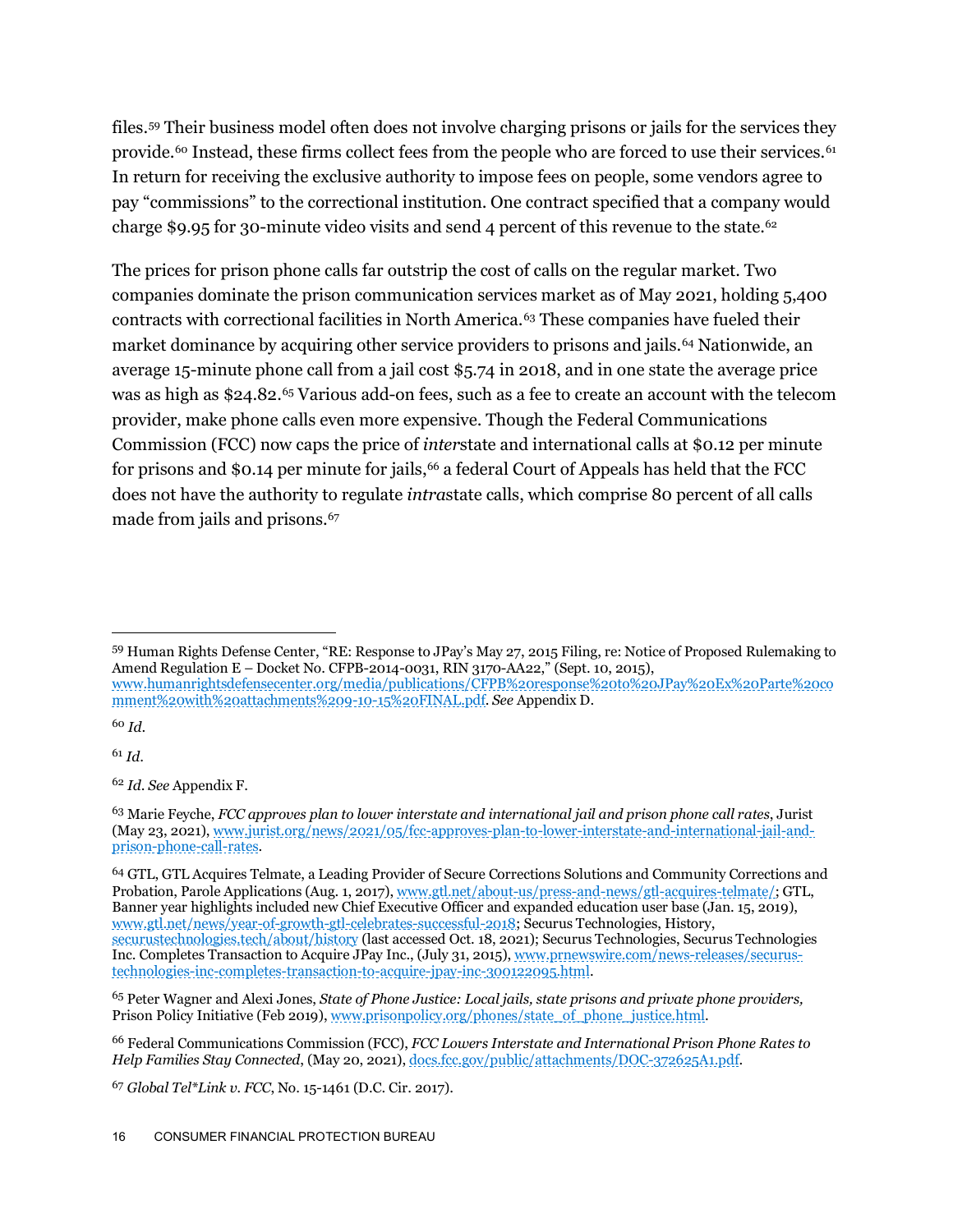files.[59] Their business model often does not involve charging prisons or jails for the services they provide.[60] Instead, these firms collect fees from the people who are forced to use their services.[61] In return for receiving the exclusive authority to impose fees on people, some vendors agree to pay "commissions" to the correctional institution. One contract specified that a company would charge $9.95 for 30-minute video visits and send 4 percent of this revenue to the state.[62]

The prices for prison phone calls far outstrip the cost of calls on the regular market. Two companies dominate the prison communication services market as of May 2021, holding 5,400 contracts with correctional facilities in North America.[63] These companies have fueled their market dominance by acquiring other service providers to prisons and jails.[64] Nationwide, an average 15-minute phone call from a jail cost $5.74 in 2018, and in one state the average price was as high as $24.82.[65] Various add-on fees, such as a fee to create an account with the telecom provider, make phone calls even more expensive. Though the Federal Communications Commission (FCC) now caps the price of *inter*state and international calls at $0.12 per minute for prisons and $0.14 per minute for jails,[66] a federal Court of Appeals has held that the FCC does not have the authority to regulate *intra*state calls, which comprise 80 percent of all calls made from jails and prisons.[67]

---

[59] Human Rights Defense Center, "RE: Response to JPay's May 27, 2015 Filing, re: Notice of Proposed Rulemaking to Amend Regulation E – Docket No. CFPB-2014-0031, RIN 3170-AA22," (Sept. 10, 2015), www.humanrightsdefensecenter.org/media/publications/CFPB%20response%20to%20JPay%20Ex%20Parte%20comment%20with%20attachments%209-10-15%20FINAL.pdf. *See* Appendix D.

[60] *Id.*

[61] *Id.*

[62] *Id. See* Appendix F.

[63] Marie Feyche, *FCC approves plan to lower interstate and international jail and prison phone call rates*, Jurist (May 23, 2021), www.jurist.org/news/2021/05/fcc-approves-plan-to-lower-interstate-and-international-jail-and-prison-phone-call-rates.

[64] GTL, GTL Acquires Telmate, a Leading Provider of Secure Corrections Solutions and Community Corrections and Probation, Parole Applications (Aug. 1, 2017), www.gtl.net/about-us/press-and-news/gtl-acquires-telmate/; GTL, Banner year highlights included new Chief Executive Officer and expanded education user base (Jan. 15, 2019), www.gtl.net/news/year-of-growth-gtl-celebrates-successful-2018; Securus Technologies, History, securustechnologies.tech/about/history (last accessed Oct. 18, 2021); Securus Technologies, Securus Technologies Inc. Completes Transaction to Acquire JPay Inc., (July 31, 2015), www.prnewswire.com/news-releases/securus-technologies-inc-completes-transaction-to-acquire-jpay-inc-300122095.html.

[65] Peter Wagner and Alexi Jones, *State of Phone Justice: Local jails, state prisons and private phone providers,* Prison Policy Initiative (Feb 2019), www.prisonpolicy.org/phones/state_of_phone_justice.html.

[66] Federal Communications Commission (FCC), *FCC Lowers Interstate and International Prison Phone Rates to Help Families Stay Connected*, (May 20, 2021), docs.fcc.gov/public/attachments/DOC-372625A1.pdf.

[67] *Global Tel*Link v. FCC*, No. 15-1461 (D.C. Cir. 2017).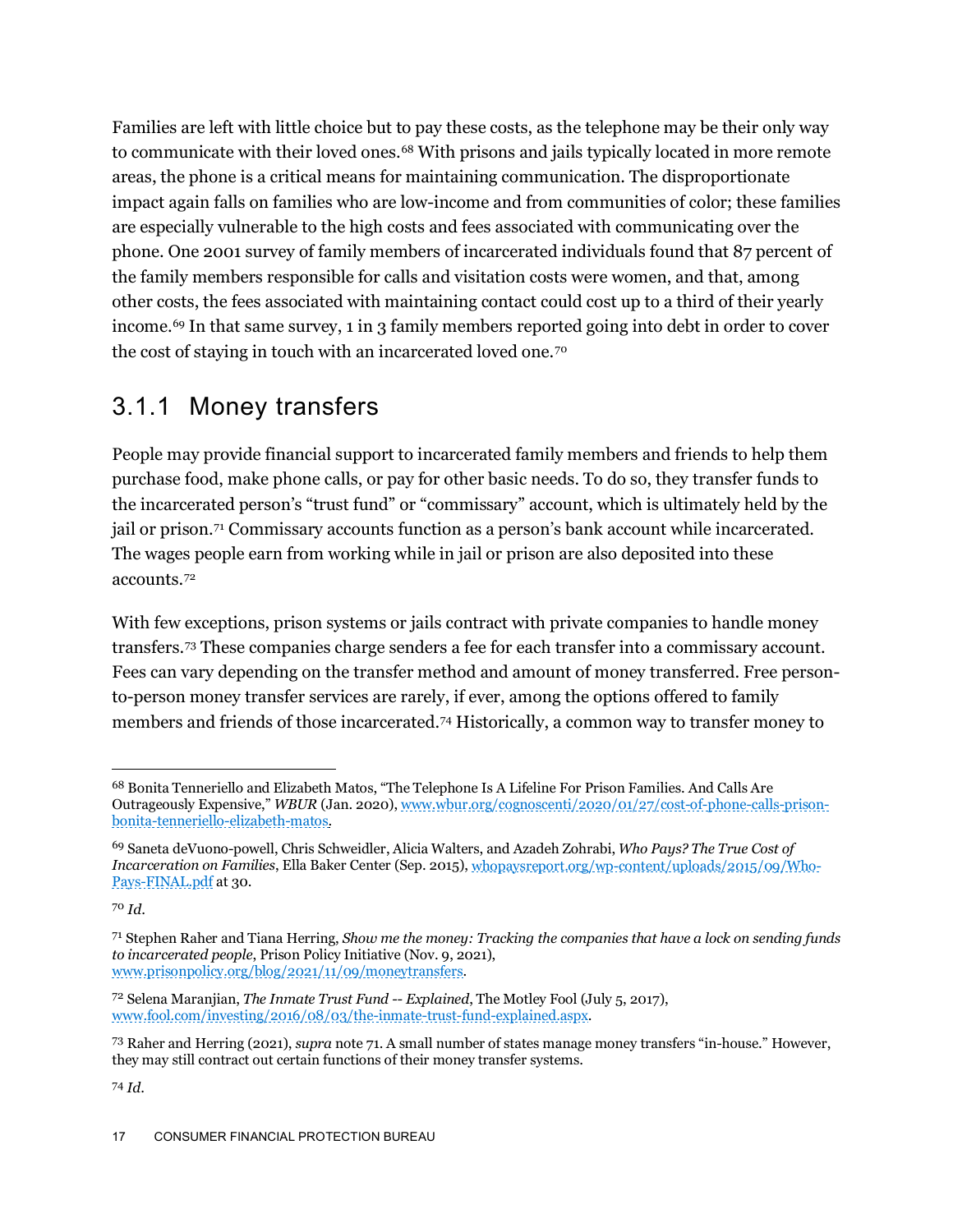Families are left with little choice but to pay these costs, as the telephone may be their only way to communicate with their loved ones.[68] With prisons and jails typically located in more remote areas, the phone is a critical means for maintaining communication. The disproportionate impact again falls on families who are low-income and from communities of color; these families are especially vulnerable to the high costs and fees associated with communicating over the phone. One 2001 survey of family members of incarcerated individuals found that 87 percent of the family members responsible for calls and visitation costs were women, and that, among other costs, the fees associated with maintaining contact could cost up to a third of their yearly income.[69] In that same survey, 1 in 3 family members reported going into debt in order to cover the cost of staying in touch with an incarcerated loved one.[70]

### 3.1.1 Money transfers

People may provide financial support to incarcerated family members and friends to help them purchase food, make phone calls, or pay for other basic needs. To do so, they transfer funds to the incarcerated person's "trust fund" or "commissary" account, which is ultimately held by the jail or prison.[71] Commissary accounts function as a person's bank account while incarcerated. The wages people earn from working while in jail or prison are also deposited into these accounts.[72]

With few exceptions, prison systems or jails contract with private companies to handle money transfers.[73] These companies charge senders a fee for each transfer into a commissary account. Fees can vary depending on the transfer method and amount of money transferred. Free person-to-person money transfer services are rarely, if ever, among the options offered to family members and friends of those incarcerated.[74] Historically, a common way to transfer money to

---

[68] Bonita Tenneriello and Elizabeth Matos, "The Telephone Is A Lifeline For Prison Families. And Calls Are Outrageously Expensive," *WBUR* (Jan. 2020), www.wbur.org/cognoscenti/2020/01/27/cost-of-phone-calls-prison-bonita-tenneriello-elizabeth-matos.

[69] Saneta deVuono-powell, Chris Schweidler, Alicia Walters, and Azadeh Zohrabi, *Who Pays? The True Cost of Incarceration on Families*, Ella Baker Center (Sep. 2015), whopaysreport.org/wp-content/uploads/2015/09/Who-Pays-FINAL.pdf at 30.

[70] *Id.*

[71] Stephen Raher and Tiana Herring, *Show me the money: Tracking the companies that have a lock on sending funds to incarcerated people*, Prison Policy Initiative (Nov. 9, 2021), www.prisonpolicy.org/blog/2021/11/09/moneytransfers.

[72] Selena Maranjian, *The Inmate Trust Fund -- Explained*, The Motley Fool (July 5, 2017), www.fool.com/investing/2016/08/03/the-inmate-trust-fund-explained.aspx.

[73] Raher and Herring (2021), *supra* note 71. A small number of states manage money transfers "in-house." However, they may still contract out certain functions of their money transfer systems.

[74] *Id.*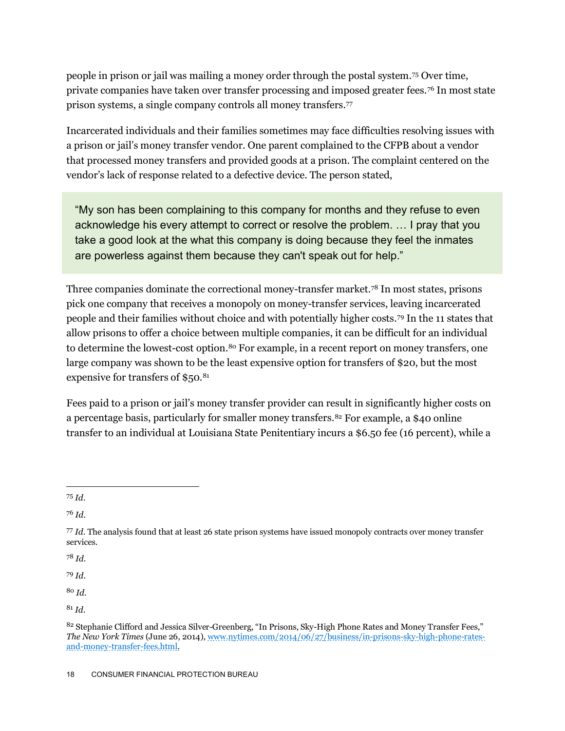people in prison or jail was mailing a money order through the postal system.[75] Over time, private companies have taken over transfer processing and imposed greater fees.[76] In most state prison systems, a single company controls all money transfers.[77]

Incarcerated individuals and their families sometimes may face difficulties resolving issues with a prison or jail's money transfer vendor. One parent complained to the CFPB about a vendor that processed money transfers and provided goods at a prison. The complaint centered on the vendor's lack of response related to a defective device. The person stated,

> "My son has been complaining to this company for months and they refuse to even acknowledge his every attempt to correct or resolve the problem. … I pray that you take a good look at the what this company is doing because they feel the inmates are powerless against them because they can't speak out for help."

Three companies dominate the correctional money-transfer market.[78] In most states, prisons pick one company that receives a monopoly on money-transfer services, leaving incarcerated people and their families without choice and with potentially higher costs.[79] In the 11 states that allow prisons to offer a choice between multiple companies, it can be difficult for an individual to determine the lowest-cost option.[80] For example, in a recent report on money transfers, one large company was shown to be the least expensive option for transfers of $20, but the most expensive for transfers of $50.[81]

Fees paid to a prison or jail's money transfer provider can result in significantly higher costs on a percentage basis, particularly for smaller money transfers.[82] For example, a $40 online transfer to an individual at Louisiana State Penitentiary incurs a $6.50 fee (16 percent), while a

---

[75] *Id.*

[76] *Id.*

[77] *Id.* The analysis found that at least 26 state prison systems have issued monopoly contracts over money transfer services.

[78] *Id.*

[79] *Id.*

[80] *Id.*

[81] *Id.*

[82] Stephanie Clifford and Jessica Silver-Greenberg, "In Prisons, Sky-High Phone Rates and Money Transfer Fees," *The New York Times* (June 26, 2014), www.nytimes.com/2014/06/27/business/in-prisons-sky-high-phone-rates-and-money-transfer-fees.html.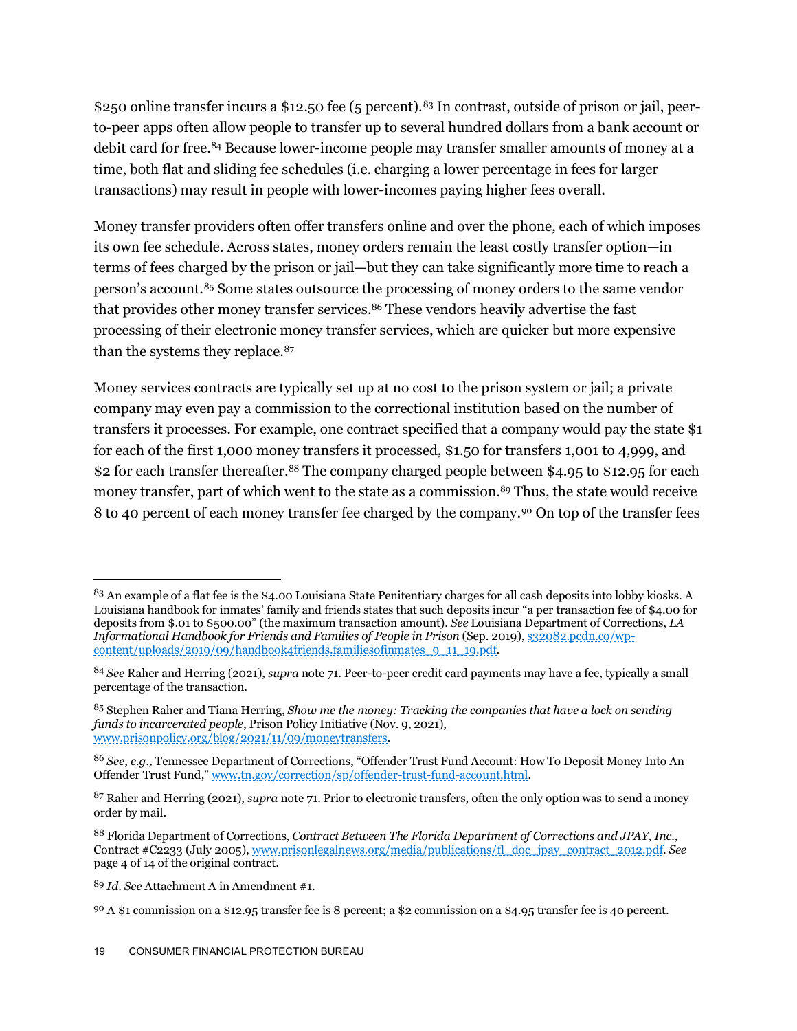$250 online transfer incurs a $12.50 fee (5 percent).[83] In contrast, outside of prison or jail, peer-to-peer apps often allow people to transfer up to several hundred dollars from a bank account or debit card for free.[84] Because lower-income people may transfer smaller amounts of money at a time, both flat and sliding fee schedules (i.e. charging a lower percentage in fees for larger transactions) may result in people with lower-incomes paying higher fees overall.

Money transfer providers often offer transfers online and over the phone, each of which imposes its own fee schedule. Across states, money orders remain the least costly transfer option—in terms of fees charged by the prison or jail—but they can take significantly more time to reach a person's account.[85] Some states outsource the processing of money orders to the same vendor that provides other money transfer services.[86] These vendors heavily advertise the fast processing of their electronic money transfer services, which are quicker but more expensive than the systems they replace.[87]

Money services contracts are typically set up at no cost to the prison system or jail; a private company may even pay a commission to the correctional institution based on the number of transfers it processes. For example, one contract specified that a company would pay the state $1 for each of the first 1,000 money transfers it processed, $1.50 for transfers 1,001 to 4,999, and $2 for each transfer thereafter.[88] The company charged people between $4.95 to $12.95 for each money transfer, part of which went to the state as a commission.[89] Thus, the state would receive 8 to 40 percent of each money transfer fee charged by the company.[90] On top of the transfer fees

---

[83] An example of a flat fee is the $4.00 Louisiana State Penitentiary charges for all cash deposits into lobby kiosks. A Louisiana handbook for inmates' family and friends states that such deposits incur "a per transaction fee of $4.00 for deposits from $.01 to $500.00" (the maximum transaction amount). *See* Louisiana Department of Corrections, *LA Informational Handbook for Friends and Families of People in Prison* (Sep. 2019), s32082.pcdn.co/wp-content/uploads/2019/09/handbook4friends.familiesofinmates_9_11_19.pdf.

[84] *See* Raher and Herring (2021), *supra* note 71. Peer-to-peer credit card payments may have a fee, typically a small percentage of the transaction.

[85] Stephen Raher and Tiana Herring, *Show me the money: Tracking the companies that have a lock on sending funds to incarcerated people*, Prison Policy Initiative (Nov. 9, 2021), www.prisonpolicy.org/blog/2021/11/09/moneytransfers.

[86] *See, e.g.,* Tennessee Department of Corrections, "Offender Trust Fund Account: How To Deposit Money Into An Offender Trust Fund," www.tn.gov/correction/sp/offender-trust-fund-account.html.

[87] Raher and Herring (2021), *supra* note 71. Prior to electronic transfers, often the only option was to send a money order by mail.

[88] Florida Department of Corrections, *Contract Between The Florida Department of Corrections and JPAY, Inc.*, Contract #C2233 (July 2005), www.prisonlegalnews.org/media/publications/fl_doc_jpay_contract_2012.pdf. *See* page 4 of 14 of the original contract.

[89] *Id*. *See* Attachment A in Amendment #1.

[90] A $1 commission on a $12.95 transfer fee is 8 percent; a $2 commission on a $4.95 transfer fee is 40 percent.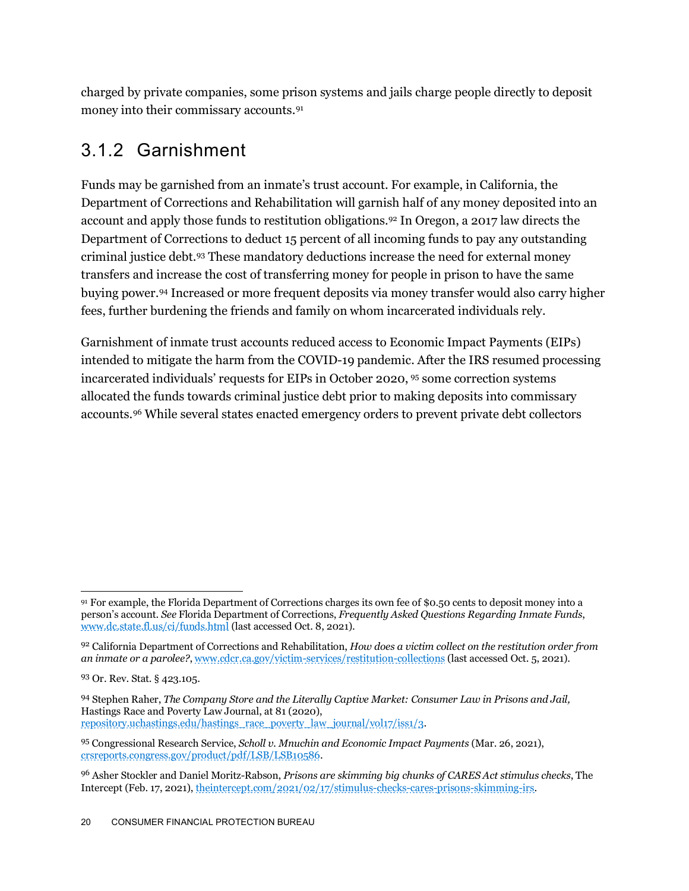charged by private companies, some prison systems and jails charge people directly to deposit money into their commissary accounts.[91]

### 3.1.2 Garnishment

Funds may be garnished from an inmate's trust account. For example, in California, the Department of Corrections and Rehabilitation will garnish half of any money deposited into an account and apply those funds to restitution obligations.[92] In Oregon, a 2017 law directs the Department of Corrections to deduct 15 percent of all incoming funds to pay any outstanding criminal justice debt.[93] These mandatory deductions increase the need for external money transfers and increase the cost of transferring money for people in prison to have the same buying power.[94] Increased or more frequent deposits via money transfer would also carry higher fees, further burdening the friends and family on whom incarcerated individuals rely.

Garnishment of inmate trust accounts reduced access to Economic Impact Payments (EIPs) intended to mitigate the harm from the COVID-19 pandemic. After the IRS resumed processing incarcerated individuals' requests for EIPs in October 2020, [95] some correction systems allocated the funds towards criminal justice debt prior to making deposits into commissary accounts.[96] While several states enacted emergency orders to prevent private debt collectors

---

[91] For example, the Florida Department of Corrections charges its own fee of $0.50 cents to deposit money into a person's account. *See* Florida Department of Corrections, *Frequently Asked Questions Regarding Inmate Funds*, www.dc.state.fl.us/ci/funds.html (last accessed Oct. 8, 2021).

[92] California Department of Corrections and Rehabilitation, *How does a victim collect on the restitution order from an inmate or a parolee?*, www.cdcr.ca.gov/victim-services/restitution-collections (last accessed Oct. 5, 2021).

[93] Or. Rev. Stat. § 423.105.

[94] Stephen Raher, *The Company Store and the Literally Captive Market: Consumer Law in Prisons and Jail,* Hastings Race and Poverty Law Journal, at 81 (2020), repository.uchastings.edu/hastings_race_poverty_law_journal/vol17/iss1/3.

[95] Congressional Research Service, *Scholl v. Mnuchin and Economic Impact Payments* (Mar. 26, 2021), crsreports.congress.gov/product/pdf/LSB/LSB10586.

[96] Asher Stockler and Daniel Moritz-Rabson, *Prisons are skimming big chunks of CARES Act stimulus checks*, The Intercept (Feb. 17, 2021), theintercept.com/2021/02/17/stimulus-checks-cares-prisons-skimming-irs.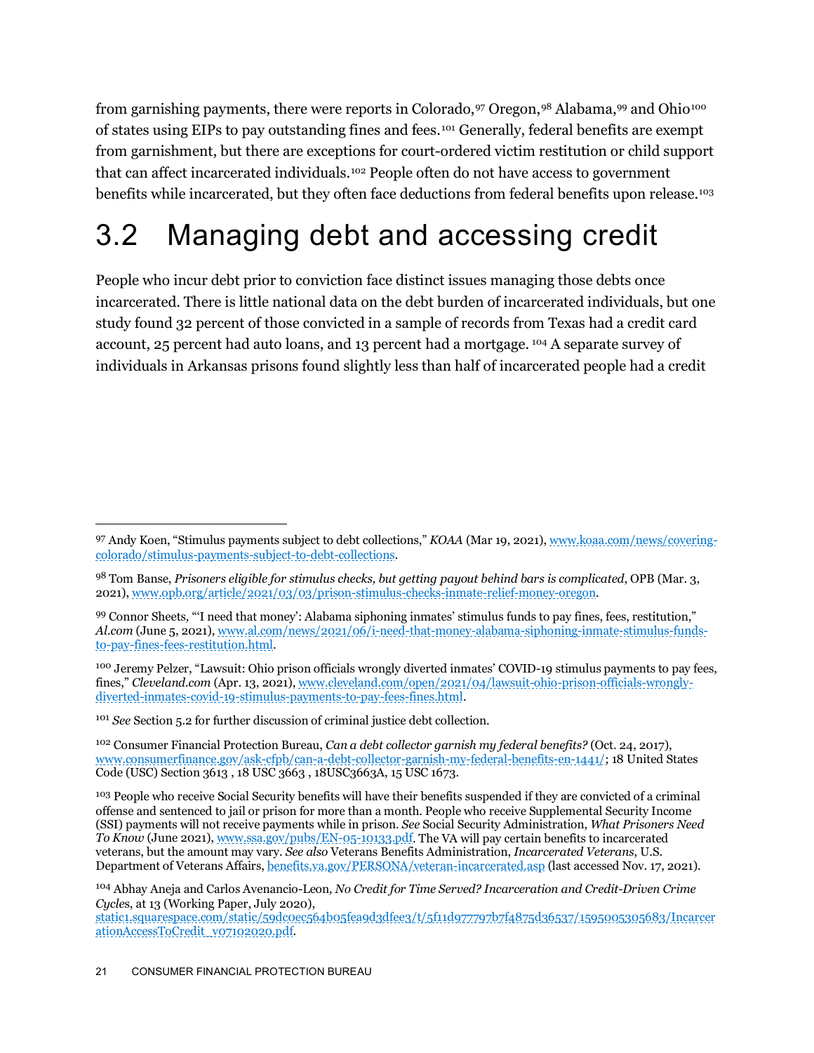from garnishing payments, there were reports in Colorado,[97] Oregon,[98] Alabama,[99] and Ohio[100] of states using EIPs to pay outstanding fines and fees.[101] Generally, federal benefits are exempt from garnishment, but there are exceptions for court-ordered victim restitution or child support that can affect incarcerated individuals.[102] People often do not have access to government benefits while incarcerated, but they often face deductions from federal benefits upon release.[103]

## 3.2 Managing debt and accessing credit

People who incur debt prior to conviction face distinct issues managing those debts once incarcerated. There is little national data on the debt burden of incarcerated individuals, but one study found 32 percent of those convicted in a sample of records from Texas had a credit card account, 25 percent had auto loans, and 13 percent had a mortgage. [104] A separate survey of individuals in Arkansas prisons found slightly less than half of incarcerated people had a credit

---

[97] Andy Koen, "Stimulus payments subject to debt collections," *KOAA* (Mar 19, 2021), www.koaa.com/news/covering-colorado/stimulus-payments-subject-to-debt-collections.

[98] Tom Banse, *Prisoners eligible for stimulus checks, but getting payout behind bars is complicated*, OPB (Mar. 3, 2021), www.opb.org/article/2021/03/03/prison-stimulus-checks-inmate-relief-money-oregon.

[99] Connor Sheets, "'I need that money': Alabama siphoning inmates' stimulus funds to pay fines, fees, restitution," *Al.com* (June 5, 2021), www.al.com/news/2021/06/i-need-that-money-alabama-siphoning-inmate-stimulus-funds-to-pay-fines-fees-restitution.html.

[100] Jeremy Pelzer, "Lawsuit: Ohio prison officials wrongly diverted inmates' COVID-19 stimulus payments to pay fees, fines," *Cleveland.com* (Apr. 13, 2021), www.cleveland.com/open/2021/04/lawsuit-ohio-prison-officials-wrongly-diverted-inmates-covid-19-stimulus-payments-to-pay-fees-fines.html.

[101] *See* Section 5.2 for further discussion of criminal justice debt collection.

[102] Consumer Financial Protection Bureau, *Can a debt collector garnish my federal benefits?* (Oct. 24, 2017), www.consumerfinance.gov/ask-cfpb/can-a-debt-collector-garnish-my-federal-benefits-en-1441/; 18 United States Code (USC) Section 3613 , 18 USC 3663 , 18USC3663A, 15 USC 1673.

[103] People who receive Social Security benefits will have their benefits suspended if they are convicted of a criminal offense and sentenced to jail or prison for more than a month. People who receive Supplemental Security Income (SSI) payments will not receive payments while in prison. *See* Social Security Administration, *What Prisoners Need To Know* (June 2021), www.ssa.gov/pubs/EN-05-10133.pdf. The VA will pay certain benefits to incarcerated veterans, but the amount may vary. *See also* Veterans Benefits Administration, *Incarcerated Veterans*, U.S. Department of Veterans Affairs, benefits.va.gov/PERSONA/veteran-incarcerated.asp (last accessed Nov. 17, 2021).

[104] Abhay Aneja and Carlos Avenancio-Leon, *No Credit for Time Served? Incarceration and Credit-Driven Crime Cycles*, at 13 (Working Paper, July 2020), static1.squarespace.com/static/59dc0ec564b05fea9d3dfee3/t/5f11d977797b7f4875d36537/1595005305683/IncarcerationAccessToCredit_v07102020.pdf.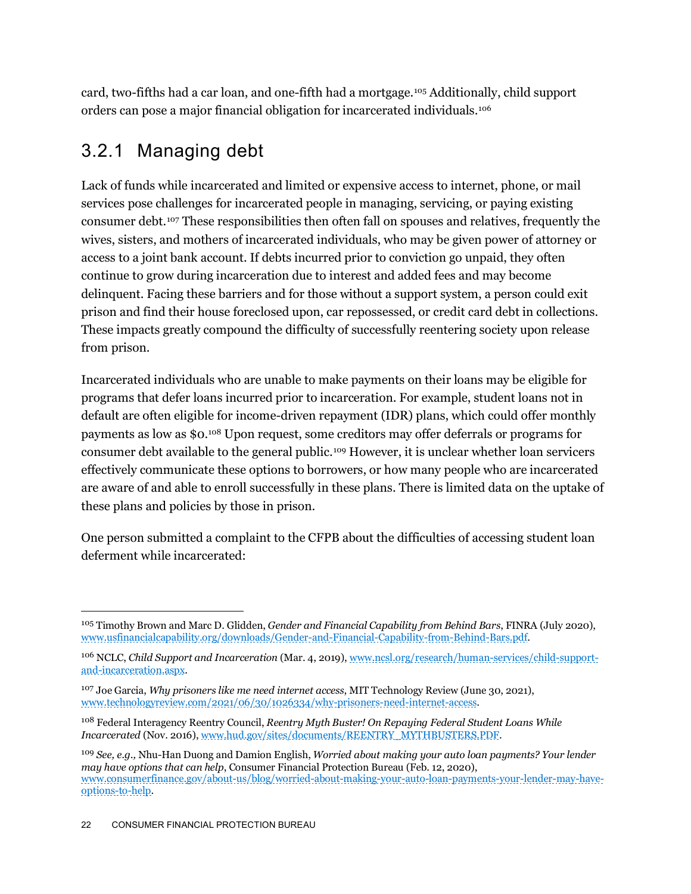card, two-fifths had a car loan, and one-fifth had a mortgage.[105] Additionally, child support orders can pose a major financial obligation for incarcerated individuals.[106]

### 3.2.1 Managing debt

Lack of funds while incarcerated and limited or expensive access to internet, phone, or mail services pose challenges for incarcerated people in managing, servicing, or paying existing consumer debt.[107] These responsibilities then often fall on spouses and relatives, frequently the wives, sisters, and mothers of incarcerated individuals, who may be given power of attorney or access to a joint bank account. If debts incurred prior to conviction go unpaid, they often continue to grow during incarceration due to interest and added fees and may become delinquent. Facing these barriers and for those without a support system, a person could exit prison and find their house foreclosed upon, car repossessed, or credit card debt in collections. These impacts greatly compound the difficulty of successfully reentering society upon release from prison.

Incarcerated individuals who are unable to make payments on their loans may be eligible for programs that defer loans incurred prior to incarceration. For example, student loans not in default are often eligible for income-driven repayment (IDR) plans, which could offer monthly payments as low as $0.[108] Upon request, some creditors may offer deferrals or programs for consumer debt available to the general public.[109] However, it is unclear whether loan servicers effectively communicate these options to borrowers, or how many people who are incarcerated are aware of and able to enroll successfully in these plans. There is limited data on the uptake of these plans and policies by those in prison.

One person submitted a complaint to the CFPB about the difficulties of accessing student loan deferment while incarcerated:

---

[105] Timothy Brown and Marc D. Glidden, *Gender and Financial Capability from Behind Bars*, FINRA (July 2020), www.usfinancialcapability.org/downloads/Gender-and-Financial-Capability-from-Behind-Bars.pdf.

[106] NCLC, *Child Support and Incarceration* (Mar. 4, 2019), www.ncsl.org/research/human-services/child-support-and-incarceration.aspx.

[107] Joe Garcia, *Why prisoners like me need internet access*, MIT Technology Review (June 30, 2021), www.technologyreview.com/2021/06/30/1026334/why-prisoners-need-internet-access.

[108] Federal Interagency Reentry Council, *Reentry Myth Buster! On Repaying Federal Student Loans While Incarcerated* (Nov. 2016), www.hud.gov/sites/documents/REENTRY_MYTHBUSTERS.PDF.

[109] *See, e.g.*, Nhu-Han Duong and Damion English, *Worried about making your auto loan payments? Your lender may have options that can help*, Consumer Financial Protection Bureau (Feb. 12, 2020), www.consumerfinance.gov/about-us/blog/worried-about-making-your-auto-loan-payments-your-lender-may-have-options-to-help.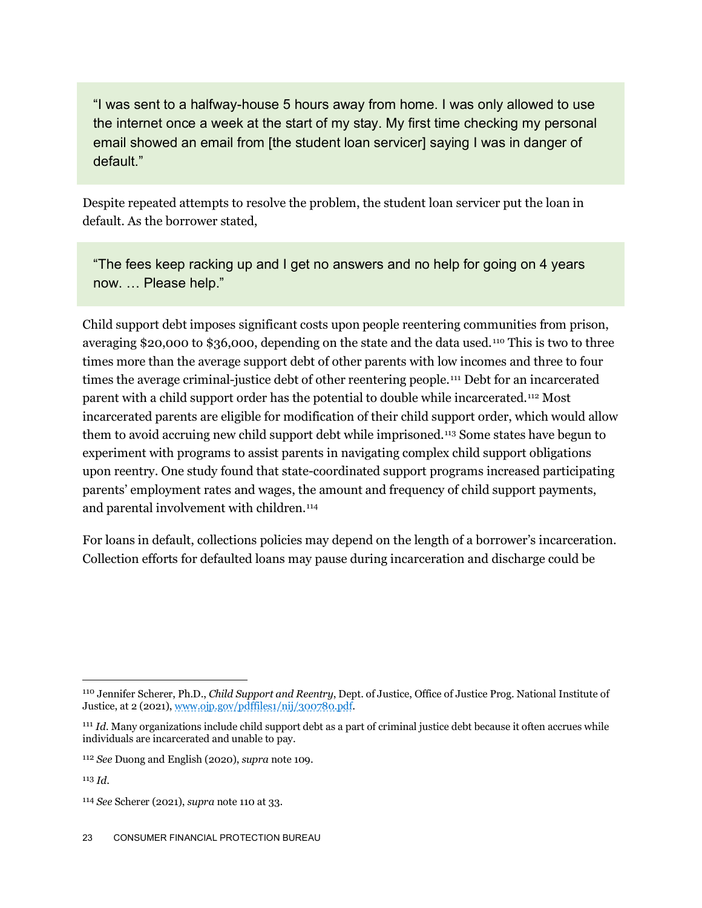> "I was sent to a halfway-house 5 hours away from home. I was only allowed to use the internet once a week at the start of my stay. My first time checking my personal email showed an email from [the student loan servicer] saying I was in danger of default."

Despite repeated attempts to resolve the problem, the student loan servicer put the loan in default. As the borrower stated,

> "The fees keep racking up and I get no answers and no help for going on 4 years now. … Please help."

Child support debt imposes significant costs upon people reentering communities from prison, averaging $20,000 to $36,000, depending on the state and the data used.[110] This is two to three times more than the average support debt of other parents with low incomes and three to four times the average criminal-justice debt of other reentering people.[111] Debt for an incarcerated parent with a child support order has the potential to double while incarcerated.[112] Most incarcerated parents are eligible for modification of their child support order, which would allow them to avoid accruing new child support debt while imprisoned.[113] Some states have begun to experiment with programs to assist parents in navigating complex child support obligations upon reentry. One study found that state-coordinated support programs increased participating parents' employment rates and wages, the amount and frequency of child support payments, and parental involvement with children.[114]

For loans in default, collections policies may depend on the length of a borrower's incarceration. Collection efforts for defaulted loans may pause during incarceration and discharge could be

---

[110] Jennifer Scherer, Ph.D., *Child Support and Reentry*, Dept. of Justice, Office of Justice Prog. National Institute of Justice, at 2 (2021), www.ojp.gov/pdffiles1/nij/300780.pdf.

[111] *Id*. Many organizations include child support debt as a part of criminal justice debt because it often accrues while individuals are incarcerated and unable to pay.

[112] *See* Duong and English (2020), *supra* note 109.

[113] *Id*.

[114] *See* Scherer (2021), *supra* note 110 at 33.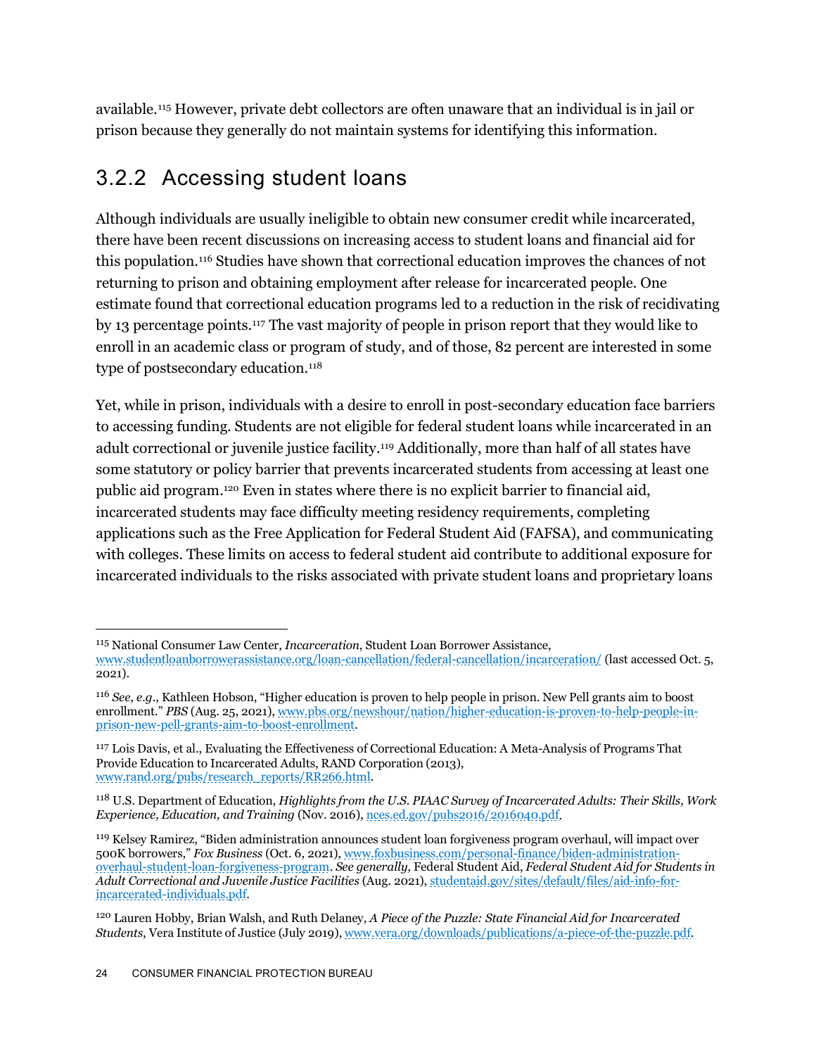available.[115] However, private debt collectors are often unaware that an individual is in jail or prison because they generally do not maintain systems for identifying this information.

### 3.2.2 Accessing student loans

Although individuals are usually ineligible to obtain new consumer credit while incarcerated, there have been recent discussions on increasing access to student loans and financial aid for this population.[116] Studies have shown that correctional education improves the chances of not returning to prison and obtaining employment after release for incarcerated people. One estimate found that correctional education programs led to a reduction in the risk of recidivating by 13 percentage points.[117] The vast majority of people in prison report that they would like to enroll in an academic class or program of study, and of those, 82 percent are interested in some type of postsecondary education.[118]

Yet, while in prison, individuals with a desire to enroll in post-secondary education face barriers to accessing funding. Students are not eligible for federal student loans while incarcerated in an adult correctional or juvenile justice facility.[119] Additionally, more than half of all states have some statutory or policy barrier that prevents incarcerated students from accessing at least one public aid program.[120] Even in states where there is no explicit barrier to financial aid, incarcerated students may face difficulty meeting residency requirements, completing applications such as the Free Application for Federal Student Aid (FAFSA), and communicating with colleges. These limits on access to federal student aid contribute to additional exposure for incarcerated individuals to the risks associated with private student loans and proprietary loans

---

[115] National Consumer Law Center, *Incarceration*, Student Loan Borrower Assistance, www.studentloanborrowerassistance.org/loan-cancellation/federal-cancellation/incarceration/ (last accessed Oct. 5, 2021).

[116] *See*, *e.g*., Kathleen Hobson, "Higher education is proven to help people in prison. New Pell grants aim to boost enrollment." *PBS* (Aug. 25, 2021), www.pbs.org/newshour/nation/higher-education-is-proven-to-help-people-in-prison-new-pell-grants-aim-to-boost-enrollment.

[117] Lois Davis, et al., Evaluating the Effectiveness of Correctional Education: A Meta-Analysis of Programs That Provide Education to Incarcerated Adults, RAND Corporation (2013), www.rand.org/pubs/research_reports/RR266.html.

[118] U.S. Department of Education, *Highlights from the U.S. PIAAC Survey of Incarcerated Adults: Their Skills, Work Experience, Education, and Training* (Nov. 2016), nces.ed.gov/pubs2016/2016040.pdf.

[119] Kelsey Ramirez, "Biden administration announces student loan forgiveness program overhaul, will impact over 500K borrowers," *Fox Business* (Oct. 6, 2021), www.foxbusiness.com/personal-finance/biden-administration-overhaul-student-loan-forgiveness-program. *See generally,* Federal Student Aid, *Federal Student Aid for Students in Adult Correctional and Juvenile Justice Facilities* (Aug. 2021), studentaid.gov/sites/default/files/aid-info-for-incarcerated-individuals.pdf.

[120] Lauren Hobby, Brian Walsh, and Ruth Delaney, *A Piece of the Puzzle: State Financial Aid for Incarcerated Students*, Vera Institute of Justice (July 2019), www.vera.org/downloads/publications/a-piece-of-the-puzzle.pdf.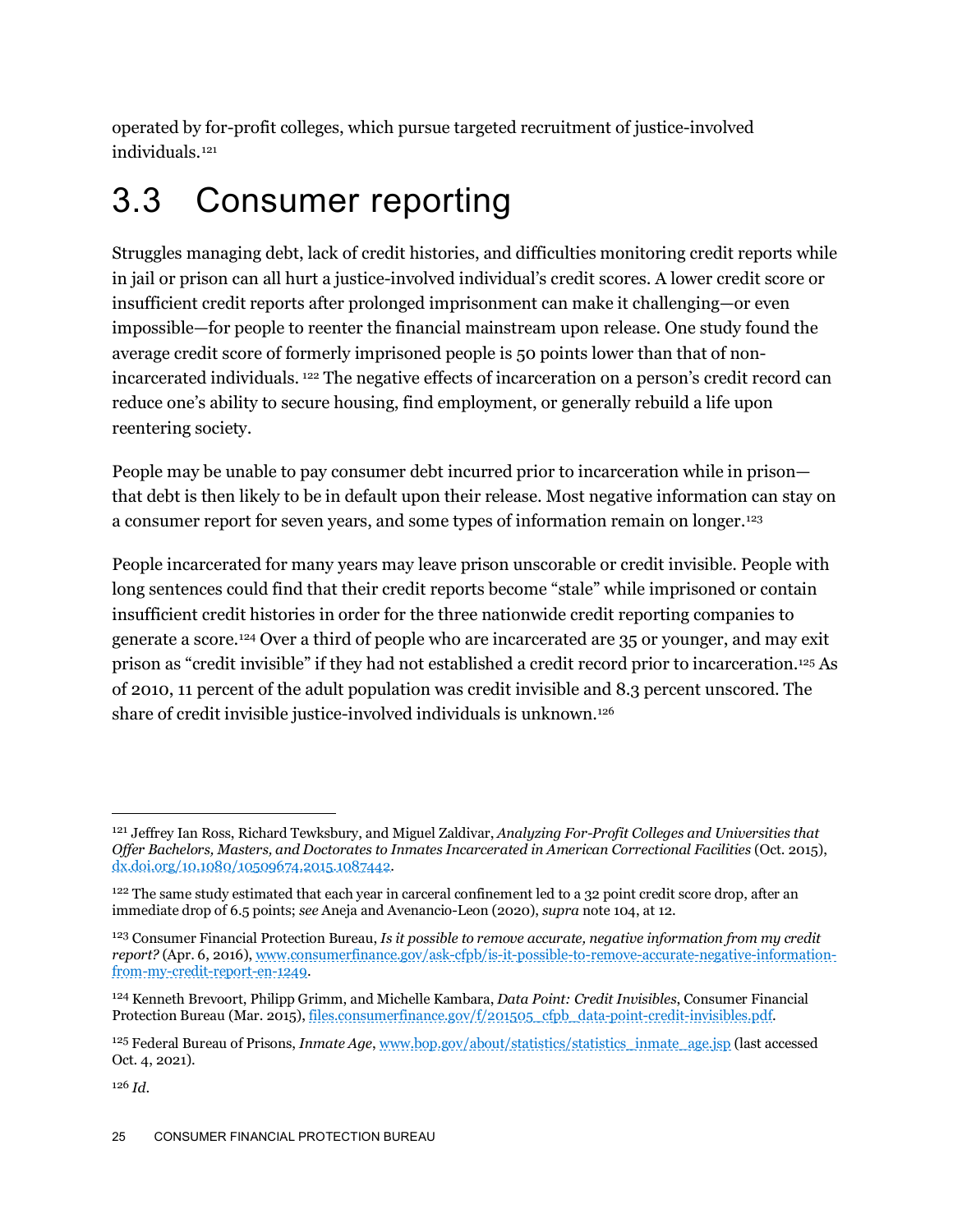operated by for-profit colleges, which pursue targeted recruitment of justice-involved individuals.[121]

## 3.3 Consumer reporting

Struggles managing debt, lack of credit histories, and difficulties monitoring credit reports while in jail or prison can all hurt a justice-involved individual's credit scores. A lower credit score or insufficient credit reports after prolonged imprisonment can make it challenging—or even impossible—for people to reenter the financial mainstream upon release. One study found the average credit score of formerly imprisoned people is 50 points lower than that of non-incarcerated individuals. [122] The negative effects of incarceration on a person's credit record can reduce one's ability to secure housing, find employment, or generally rebuild a life upon reentering society.

People may be unable to pay consumer debt incurred prior to incarceration while in prison—that debt is then likely to be in default upon their release. Most negative information can stay on a consumer report for seven years, and some types of information remain on longer.[123]

People incarcerated for many years may leave prison unscorable or credit invisible. People with long sentences could find that their credit reports become "stale" while imprisoned or contain insufficient credit histories in order for the three nationwide credit reporting companies to generate a score.[124] Over a third of people who are incarcerated are 35 or younger, and may exit prison as "credit invisible" if they had not established a credit record prior to incarceration.[125] As of 2010, 11 percent of the adult population was credit invisible and 8.3 percent unscored. The share of credit invisible justice-involved individuals is unknown.[126]

---

[121] Jeffrey Ian Ross, Richard Tewksbury, and Miguel Zaldivar, *Analyzing For-Profit Colleges and Universities that Offer Bachelors, Masters, and Doctorates to Inmates Incarcerated in American Correctional Facilities* (Oct. 2015), dx.doi.org/10.1080/10509674.2015.1087442.

[122] The same study estimated that each year in carceral confinement led to a 32 point credit score drop, after an immediate drop of 6.5 points; *see* Aneja and Avenancio-Leon (2020), *supra* note 104, at 12.

[123] Consumer Financial Protection Bureau, *Is it possible to remove accurate, negative information from my credit report?* (Apr. 6, 2016), www.consumerfinance.gov/ask-cfpb/is-it-possible-to-remove-accurate-negative-information-from-my-credit-report-en-1249.

[124] Kenneth Brevoort, Philipp Grimm, and Michelle Kambara, *Data Point: Credit Invisibles*, Consumer Financial Protection Bureau (Mar. 2015), files.consumerfinance.gov/f/201505_cfpb_data-point-credit-invisibles.pdf.

[125] Federal Bureau of Prisons, *Inmate Age*, www.bop.gov/about/statistics/statistics_inmate_age.jsp (last accessed Oct. 4, 2021).

[126] *Id.*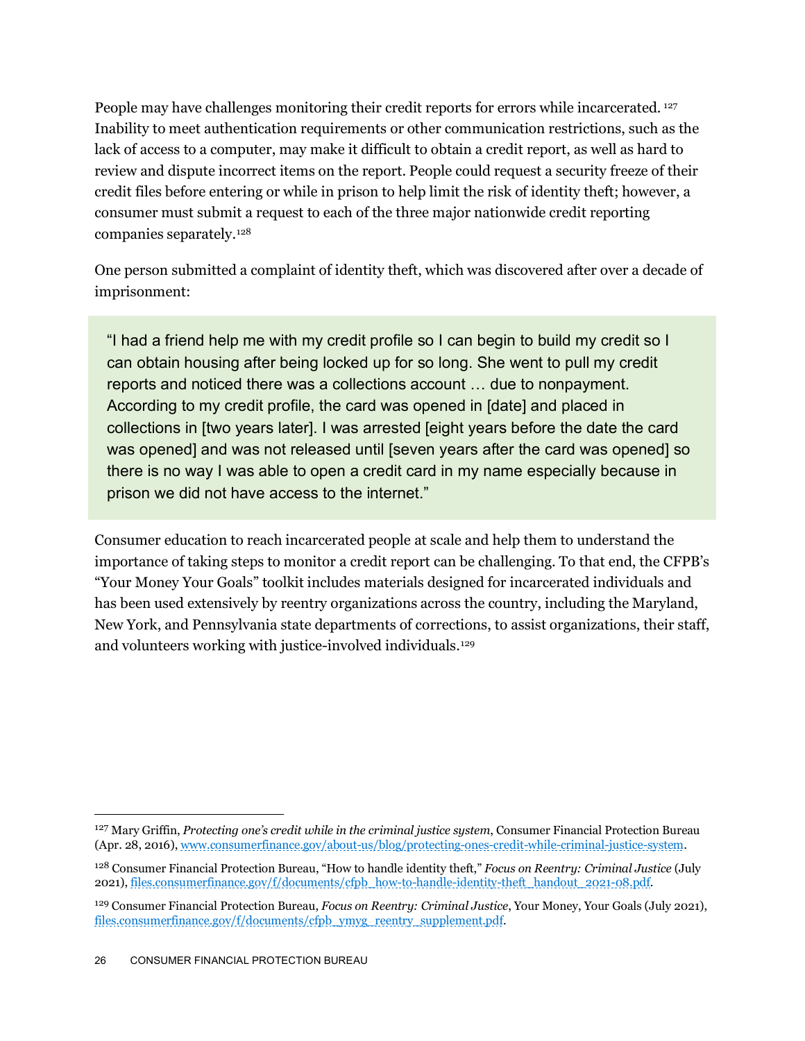People may have challenges monitoring their credit reports for errors while incarcerated. [127] Inability to meet authentication requirements or other communication restrictions, such as the lack of access to a computer, may make it difficult to obtain a credit report, as well as hard to review and dispute incorrect items on the report. People could request a security freeze of their credit files before entering or while in prison to help limit the risk of identity theft; however, a consumer must submit a request to each of the three major nationwide credit reporting companies separately.[128]

One person submitted a complaint of identity theft, which was discovered after over a decade of imprisonment:

> "I had a friend help me with my credit profile so I can begin to build my credit so I can obtain housing after being locked up for so long. She went to pull my credit reports and noticed there was a collections account … due to nonpayment. According to my credit profile, the card was opened in [date] and placed in collections in [two years later]. I was arrested [eight years before the date the card was opened] and was not released until [seven years after the card was opened] so there is no way I was able to open a credit card in my name especially because in prison we did not have access to the internet."

Consumer education to reach incarcerated people at scale and help them to understand the importance of taking steps to monitor a credit report can be challenging. To that end, the CFPB's "Your Money Your Goals" toolkit includes materials designed for incarcerated individuals and has been used extensively by reentry organizations across the country, including the Maryland, New York, and Pennsylvania state departments of corrections, to assist organizations, their staff, and volunteers working with justice-involved individuals.[129]

---

[127] Mary Griffin, *Protecting one's credit while in the criminal justice system*, Consumer Financial Protection Bureau (Apr. 28, 2016), www.consumerfinance.gov/about-us/blog/protecting-ones-credit-while-criminal-justice-system.

[128] Consumer Financial Protection Bureau, "How to handle identity theft," *Focus on Reentry: Criminal Justice* (July 2021), files.consumerfinance.gov/f/documents/cfpb_how-to-handle-identity-theft_handout_2021-08.pdf.

[129] Consumer Financial Protection Bureau, *Focus on Reentry: Criminal Justice*, Your Money, Your Goals (July 2021), files.consumerfinance.gov/f/documents/cfpb_ymyg_reentry_supplement.pdf.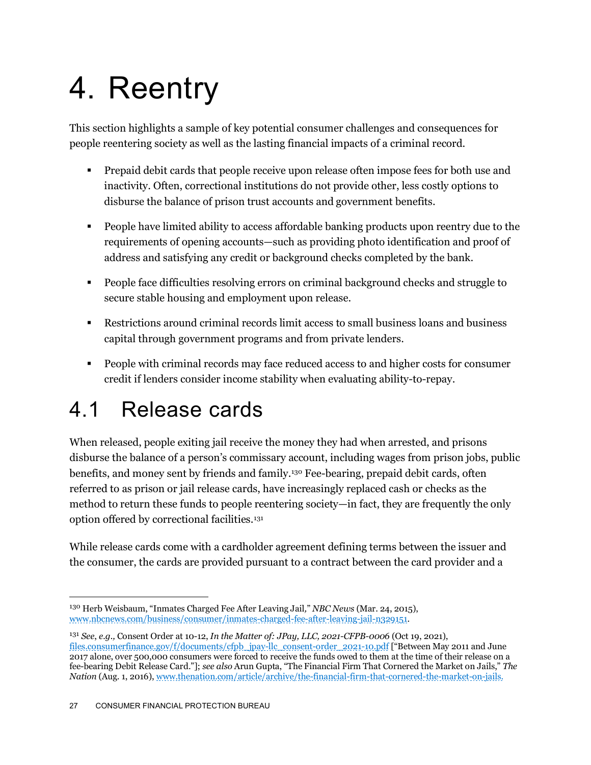# 4. Reentry

This section highlights a sample of key potential consumer challenges and consequences for people reentering society as well as the lasting financial impacts of a criminal record.

- Prepaid debit cards that people receive upon release often impose fees for both use and inactivity. Often, correctional institutions do not provide other, less costly options to disburse the balance of prison trust accounts and government benefits.
- People have limited ability to access affordable banking products upon reentry due to the requirements of opening accounts—such as providing photo identification and proof of address and satisfying any credit or background checks completed by the bank.
- People face difficulties resolving errors on criminal background checks and struggle to secure stable housing and employment upon release.
- Restrictions around criminal records limit access to small business loans and business capital through government programs and from private lenders.
- People with criminal records may face reduced access to and higher costs for consumer credit if lenders consider income stability when evaluating ability-to-repay.

## 4.1 Release cards

When released, people exiting jail receive the money they had when arrested, and prisons disburse the balance of a person's commissary account, including wages from prison jobs, public benefits, and money sent by friends and family.[130] Fee-bearing, prepaid debit cards, often referred to as prison or jail release cards, have increasingly replaced cash or checks as the method to return these funds to people reentering society—in fact, they are frequently the only option offered by correctional facilities.[131]

While release cards come with a cardholder agreement defining terms between the issuer and the consumer, the cards are provided pursuant to a contract between the card provider and a

---

[130] Herb Weisbaum, "Inmates Charged Fee After Leaving Jail," *NBC News* (Mar. 24, 2015), www.nbcnews.com/business/consumer/inmates-charged-fee-after-leaving-jail-n329151.

[131] *See*, *e.g.*, Consent Order at 10-12, *In the Matter of: JPay, LLC, 2021-CFPB-0006* (Oct 19, 2021), files.consumerfinance.gov/f/documents/cfpb_jpay-llc_consent-order_2021-10.pdf ["Between May 2011 and June 2017 alone, over 500,000 consumers were forced to receive the funds owed to them at the time of their release on a fee-bearing Debit Release Card."]; *see also* Arun Gupta, "The Financial Firm That Cornered the Market on Jails," *The Nation* (Aug. 1, 2016), www.thenation.com/article/archive/the-financial-firm-that-cornered-the-market-on-jails.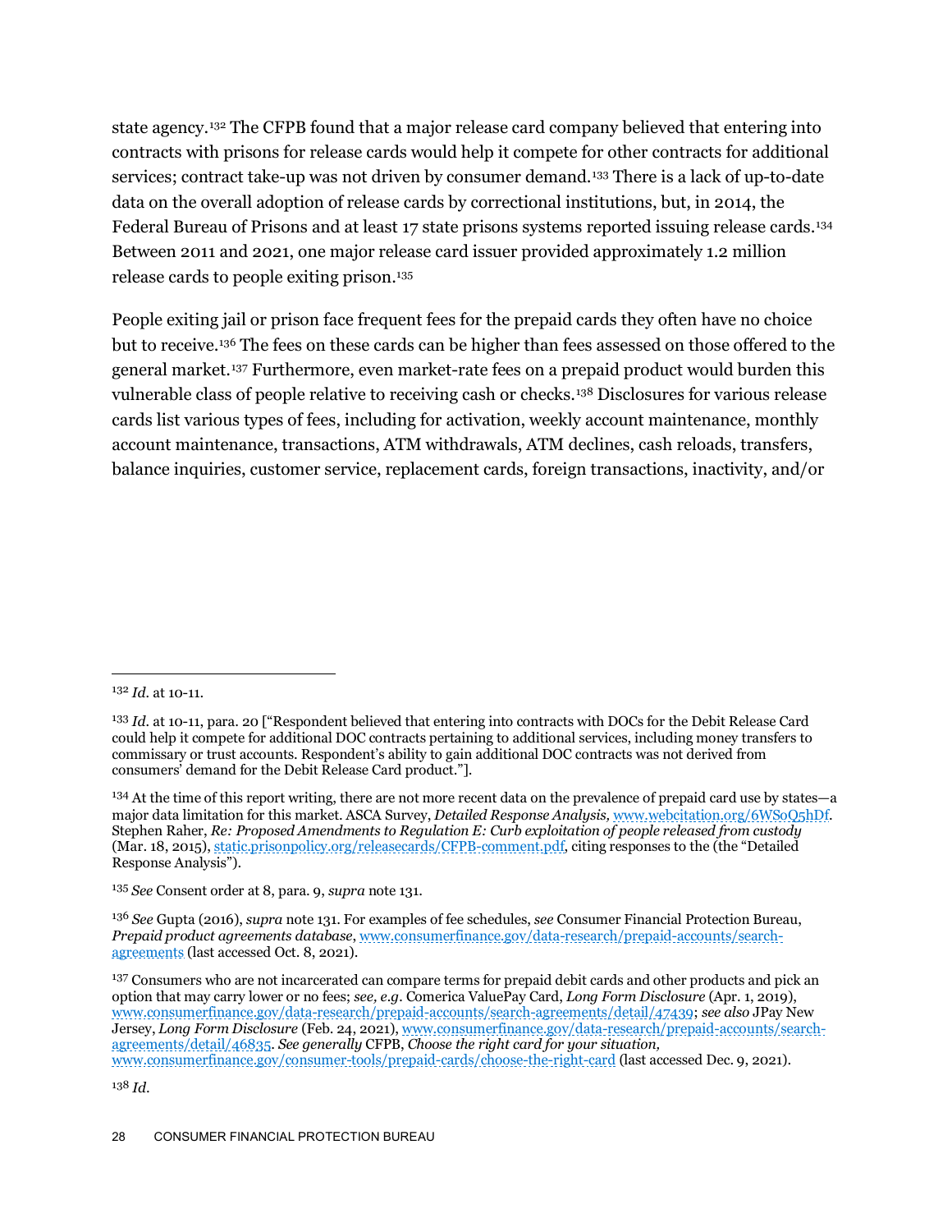state agency.[132] The CFPB found that a major release card company believed that entering into contracts with prisons for release cards would help it compete for other contracts for additional services; contract take-up was not driven by consumer demand.[133] There is a lack of up-to-date data on the overall adoption of release cards by correctional institutions, but, in 2014, the Federal Bureau of Prisons and at least 17 state prisons systems reported issuing release cards.[134] Between 2011 and 2021, one major release card issuer provided approximately 1.2 million release cards to people exiting prison.[135]

People exiting jail or prison face frequent fees for the prepaid cards they often have no choice but to receive.[136] The fees on these cards can be higher than fees assessed on those offered to the general market.[137] Furthermore, even market-rate fees on a prepaid product would burden this vulnerable class of people relative to receiving cash or checks.[138] Disclosures for various release cards list various types of fees, including for activation, weekly account maintenance, monthly account maintenance, transactions, ATM withdrawals, ATM declines, cash reloads, transfers, balance inquiries, customer service, replacement cards, foreign transactions, inactivity, and/or

---

[132] *Id.* at 10-11.

[133] *Id.* at 10-11, para. 20 ["Respondent believed that entering into contracts with DOCs for the Debit Release Card could help it compete for additional DOC contracts pertaining to additional services, including money transfers to commissary or trust accounts. Respondent's ability to gain additional DOC contracts was not derived from consumers' demand for the Debit Release Card product."].

[134] At the time of this report writing, there are not more recent data on the prevalence of prepaid card use by states—a major data limitation for this market. ASCA Survey, *Detailed Response Analysis,* www.webcitation.org/6WSoQ5hDf. Stephen Raher, *Re: Proposed Amendments to Regulation E: Curb exploitation of people released from custody* (Mar. 18, 2015), static.prisonpolicy.org/releasecards/CFPB-comment.pdf, citing responses to the (the "Detailed Response Analysis").

[135] *See* Consent order at 8, para. 9, *supra* note 131.

[136] *See* Gupta (2016), *supra* note 131. For examples of fee schedules, *see* Consumer Financial Protection Bureau, *Prepaid product agreements database*, www.consumerfinance.gov/data-research/prepaid-accounts/search-agreements (last accessed Oct. 8, 2021).

[137] Consumers who are not incarcerated can compare terms for prepaid debit cards and other products and pick an option that may carry lower or no fees; *see, e.g.* Comerica ValuePay Card, *Long Form Disclosure* (Apr. 1, 2019), www.consumerfinance.gov/data-research/prepaid-accounts/search-agreements/detail/47439; *see also* JPay New Jersey, *Long Form Disclosure* (Feb. 24, 2021), www.consumerfinance.gov/data-research/prepaid-accounts/search-agreements/detail/46835. *See generally* CFPB, *Choose the right card for your situation,* www.consumerfinance.gov/consumer-tools/prepaid-cards/choose-the-right-card (last accessed Dec. 9, 2021).

[138] *Id.*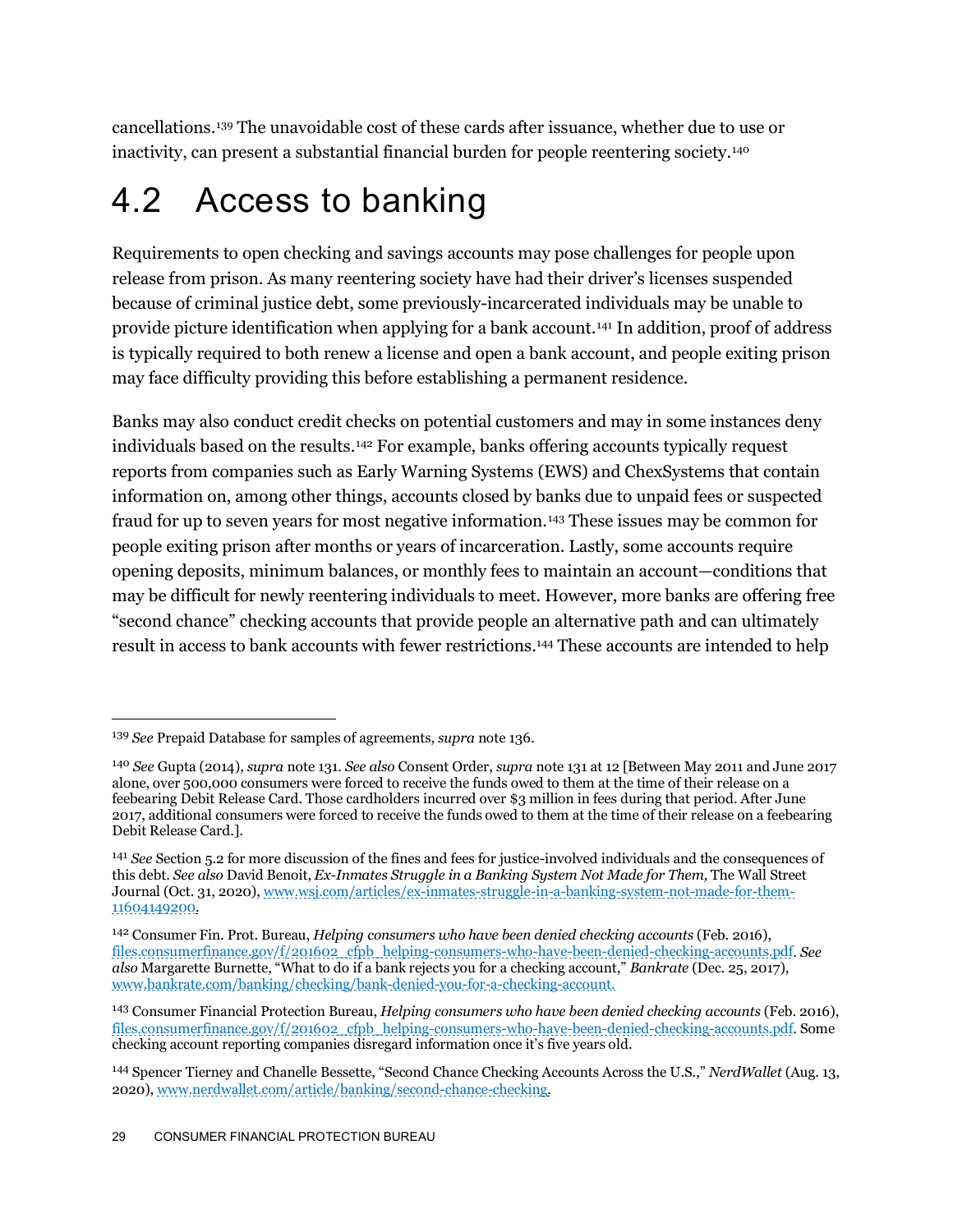cancellations.[139] The unavoidable cost of these cards after issuance, whether due to use or inactivity, can present a substantial financial burden for people reentering society.[140]

## 4.2 Access to banking

Requirements to open checking and savings accounts may pose challenges for people upon release from prison. As many reentering society have had their driver's licenses suspended because of criminal justice debt, some previously-incarcerated individuals may be unable to provide picture identification when applying for a bank account.[141] In addition, proof of address is typically required to both renew a license and open a bank account, and people exiting prison may face difficulty providing this before establishing a permanent residence.

Banks may also conduct credit checks on potential customers and may in some instances deny individuals based on the results.[142] For example, banks offering accounts typically request reports from companies such as Early Warning Systems (EWS) and ChexSystems that contain information on, among other things, accounts closed by banks due to unpaid fees or suspected fraud for up to seven years for most negative information.[143] These issues may be common for people exiting prison after months or years of incarceration. Lastly, some accounts require opening deposits, minimum balances, or monthly fees to maintain an account—conditions that may be difficult for newly reentering individuals to meet. However, more banks are offering free "second chance" checking accounts that provide people an alternative path and can ultimately result in access to bank accounts with fewer restrictions.[144] These accounts are intended to help

---

[139] *See* Prepaid Database for samples of agreements, *supra* note 136.

[140] *See* Gupta (2014), *supra* note 131. *See also* Consent Order, *supra* note 131 at 12 [Between May 2011 and June 2017 alone, over 500,000 consumers were forced to receive the funds owed to them at the time of their release on a feebearing Debit Release Card. Those cardholders incurred over $3 million in fees during that period. After June 2017, additional consumers were forced to receive the funds owed to them at the time of their release on a feebearing Debit Release Card.].

[141] *See* Section 5.2 for more discussion of the fines and fees for justice-involved individuals and the consequences of this debt. *See also* David Benoit, *Ex-Inmates Struggle in a Banking System Not Made for Them,* The Wall Street Journal (Oct. 31, 2020), www.wsj.com/articles/ex-inmates-struggle-in-a-banking-system-not-made-for-them-11604149200.

[142] Consumer Fin. Prot. Bureau, *Helping consumers who have been denied checking accounts* (Feb. 2016), files.consumerfinance.gov/f/201602_cfpb_helping-consumers-who-have-been-denied-checking-accounts.pdf. *See also* Margarette Burnette, "What to do if a bank rejects you for a checking account," *Bankrate* (Dec. 25, 2017), www.bankrate.com/banking/checking/bank-denied-you-for-a-checking-account.

[143] Consumer Financial Protection Bureau, *Helping consumers who have been denied checking accounts* (Feb. 2016), files.consumerfinance.gov/f/201602_cfpb_helping-consumers-who-have-been-denied-checking-accounts.pdf. Some checking account reporting companies disregard information once it's five years old.

[144] Spencer Tierney and Chanelle Bessette, "Second Chance Checking Accounts Across the U.S.," *NerdWallet* (Aug. 13, 2020), www.nerdwallet.com/article/banking/second-chance-checking.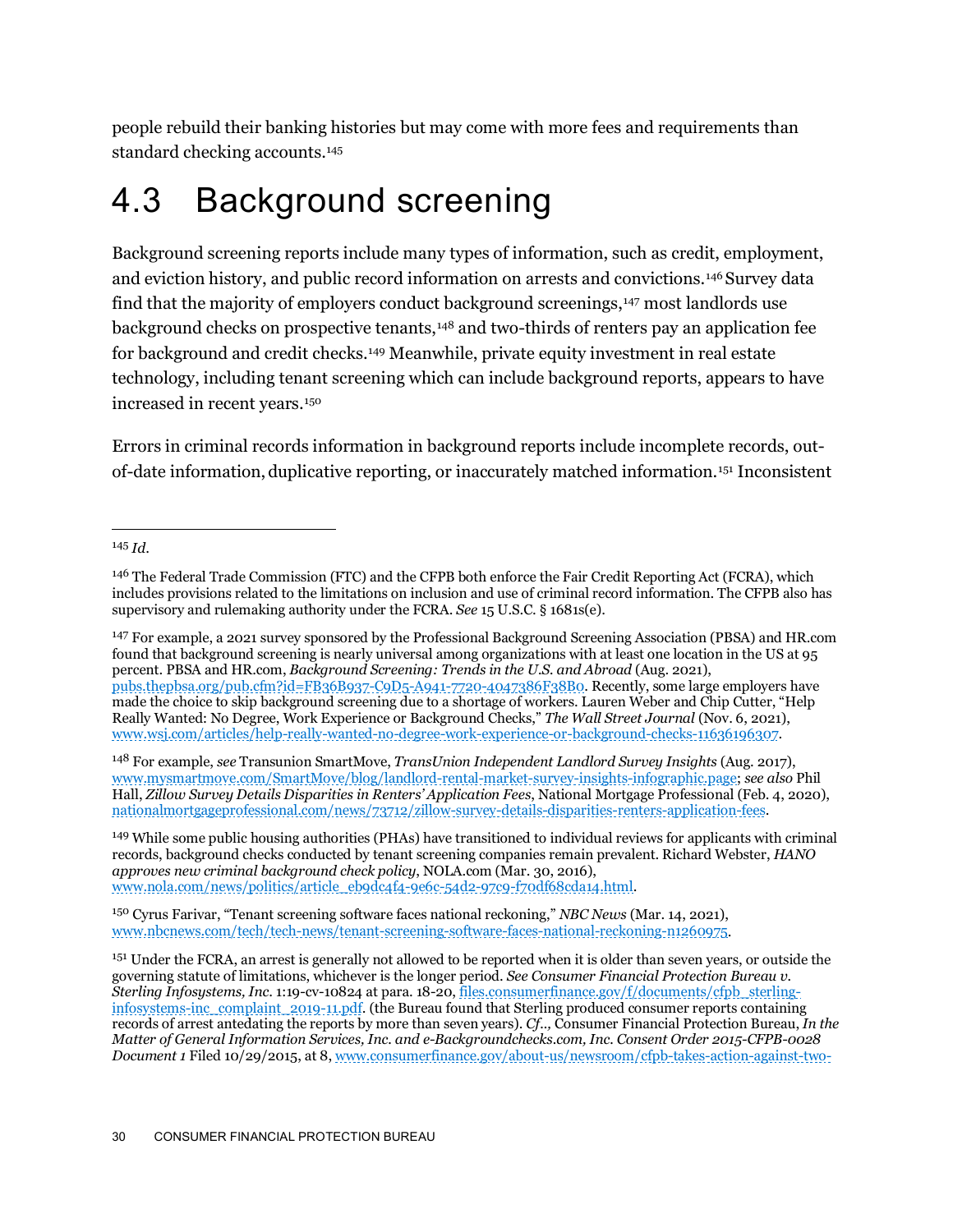people rebuild their banking histories but may come with more fees and requirements than standard checking accounts.[145]

## 4.3 Background screening

Background screening reports include many types of information, such as credit, employment, and eviction history, and public record information on arrests and convictions.[146] Survey data find that the majority of employers conduct background screenings,[147] most landlords use background checks on prospective tenants,[148] and two-thirds of renters pay an application fee for background and credit checks.[149] Meanwhile, private equity investment in real estate technology, including tenant screening which can include background reports, appears to have increased in recent years.[150]

Errors in criminal records information in background reports include incomplete records, out-of-date information, duplicative reporting, or inaccurately matched information.[151] Inconsistent

---

[145] *Id.*

[146] The Federal Trade Commission (FTC) and the CFPB both enforce the Fair Credit Reporting Act (FCRA), which includes provisions related to the limitations on inclusion and use of criminal record information. The CFPB also has supervisory and rulemaking authority under the FCRA. *See* 15 U.S.C. § 1681s(e).

[147] For example, a 2021 survey sponsored by the Professional Background Screening Association (PBSA) and HR.com found that background screening is nearly universal among organizations with at least one location in the US at 95 percent. PBSA and HR.com, *Background Screening: Trends in the U.S. and Abroad* (Aug. 2021), pubs.thepbsa.org/pub.cfm?id=FB36B937-C9D5-A941-7720-4047386F38B0. Recently, some large employers have made the choice to skip background screening due to a shortage of workers. Lauren Weber and Chip Cutter, "Help Really Wanted: No Degree, Work Experience or Background Checks," *The Wall Street Journal* (Nov. 6, 2021), www.wsj.com/articles/help-really-wanted-no-degree-work-experience-or-background-checks-11636196307.

[148] For example, *see* Transunion SmartMove, *TransUnion Independent Landlord Survey Insights* (Aug. 2017), www.mysmartmove.com/SmartMove/blog/landlord-rental-market-survey-insights-infographic.page; *see also* Phil Hall, *Zillow Survey Details Disparities in Renters' Application Fees*, National Mortgage Professional (Feb. 4, 2020), nationalmortgageprofessional.com/news/73712/zillow-survey-details-disparities-renters-application-fees.

[149] While some public housing authorities (PHAs) have transitioned to individual reviews for applicants with criminal records, background checks conducted by tenant screening companies remain prevalent. Richard Webster, *HANO approves new criminal background check policy*, NOLA.com (Mar. 30, 2016), www.nola.com/news/politics/article_eb9dc4f4-9e6c-54d2-97c9-f70df68cda14.html.

[150] Cyrus Farivar, "Tenant screening software faces national reckoning," *NBC News* (Mar. 14, 2021), www.nbcnews.com/tech/tech-news/tenant-screening-software-faces-national-reckoning-n1260975.

[151] Under the FCRA, an arrest is generally not allowed to be reported when it is older than seven years, or outside the governing statute of limitations, whichever is the longer period. *See Consumer Financial Protection Bureau v. Sterling Infosystems, Inc.* 1:19-cv-10824 at para. 18-20, files.consumerfinance.gov/f/documents/cfpb_sterling-infosystems-inc_complaint_2019-11.pdf. (the Bureau found that Sterling produced consumer reports containing records of arrest antedating the reports by more than seven years). *Cf..,* Consumer Financial Protection Bureau, *In the Matter of General Information Services, Inc. and e-Backgroundchecks.com, Inc. Consent Order 2015-CFPB-0028 Document 1* Filed 10/29/2015, at 8, www.consumerfinance.gov/about-us/newsroom/cfpb-takes-action-against-two-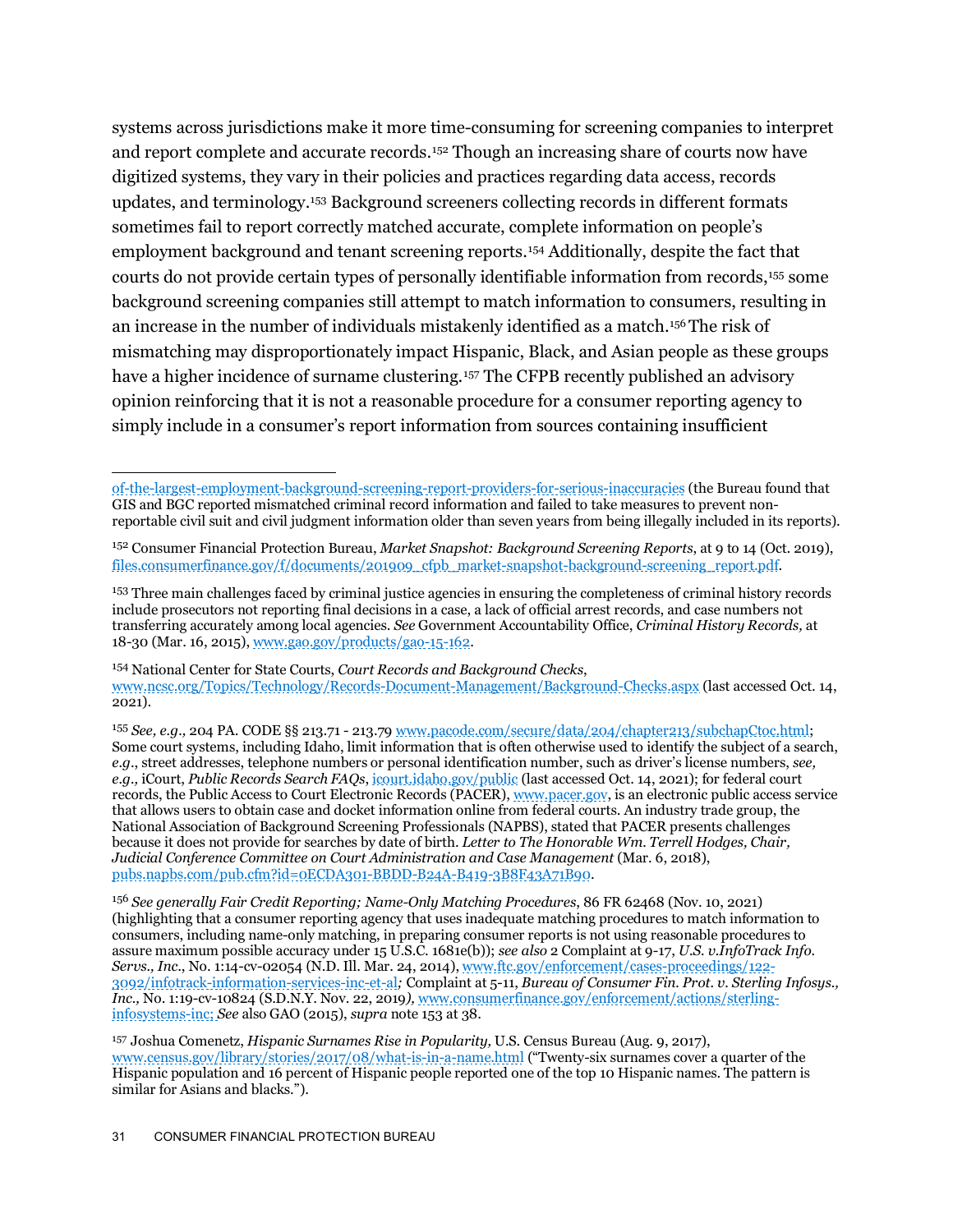systems across jurisdictions make it more time-consuming for screening companies to interpret and report complete and accurate records.[152] Though an increasing share of courts now have digitized systems, they vary in their policies and practices regarding data access, records updates, and terminology.[153] Background screeners collecting records in different formats sometimes fail to report correctly matched accurate, complete information on people's employment background and tenant screening reports.[154] Additionally, despite the fact that courts do not provide certain types of personally identifiable information from records,[155] some background screening companies still attempt to match information to consumers, resulting in an increase in the number of individuals mistakenly identified as a match.[156] The risk of mismatching may disproportionately impact Hispanic, Black, and Asian people as these groups have a higher incidence of surname clustering.[157] The CFPB recently published an advisory opinion reinforcing that it is not a reasonable procedure for a consumer reporting agency to simply include in a consumer's report information from sources containing insufficient

---

of-the-largest-employment-background-screening-report-providers-for-serious-inaccuracies (the Bureau found that GIS and BGC reported mismatched criminal record information and failed to take measures to prevent non-reportable civil suit and civil judgment information older than seven years from being illegally included in its reports).

[152] Consumer Financial Protection Bureau, *Market Snapshot: Background Screening Reports*, at 9 to 14 (Oct. 2019), files.consumerfinance.gov/f/documents/201909_cfpb_market-snapshot-background-screening_report.pdf.

[153] Three main challenges faced by criminal justice agencies in ensuring the completeness of criminal history records include prosecutors not reporting final decisions in a case, a lack of official arrest records, and case numbers not transferring accurately among local agencies. *See* Government Accountability Office, *Criminal History Records,* at 18-30 (Mar. 16, 2015), www.gao.gov/products/gao-15-162.

[154] National Center for State Courts, *Court Records and Background Checks*, www.ncsc.org/Topics/Technology/Records-Document-Management/Background-Checks.aspx (last accessed Oct. 14, 2021).

[155] *See, e.g.,* 204 PA. CODE §§ 213.71 - 213.79 www.pacode.com/secure/data/204/chapter213/subchapCtoc.html; Some court systems, including Idaho, limit information that is often otherwise used to identify the subject of a search, *e.g*., street addresses, telephone numbers or personal identification number, such as driver's license numbers, *see, e.g*., iCourt, *Public Records Search FAQs*, icourt.idaho.gov/public (last accessed Oct. 14, 2021); for federal court records, the Public Access to Court Electronic Records (PACER), www.pacer.gov, is an electronic public access service that allows users to obtain case and docket information online from federal courts. An industry trade group, the National Association of Background Screening Professionals (NAPBS), stated that PACER presents challenges because it does not provide for searches by date of birth. *Letter to The Honorable Wm. Terrell Hodges, Chair, Judicial Conference Committee on Court Administration and Case Management* (Mar. 6, 2018), pubs.napbs.com/pub.cfm?id=0ECDA301-BBDD-B24A-B419-3B8F43A71B90.

[156] *See generally Fair Credit Reporting; Name-Only Matching Procedures*, 86 FR 62468 (Nov. 10, 2021) (highlighting that a consumer reporting agency that uses inadequate matching procedures to match information to consumers, including name-only matching, in preparing consumer reports is not using reasonable procedures to assure maximum possible accuracy under 15 U.S.C. 1681e(b)); *see also* 2 Complaint at 9-17, *U.S. v.InfoTrack Info. Servs., Inc*., No. 1:14-cv-02054 (N.D. Ill. Mar. 24, 2014), www.ftc.gov/enforcement/cases-proceedings/122-3092/infotrack-information-services-inc-et-al*;* Complaint at 5-11, *Bureau of Consumer Fin. Prot. v. Sterling Infosys., Inc.,* No. 1:19-cv-10824 (S.D.N.Y. Nov. 22, 2019*),* www.consumerfinance.gov/enforcement/actions/sterling-infosystems-inc; *See* also GAO (2015), *supra* note 153 at 38.

[157] Joshua Comenetz, *Hispanic Surnames Rise in Popularity,* U.S. Census Bureau (Aug. 9, 2017), www.census.gov/library/stories/2017/08/what-is-in-a-name.html ("Twenty-six surnames cover a quarter of the Hispanic population and 16 percent of Hispanic people reported one of the top 10 Hispanic names. The pattern is similar for Asians and blacks.").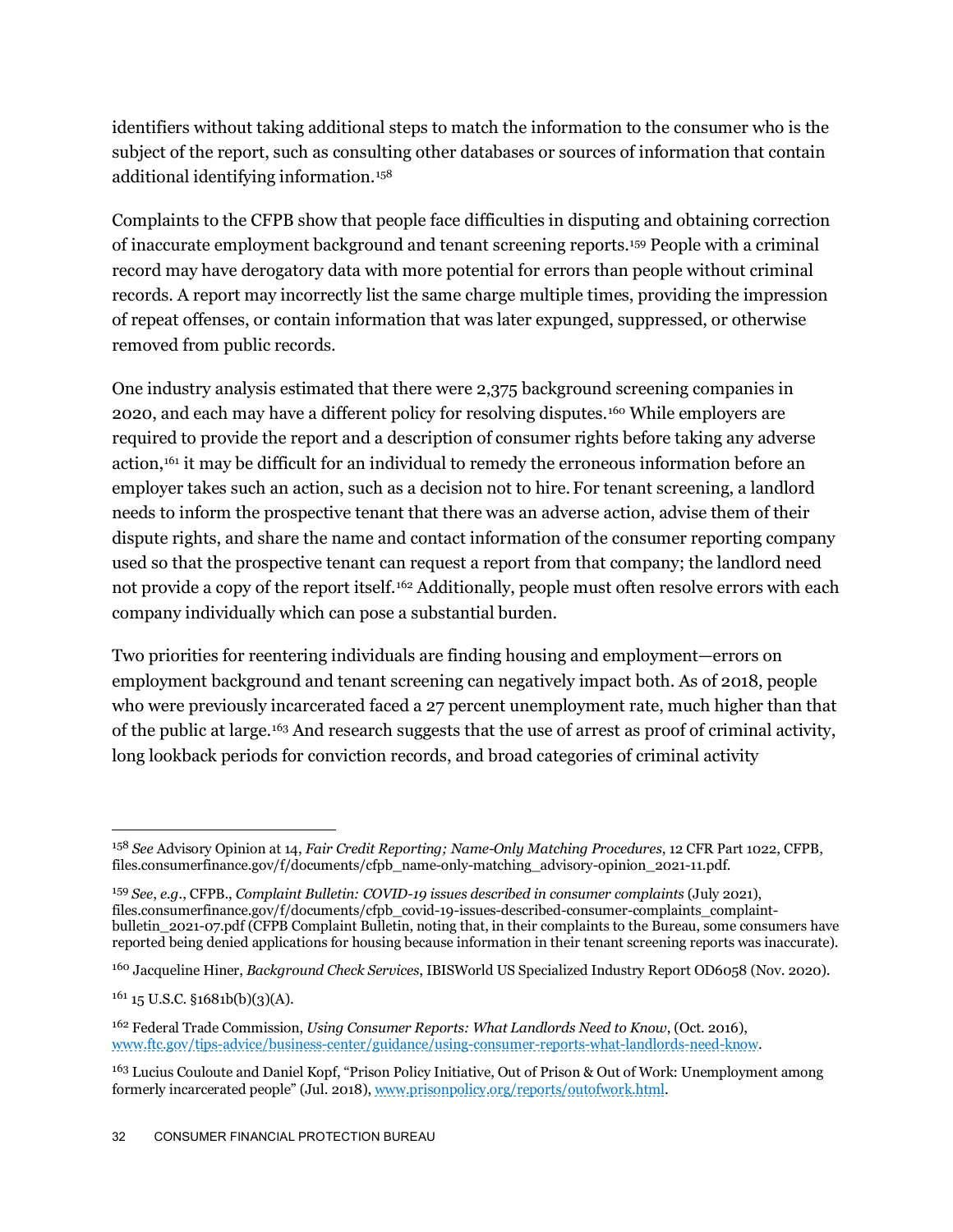identifiers without taking additional steps to match the information to the consumer who is the subject of the report, such as consulting other databases or sources of information that contain additional identifying information.[158]

Complaints to the CFPB show that people face difficulties in disputing and obtaining correction of inaccurate employment background and tenant screening reports.[159] People with a criminal record may have derogatory data with more potential for errors than people without criminal records. A report may incorrectly list the same charge multiple times, providing the impression of repeat offenses, or contain information that was later expunged, suppressed, or otherwise removed from public records.

One industry analysis estimated that there were 2,375 background screening companies in 2020, and each may have a different policy for resolving disputes.[160] While employers are required to provide the report and a description of consumer rights before taking any adverse action,[161] it may be difficult for an individual to remedy the erroneous information before an employer takes such an action, such as a decision not to hire. For tenant screening, a landlord needs to inform the prospective tenant that there was an adverse action, advise them of their dispute rights, and share the name and contact information of the consumer reporting company used so that the prospective tenant can request a report from that company; the landlord need not provide a copy of the report itself.[162] Additionally, people must often resolve errors with each company individually which can pose a substantial burden.

Two priorities for reentering individuals are finding housing and employment—errors on employment background and tenant screening can negatively impact both. As of 2018, people who were previously incarcerated faced a 27 percent unemployment rate, much higher than that of the public at large.[163] And research suggests that the use of arrest as proof of criminal activity, long lookback periods for conviction records, and broad categories of criminal activity

---

[158] *See* Advisory Opinion at 14, *Fair Credit Reporting; Name-Only Matching Procedures*, 12 CFR Part 1022, CFPB, files.consumerfinance.gov/f/documents/cfpb_name-only-matching_advisory-opinion_2021-11.pdf.

[159] *See*, *e.g*., CFPB., *Complaint Bulletin: COVID-19 issues described in consumer complaints* (July 2021), files.consumerfinance.gov/f/documents/cfpb_covid-19-issues-described-consumer-complaints_complaint-bulletin_2021-07.pdf (CFPB Complaint Bulletin, noting that, in their complaints to the Bureau, some consumers have reported being denied applications for housing because information in their tenant screening reports was inaccurate).

[160] Jacqueline Hiner, *Background Check Services*, IBISWorld US Specialized Industry Report OD6058 (Nov. 2020).

[161] 15 U.S.C. §1681b(b)(3)(A).

[162] Federal Trade Commission, *Using Consumer Reports: What Landlords Need to Know*, (Oct. 2016), www.ftc.gov/tips-advice/business-center/guidance/using-consumer-reports-what-landlords-need-know.

[163] Lucius Couloute and Daniel Kopf, "Prison Policy Initiative, Out of Prison & Out of Work: Unemployment among formerly incarcerated people" (Jul. 2018), www.prisonpolicy.org/reports/outofwork.html.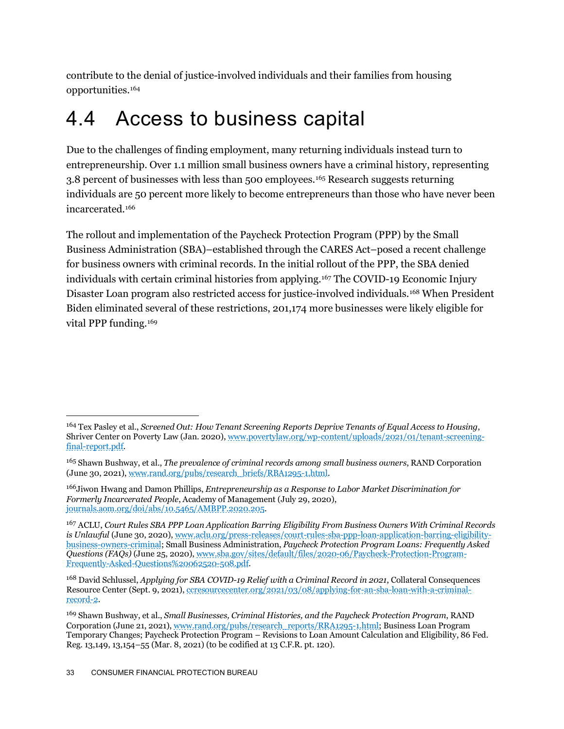contribute to the denial of justice-involved individuals and their families from housing opportunities.[164]

## 4.4 Access to business capital

Due to the challenges of finding employment, many returning individuals instead turn to entrepreneurship. Over 1.1 million small business owners have a criminal history, representing 3.8 percent of businesses with less than 500 employees.[165] Research suggests returning individuals are 50 percent more likely to become entrepreneurs than those who have never been incarcerated.[166]

The rollout and implementation of the Paycheck Protection Program (PPP) by the Small Business Administration (SBA)–established through the CARES Act–posed a recent challenge for business owners with criminal records. In the initial rollout of the PPP, the SBA denied individuals with certain criminal histories from applying.[167] The COVID-19 Economic Injury Disaster Loan program also restricted access for justice-involved individuals.[168] When President Biden eliminated several of these restrictions, 201,174 more businesses were likely eligible for vital PPP funding.[169]

---

[164] Tex Pasley et al., *Screened Out: How Tenant Screening Reports Deprive Tenants of Equal Access to Housing*, Shriver Center on Poverty Law (Jan. 2020), www.povertylaw.org/wp-content/uploads/2021/01/tenant-screening-final-report.pdf.

[165] Shawn Bushway, et al., *The prevalence of criminal records among small business owners*, RAND Corporation (June 30, 2021), www.rand.org/pubs/research_briefs/RBA1295-1.html.

[166] Jiwon Hwang and Damon Phillips, *Entrepreneurship as a Response to Labor Market Discrimination for Formerly Incarcerated People*, Academy of Management (July 29, 2020), journals.aom.org/doi/abs/10.5465/AMBPP.2020.205.

[167] ACLU, *Court Rules SBA PPP Loan Application Barring Eligibility From Business Owners With Criminal Records is Unlawful* (June 30, 2020), www.aclu.org/press-releases/court-rules-sba-ppp-loan-application-barring-eligibility-business-owners-criminal; Small Business Administration, *Paycheck Protection Program Loans: Frequently Asked Questions (FAQs)* (June 25, 2020), www.sba.gov/sites/default/files/2020-06/Paycheck-Protection-Program-Frequently-Asked-Questions%20062520-508.pdf.

[168] David Schlussel, *Applying for SBA COVID-19 Relief with a Criminal Record in 2021*, Collateral Consequences Resource Center (Sept. 9, 2021), ccresourcecenter.org/2021/03/08/applying-for-an-sba-loan-with-a-criminal-record-2.

[169] Shawn Bushway, et al., *Small Businesses, Criminal Histories, and the Paycheck Protection Program*, RAND Corporation (June 21, 2021), www.rand.org/pubs/research_reports/RRA1295-1.html; Business Loan Program Temporary Changes; Paycheck Protection Program – Revisions to Loan Amount Calculation and Eligibility, 86 Fed. Reg. 13,149, 13,154–55 (Mar. 8, 2021) (to be codified at 13 C.F.R. pt. 120).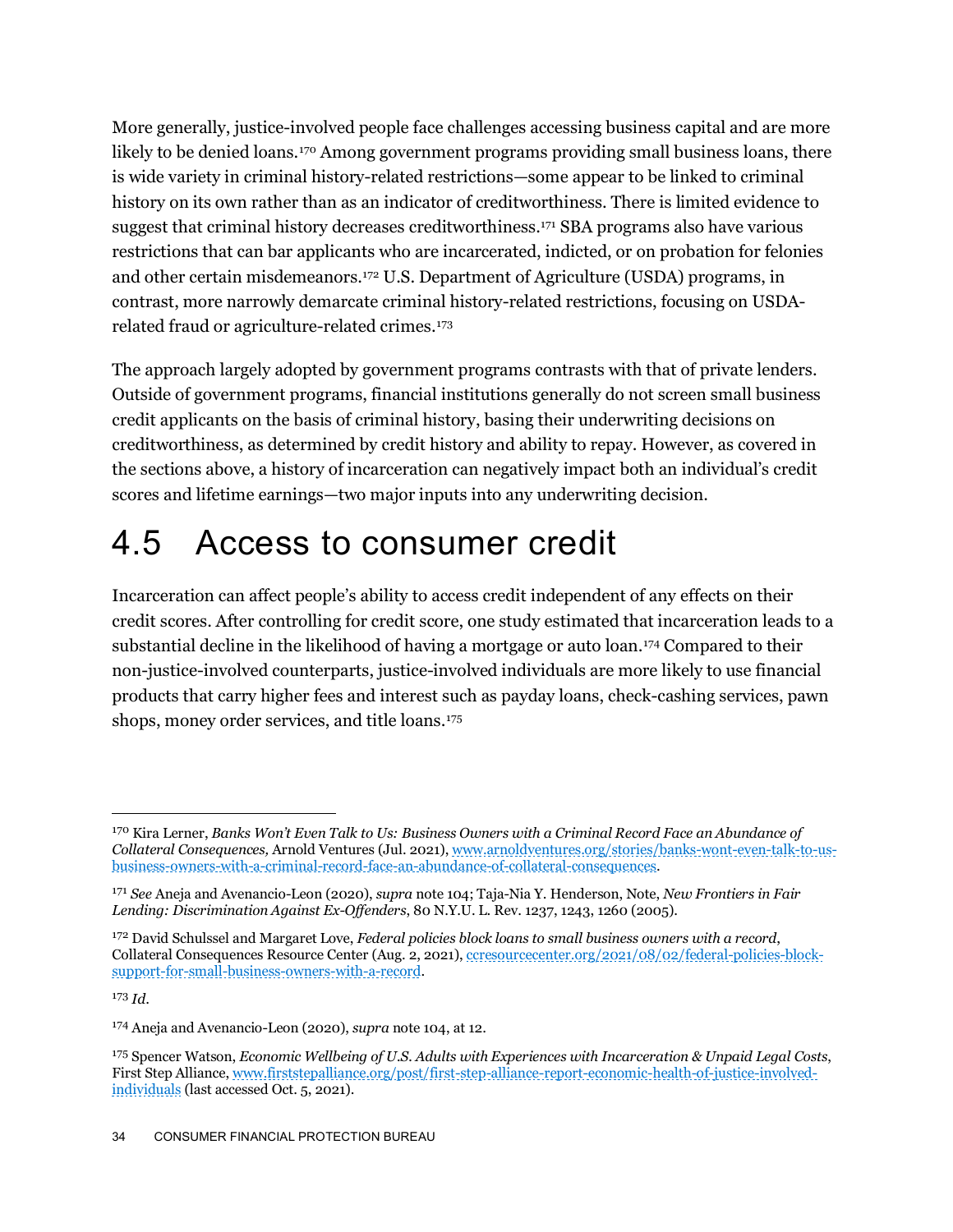More generally, justice-involved people face challenges accessing business capital and are more likely to be denied loans.[170] Among government programs providing small business loans, there is wide variety in criminal history-related restrictions—some appear to be linked to criminal history on its own rather than as an indicator of creditworthiness. There is limited evidence to suggest that criminal history decreases creditworthiness.[171] SBA programs also have various restrictions that can bar applicants who are incarcerated, indicted, or on probation for felonies and other certain misdemeanors.[172] U.S. Department of Agriculture (USDA) programs, in contrast, more narrowly demarcate criminal history-related restrictions, focusing on USDA-related fraud or agriculture-related crimes.[173]

The approach largely adopted by government programs contrasts with that of private lenders. Outside of government programs, financial institutions generally do not screen small business credit applicants on the basis of criminal history, basing their underwriting decisions on creditworthiness, as determined by credit history and ability to repay. However, as covered in the sections above, a history of incarceration can negatively impact both an individual's credit scores and lifetime earnings—two major inputs into any underwriting decision.

## 4.5 Access to consumer credit

Incarceration can affect people's ability to access credit independent of any effects on their credit scores. After controlling for credit score, one study estimated that incarceration leads to a substantial decline in the likelihood of having a mortgage or auto loan.[174] Compared to their non-justice-involved counterparts, justice-involved individuals are more likely to use financial products that carry higher fees and interest such as payday loans, check-cashing services, pawn shops, money order services, and title loans.[175]

---

[170] Kira Lerner, *Banks Won't Even Talk to Us: Business Owners with a Criminal Record Face an Abundance of Collateral Consequences,* Arnold Ventures (Jul. 2021), www.arnoldventures.org/stories/banks-wont-even-talk-to-us-business-owners-with-a-criminal-record-face-an-abundance-of-collateral-consequences.

[171] *See* Aneja and Avenancio-Leon (2020), *supra* note 104; Taja-Nia Y. Henderson, Note, *New Frontiers in Fair Lending: Discrimination Against Ex-Offenders*, 80 N.Y.U. L. Rev. 1237, 1243, 1260 (2005).

[172] David Schulssel and Margaret Love, *Federal policies block loans to small business owners with a record*, Collateral Consequences Resource Center (Aug. 2, 2021), ccresourcecenter.org/2021/08/02/federal-policies-block-support-for-small-business-owners-with-a-record.

[173] *Id.*

[174] Aneja and Avenancio-Leon (2020), *supra* note 104, at 12.

[175] Spencer Watson, *Economic Wellbeing of U.S. Adults with Experiences with Incarceration & Unpaid Legal Costs*, First Step Alliance, www.firststepalliance.org/post/first-step-alliance-report-economic-health-of-justice-involved-individuals (last accessed Oct. 5, 2021).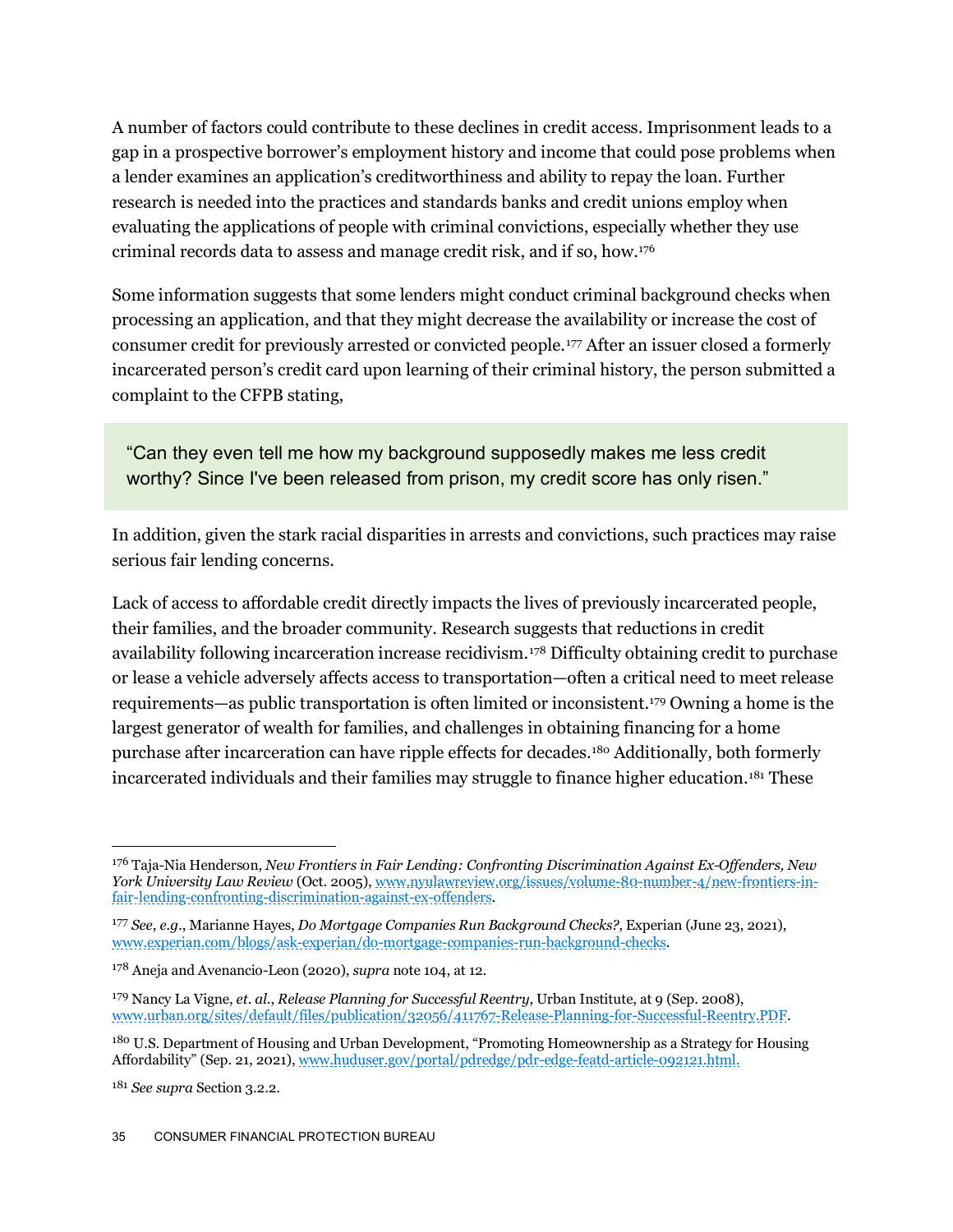A number of factors could contribute to these declines in credit access. Imprisonment leads to a gap in a prospective borrower's employment history and income that could pose problems when a lender examines an application's creditworthiness and ability to repay the loan. Further research is needed into the practices and standards banks and credit unions employ when evaluating the applications of people with criminal convictions, especially whether they use criminal records data to assess and manage credit risk, and if so, how.[176]

Some information suggests that some lenders might conduct criminal background checks when processing an application, and that they might decrease the availability or increase the cost of consumer credit for previously arrested or convicted people.[177] After an issuer closed a formerly incarcerated person's credit card upon learning of their criminal history, the person submitted a complaint to the CFPB stating,

> "Can they even tell me how my background supposedly makes me less credit worthy? Since I've been released from prison, my credit score has only risen."

In addition, given the stark racial disparities in arrests and convictions, such practices may raise serious fair lending concerns.

Lack of access to affordable credit directly impacts the lives of previously incarcerated people, their families, and the broader community. Research suggests that reductions in credit availability following incarceration increase recidivism.[178] Difficulty obtaining credit to purchase or lease a vehicle adversely affects access to transportation—often a critical need to meet release requirements—as public transportation is often limited or inconsistent.[179] Owning a home is the largest generator of wealth for families, and challenges in obtaining financing for a home purchase after incarceration can have ripple effects for decades.[180] Additionally, both formerly incarcerated individuals and their families may struggle to finance higher education.[181] These

---

[176] Taja-Nia Henderson, *New Frontiers in Fair Lending: Confronting Discrimination Against Ex-Offenders, New York University Law Review* (Oct. 2005), www.nyulawreview.org/issues/volume-80-number-4/new-frontiers-in-fair-lending-confronting-discrimination-against-ex-offenders.

[177] *See*, *e.g*., Marianne Hayes, *Do Mortgage Companies Run Background Checks?*, Experian (June 23, 2021), www.experian.com/blogs/ask-experian/do-mortgage-companies-run-background-checks.

[178] Aneja and Avenancio-Leon (2020), *supra* note 104, at 12.

[179] Nancy La Vigne, *et. al*., *Release Planning for Successful Reentry*, Urban Institute, at 9 (Sep. 2008), www.urban.org/sites/default/files/publication/32056/411767-Release-Planning-for-Successful-Reentry.PDF.

[180] U.S. Department of Housing and Urban Development, "Promoting Homeownership as a Strategy for Housing Affordability" (Sep. 21, 2021), www.huduser.gov/portal/pdredge/pdr-edge-featd-article-092121.html.

[181] *See supra* Section 3.2.2.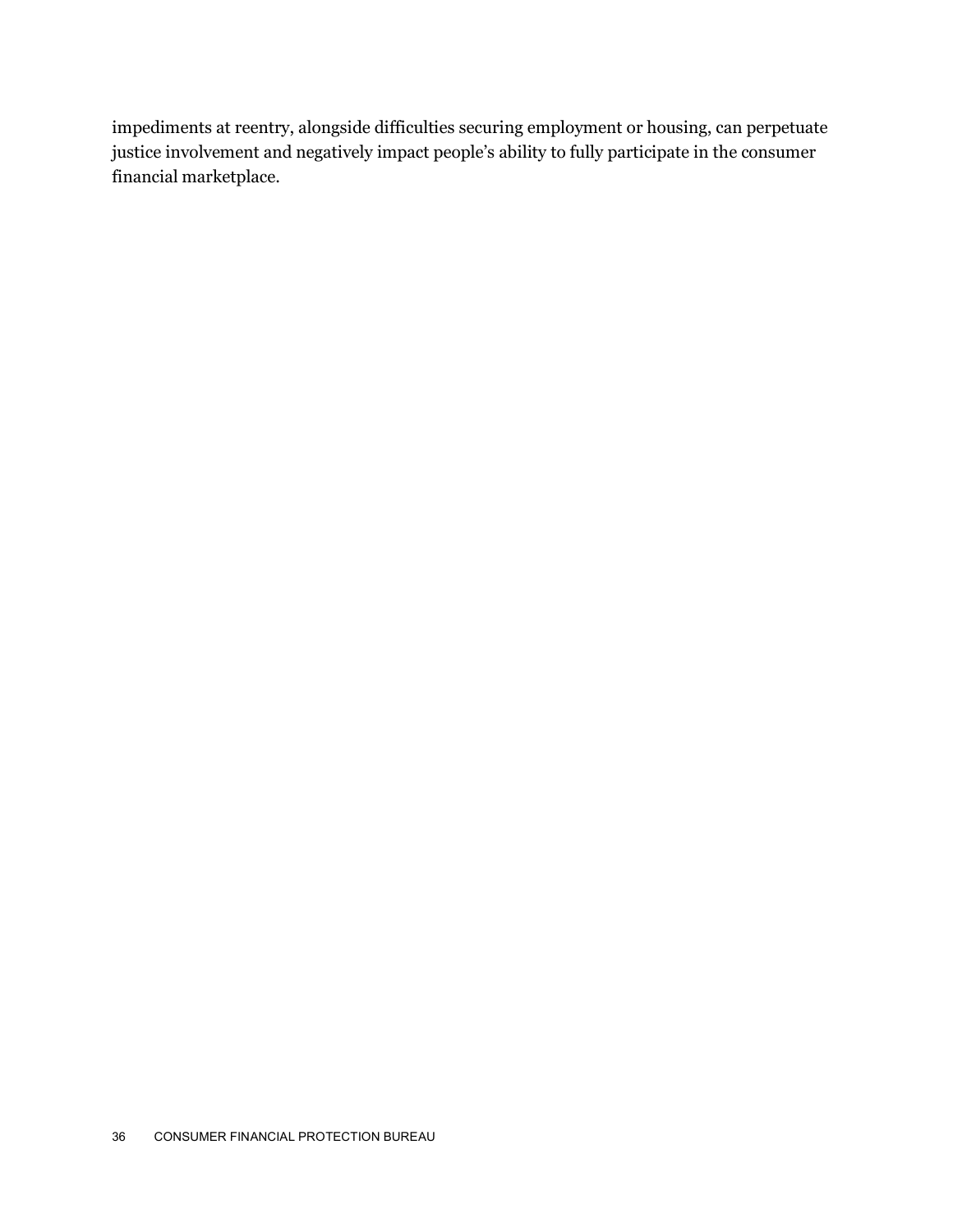impediments at reentry, alongside difficulties securing employment or housing, can perpetuate justice involvement and negatively impact people's ability to fully participate in the consumer financial marketplace.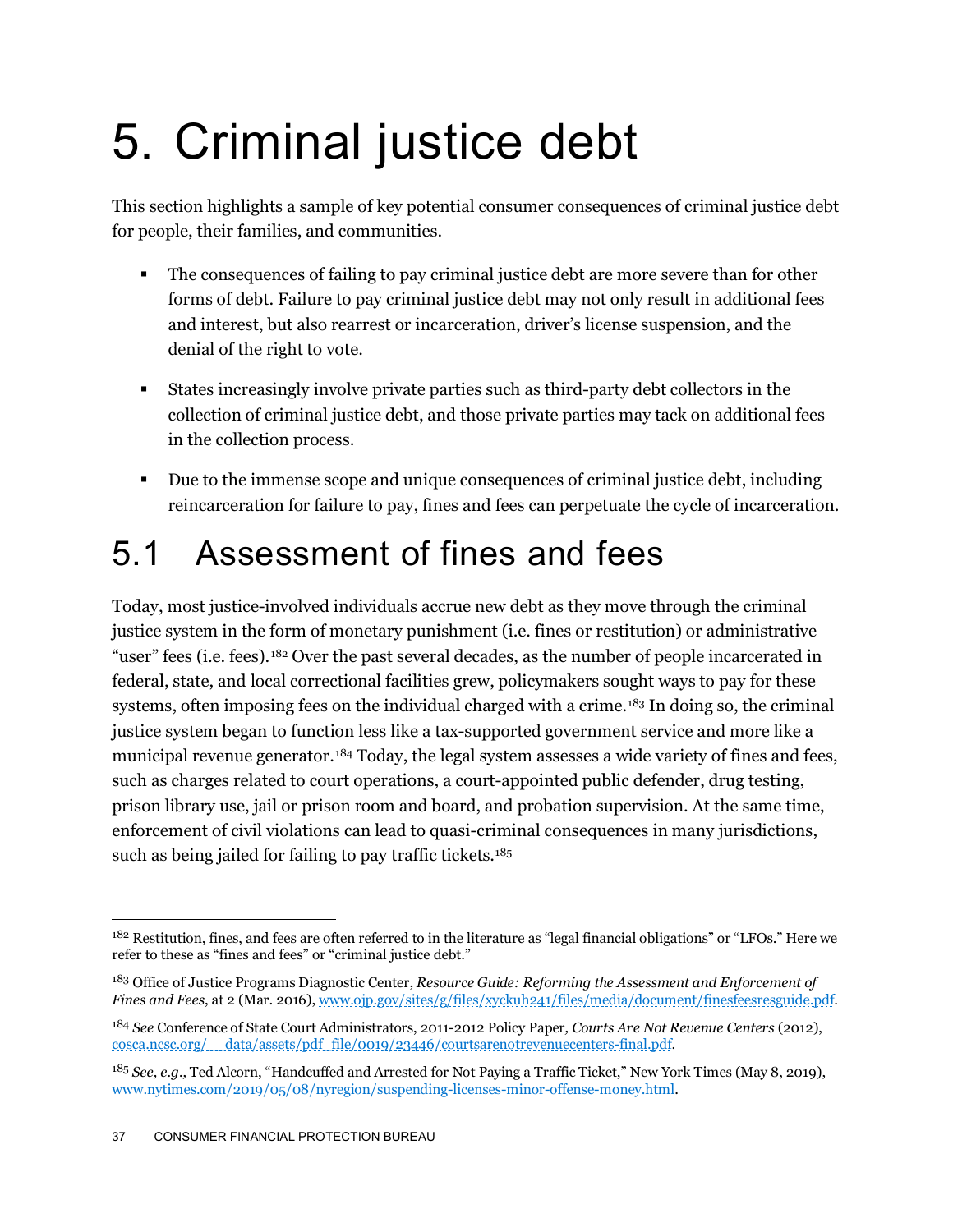# 5. Criminal justice debt

This section highlights a sample of key potential consumer consequences of criminal justice debt for people, their families, and communities.

- The consequences of failing to pay criminal justice debt are more severe than for other forms of debt. Failure to pay criminal justice debt may not only result in additional fees and interest, but also rearrest or incarceration, driver's license suspension, and the denial of the right to vote.
- States increasingly involve private parties such as third-party debt collectors in the collection of criminal justice debt, and those private parties may tack on additional fees in the collection process.
- Due to the immense scope and unique consequences of criminal justice debt, including reincarceration for failure to pay, fines and fees can perpetuate the cycle of incarceration.

## 5.1 Assessment of fines and fees

Today, most justice-involved individuals accrue new debt as they move through the criminal justice system in the form of monetary punishment (i.e. fines or restitution) or administrative "user" fees (i.e. fees).[182] Over the past several decades, as the number of people incarcerated in federal, state, and local correctional facilities grew, policymakers sought ways to pay for these systems, often imposing fees on the individual charged with a crime.[183] In doing so, the criminal justice system began to function less like a tax-supported government service and more like a municipal revenue generator.[184] Today, the legal system assesses a wide variety of fines and fees, such as charges related to court operations, a court-appointed public defender, drug testing, prison library use, jail or prison room and board, and probation supervision. At the same time, enforcement of civil violations can lead to quasi-criminal consequences in many jurisdictions, such as being jailed for failing to pay traffic tickets.[185]

---

[182] Restitution, fines, and fees are often referred to in the literature as "legal financial obligations" or "LFOs." Here we refer to these as "fines and fees" or "criminal justice debt."

[183] Office of Justice Programs Diagnostic Center, *Resource Guide: Reforming the Assessment and Enforcement of Fines and Fees*, at 2 (Mar. 2016), www.ojp.gov/sites/g/files/xyckuh241/files/media/document/finesfeesresguide.pdf.

[184] *See* Conference of State Court Administrators, 2011-2012 Policy Paper, *Courts Are Not Revenue Centers* (2012), cosca.ncsc.org/__data/assets/pdf_file/0019/23446/courtsarenotrevenuecenters-final.pdf.

[185] *See, e.g.,* Ted Alcorn, "Handcuffed and Arrested for Not Paying a Traffic Ticket," New York Times (May 8, 2019), www.nytimes.com/2019/05/08/nyregion/suspending-licenses-minor-offense-money.html.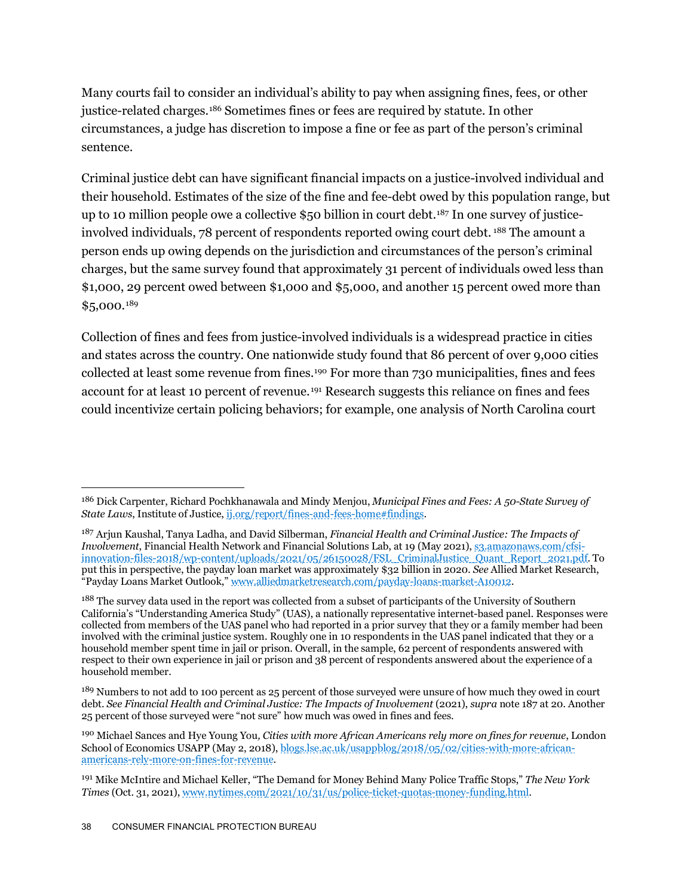Many courts fail to consider an individual's ability to pay when assigning fines, fees, or other justice-related charges.[186] Sometimes fines or fees are required by statute. In other circumstances, a judge has discretion to impose a fine or fee as part of the person's criminal sentence.

Criminal justice debt can have significant financial impacts on a justice-involved individual and their household. Estimates of the size of the fine and fee-debt owed by this population range, but up to 10 million people owe a collective $50 billion in court debt.[187] In one survey of justice-involved individuals, 78 percent of respondents reported owing court debt.[188] The amount a person ends up owing depends on the jurisdiction and circumstances of the person's criminal charges, but the same survey found that approximately 31 percent of individuals owed less than $1,000, 29 percent owed between $1,000 and $5,000, and another 15 percent owed more than $5,000.[189]

Collection of fines and fees from justice-involved individuals is a widespread practice in cities and states across the country. One nationwide study found that 86 percent of over 9,000 cities collected at least some revenue from fines.[190] For more than 730 municipalities, fines and fees account for at least 10 percent of revenue.[191] Research suggests this reliance on fines and fees could incentivize certain policing behaviors; for example, one analysis of North Carolina court

---

[186] Dick Carpenter, Richard Pochkhanawala and Mindy Menjou, *Municipal Fines and Fees: A 50-State Survey of State Laws*, Institute of Justice, ij.org/report/fines-and-fees-home#findings.

[187] Arjun Kaushal, Tanya Ladha, and David Silberman, *Financial Health and Criminal Justice: The Impacts of Involvement*, Financial Health Network and Financial Solutions Lab, at 19 (May 2021), s3.amazonaws.com/cfsi-innovation-files-2018/wp-content/uploads/2021/05/26150028/FSL_CriminalJustice_Quant_Report_2021.pdf. To put this in perspective, the payday loan market was approximately $32 billion in 2020. *See* Allied Market Research, "Payday Loans Market Outlook," www.alliedmarketresearch.com/payday-loans-market-A10012.

[188] The survey data used in the report was collected from a subset of participants of the University of Southern California's "Understanding America Study" (UAS), a nationally representative internet-based panel. Responses were collected from members of the UAS panel who had reported in a prior survey that they or a family member had been involved with the criminal justice system. Roughly one in 10 respondents in the UAS panel indicated that they or a household member spent time in jail or prison. Overall, in the sample, 62 percent of respondents answered with respect to their own experience in jail or prison and 38 percent of respondents answered about the experience of a household member.

[189] Numbers to not add to 100 percent as 25 percent of those surveyed were unsure of how much they owed in court debt. *See Financial Health and Criminal Justice: The Impacts of Involvement* (2021), *supra* note 187 at 20. Another 25 percent of those surveyed were "not sure" how much was owed in fines and fees.

[190] Michael Sances and Hye Young You, *Cities with more African Americans rely more on fines for revenue*, London School of Economics USAPP (May 2, 2018), blogs.lse.ac.uk/usappblog/2018/05/02/cities-with-more-african-americans-rely-more-on-fines-for-revenue.

[191] Mike McIntire and Michael Keller, "The Demand for Money Behind Many Police Traffic Stops," *The New York Times* (Oct. 31, 2021), www.nytimes.com/2021/10/31/us/police-ticket-quotas-money-funding.html.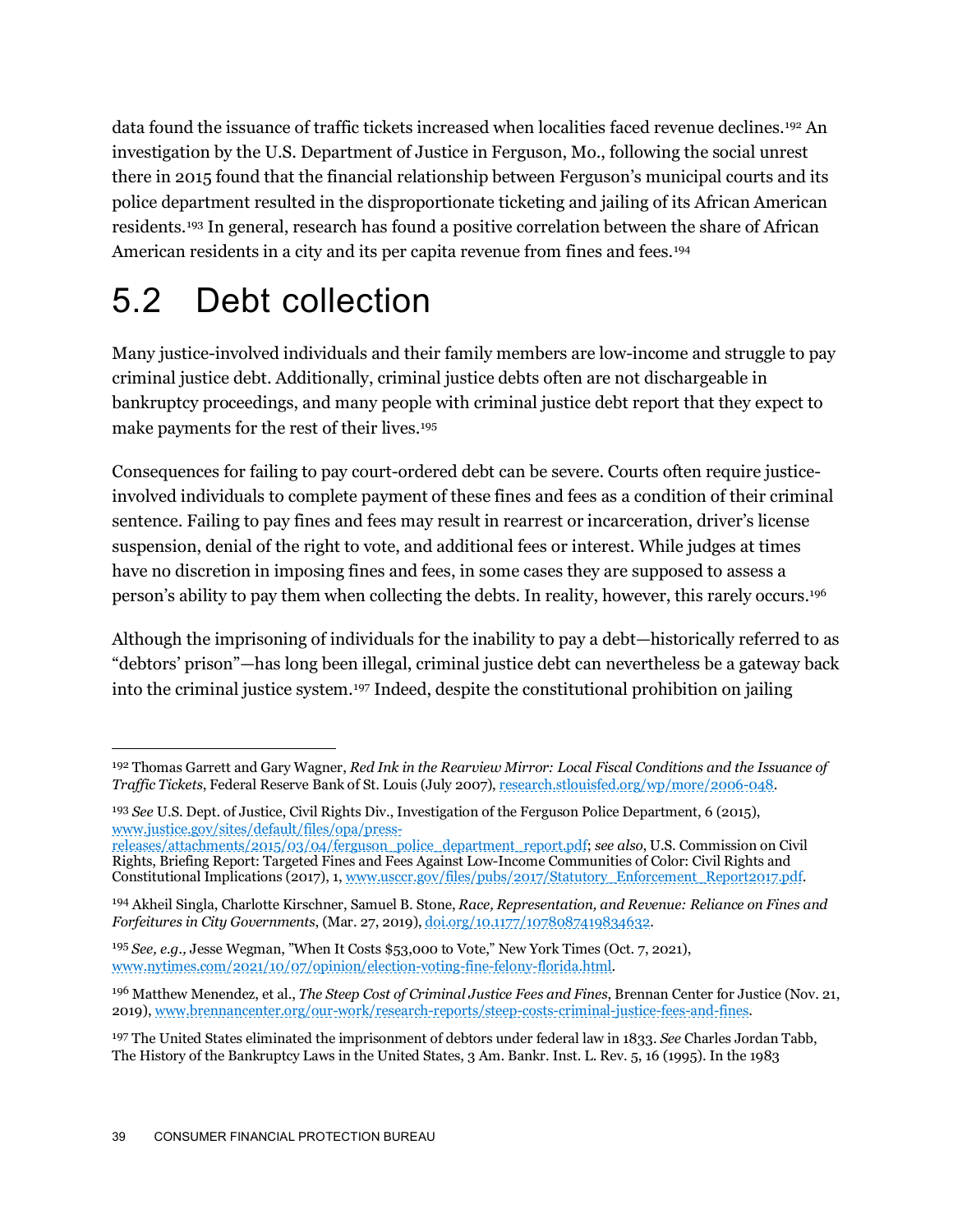data found the issuance of traffic tickets increased when localities faced revenue declines.[192] An investigation by the U.S. Department of Justice in Ferguson, Mo., following the social unrest there in 2015 found that the financial relationship between Ferguson's municipal courts and its police department resulted in the disproportionate ticketing and jailing of its African American residents.[193] In general, research has found a positive correlation between the share of African American residents in a city and its per capita revenue from fines and fees.[194]

## 5.2 Debt collection

Many justice-involved individuals and their family members are low-income and struggle to pay criminal justice debt. Additionally, criminal justice debts often are not dischargeable in bankruptcy proceedings, and many people with criminal justice debt report that they expect to make payments for the rest of their lives.[195]

Consequences for failing to pay court-ordered debt can be severe. Courts often require justice-involved individuals to complete payment of these fines and fees as a condition of their criminal sentence. Failing to pay fines and fees may result in rearrest or incarceration, driver's license suspension, denial of the right to vote, and additional fees or interest. While judges at times have no discretion in imposing fines and fees, in some cases they are supposed to assess a person's ability to pay them when collecting the debts. In reality, however, this rarely occurs.[196]

Although the imprisoning of individuals for the inability to pay a debt—historically referred to as "debtors' prison"—has long been illegal, criminal justice debt can nevertheless be a gateway back into the criminal justice system.[197] Indeed, despite the constitutional prohibition on jailing

---

[192] Thomas Garrett and Gary Wagner, *Red Ink in the Rearview Mirror: Local Fiscal Conditions and the Issuance of Traffic Tickets*, Federal Reserve Bank of St. Louis (July 2007), research.stlouisfed.org/wp/more/2006-048.

[193] *See* U.S. Dept. of Justice, Civil Rights Div., Investigation of the Ferguson Police Department, 6 (2015), www.justice.gov/sites/default/files/opa/press-releases/attachments/2015/03/04/ferguson_police_department_report.pdf; *see also*, U.S. Commission on Civil Rights, Briefing Report: Targeted Fines and Fees Against Low-Income Communities of Color: Civil Rights and Constitutional Implications (2017), 1, www.usccr.gov/files/pubs/2017/Statutory_Enforcement_Report2017.pdf.

[194] Akheil Singla, Charlotte Kirschner, Samuel B. Stone, *Race, Representation, and Revenue: Reliance on Fines and Forfeitures in City Governments*, (Mar. 27, 2019), doi.org/10.1177/1078087419834632.

[195] *See, e.g.,* Jesse Wegman, "When It Costs $53,000 to Vote," New York Times (Oct. 7, 2021), www.nytimes.com/2021/10/07/opinion/election-voting-fine-felony-florida.html.

[196] Matthew Menendez, et al., *The Steep Cost of Criminal Justice Fees and Fines*, Brennan Center for Justice (Nov. 21, 2019), www.brennancenter.org/our-work/research-reports/steep-costs-criminal-justice-fees-and-fines.

[197] The United States eliminated the imprisonment of debtors under federal law in 1833. *See* Charles Jordan Tabb, The History of the Bankruptcy Laws in the United States, 3 Am. Bankr. Inst. L. Rev. 5, 16 (1995). In the 1983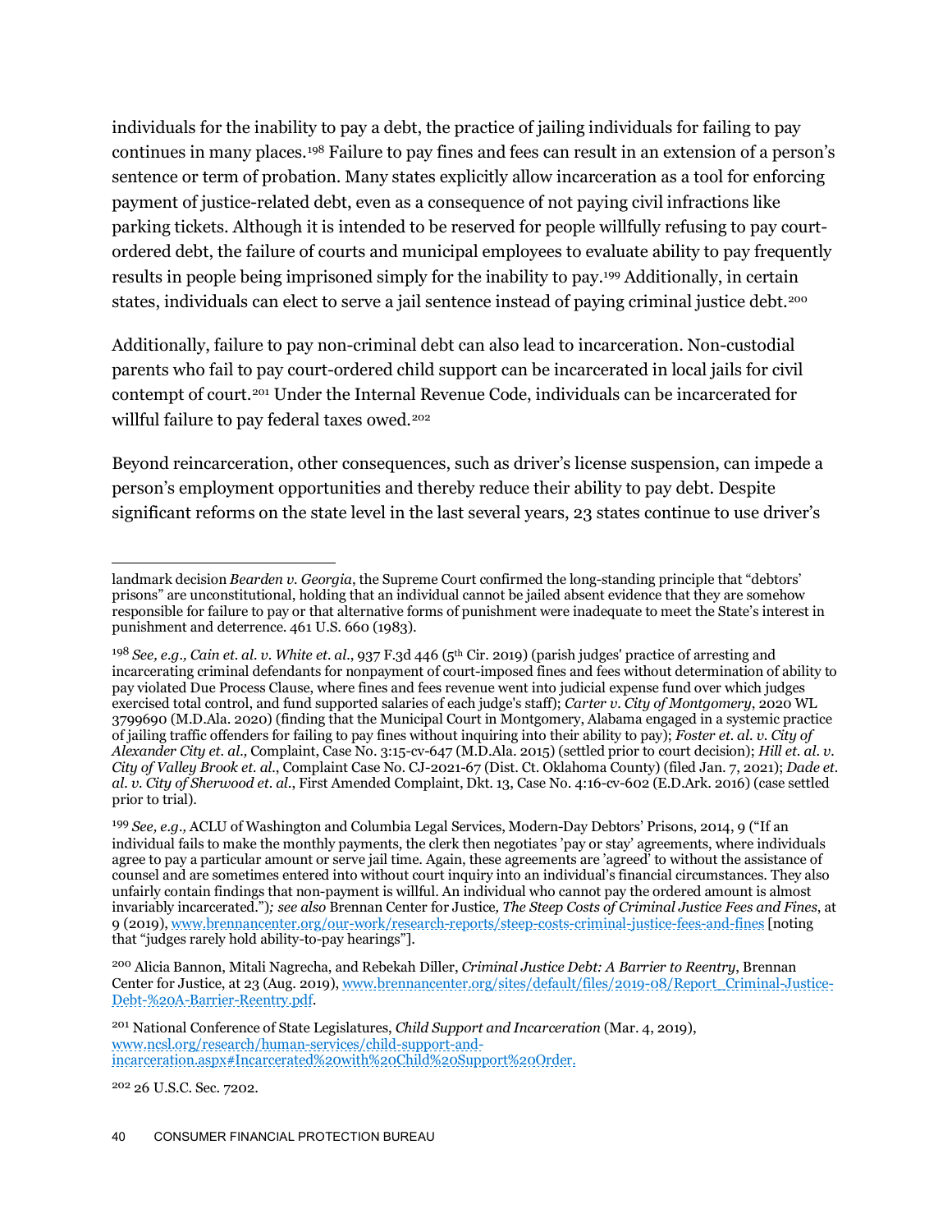individuals for the inability to pay a debt, the practice of jailing individuals for failing to pay continues in many places.[198] Failure to pay fines and fees can result in an extension of a person's sentence or term of probation. Many states explicitly allow incarceration as a tool for enforcing payment of justice-related debt, even as a consequence of not paying civil infractions like parking tickets. Although it is intended to be reserved for people willfully refusing to pay court-ordered debt, the failure of courts and municipal employees to evaluate ability to pay frequently results in people being imprisoned simply for the inability to pay.[199] Additionally, in certain states, individuals can elect to serve a jail sentence instead of paying criminal justice debt.[200]

Additionally, failure to pay non-criminal debt can also lead to incarceration. Non-custodial parents who fail to pay court-ordered child support can be incarcerated in local jails for civil contempt of court.[201] Under the Internal Revenue Code, individuals can be incarcerated for willful failure to pay federal taxes owed.[202]

Beyond reincarceration, other consequences, such as driver's license suspension, can impede a person's employment opportunities and thereby reduce their ability to pay debt. Despite significant reforms on the state level in the last several years, 23 states continue to use driver's

---

landmark decision *Bearden v. Georgia*, the Supreme Court confirmed the long-standing principle that "debtors' prisons" are unconstitutional, holding that an individual cannot be jailed absent evidence that they are somehow responsible for failure to pay or that alternative forms of punishment were inadequate to meet the State's interest in punishment and deterrence. 461 U.S. 660 (1983).

[198] *See, e.g., Cain et. al. v. White et. al.*, 937 F.3d 446 (5th Cir. 2019) (parish judges' practice of arresting and incarcerating criminal defendants for nonpayment of court-imposed fines and fees without determination of ability to pay violated Due Process Clause, where fines and fees revenue went into judicial expense fund over which judges exercised total control, and fund supported salaries of each judge's staff); *Carter v. City of Montgomery*, 2020 WL 3799690 (M.D.Ala. 2020) (finding that the Municipal Court in Montgomery, Alabama engaged in a systemic practice of jailing traffic offenders for failing to pay fines without inquiring into their ability to pay); *Foster et. al. v. City of Alexander City et. al.,* Complaint, Case No. 3:15-cv-647 (M.D.Ala. 2015) (settled prior to court decision); *Hill et. al. v. City of Valley Brook et. al.*, Complaint Case No. CJ-2021-67 (Dist. Ct. Oklahoma County) (filed Jan. 7, 2021); *Dade et. al. v. City of Sherwood et. al.*, First Amended Complaint, Dkt. 13, Case No. 4:16-cv-602 (E.D.Ark. 2016) (case settled prior to trial).

[199] *See, e.g.,* ACLU of Washington and Columbia Legal Services, Modern-Day Debtors' Prisons, 2014, 9 ("If an individual fails to make the monthly payments, the clerk then negotiates 'pay or stay' agreements, where individuals agree to pay a particular amount or serve jail time. Again, these agreements are 'agreed' to without the assistance of counsel and are sometimes entered into without court inquiry into an individual's financial circumstances. They also unfairly contain findings that non-payment is willful. An individual who cannot pay the ordered amount is almost invariably incarcerated."); *see also* Brennan Center for Justice, *The Steep Costs of Criminal Justice Fees and Fines*, at 9 (2019), www.brennancenter.org/our-work/research-reports/steep-costs-criminal-justice-fees-and-fines [noting that "judges rarely hold ability-to-pay hearings"].

[200] Alicia Bannon, Mitali Nagrecha, and Rebekah Diller, *Criminal Justice Debt: A Barrier to Reentry*, Brennan Center for Justice, at 23 (Aug. 2019), www.brennancenter.org/sites/default/files/2019-08/Report_Criminal-Justice-Debt-%20A-Barrier-Reentry.pdf.

[201] National Conference of State Legislatures, *Child Support and Incarceration* (Mar. 4, 2019), www.ncsl.org/research/human-services/child-support-and-incarceration.aspx#Incarcerated%20with%20Child%20Support%20Order.

[202] 26 U.S.C. Sec. 7202.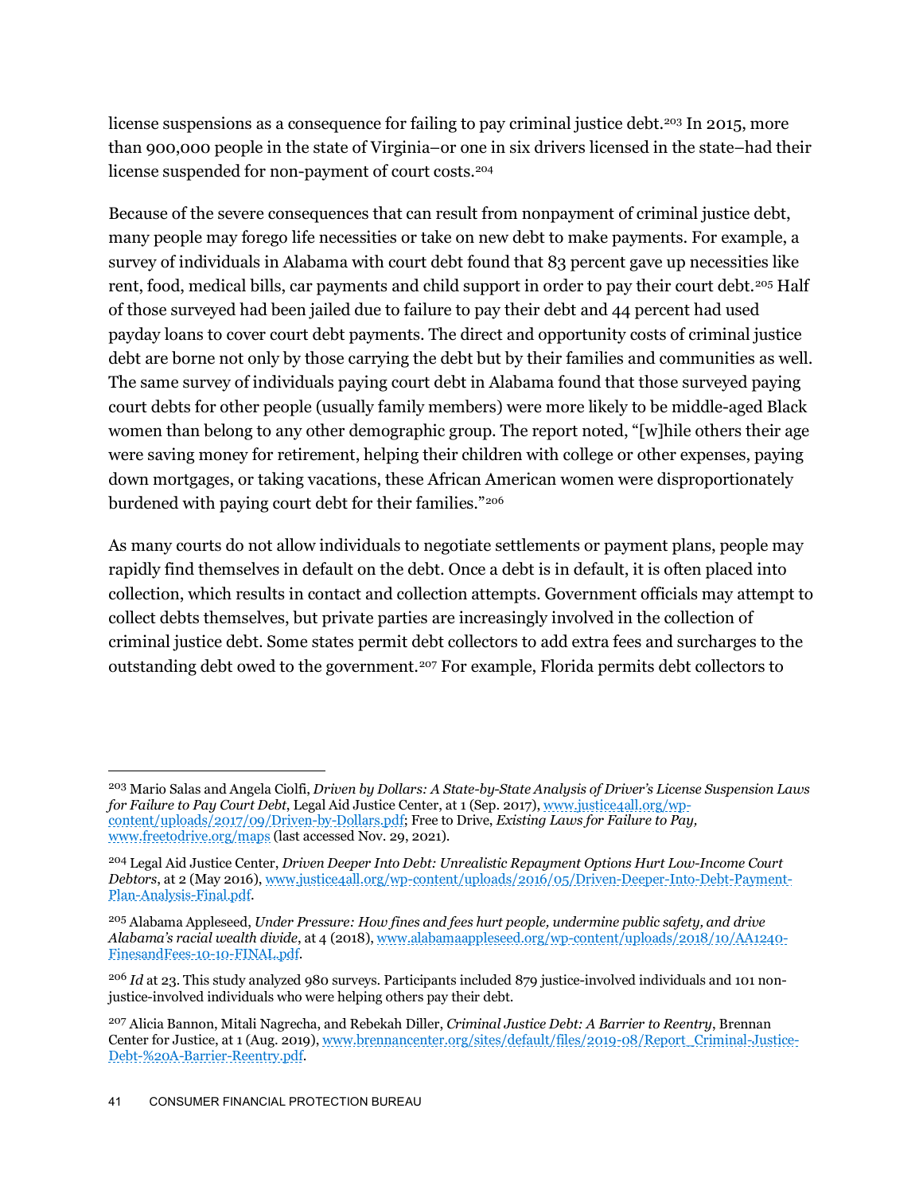license suspensions as a consequence for failing to pay criminal justice debt.[203] In 2015, more than 900,000 people in the state of Virginia–or one in six drivers licensed in the state–had their license suspended for non-payment of court costs.[204]

Because of the severe consequences that can result from nonpayment of criminal justice debt, many people may forego life necessities or take on new debt to make payments. For example, a survey of individuals in Alabama with court debt found that 83 percent gave up necessities like rent, food, medical bills, car payments and child support in order to pay their court debt.[205] Half of those surveyed had been jailed due to failure to pay their debt and 44 percent had used payday loans to cover court debt payments. The direct and opportunity costs of criminal justice debt are borne not only by those carrying the debt but by their families and communities as well. The same survey of individuals paying court debt in Alabama found that those surveyed paying court debts for other people (usually family members) were more likely to be middle-aged Black women than belong to any other demographic group. The report noted, "[w]hile others their age were saving money for retirement, helping their children with college or other expenses, paying down mortgages, or taking vacations, these African American women were disproportionately burdened with paying court debt for their families."[206]

As many courts do not allow individuals to negotiate settlements or payment plans, people may rapidly find themselves in default on the debt. Once a debt is in default, it is often placed into collection, which results in contact and collection attempts. Government officials may attempt to collect debts themselves, but private parties are increasingly involved in the collection of criminal justice debt. Some states permit debt collectors to add extra fees and surcharges to the outstanding debt owed to the government.[207] For example, Florida permits debt collectors to

---

[203] Mario Salas and Angela Ciolfi, *Driven by Dollars: A State-by-State Analysis of Driver's License Suspension Laws for Failure to Pay Court Debt*, Legal Aid Justice Center, at 1 (Sep. 2017), www.justice4all.org/wp-content/uploads/2017/09/Driven-by-Dollars.pdf; Free to Drive, *Existing Laws for Failure to Pay,* www.freetodrive.org/maps (last accessed Nov. 29, 2021).

[204] Legal Aid Justice Center, *Driven Deeper Into Debt: Unrealistic Repayment Options Hurt Low-Income Court Debtors*, at 2 (May 2016), www.justice4all.org/wp-content/uploads/2016/05/Driven-Deeper-Into-Debt-Payment-Plan-Analysis-Final.pdf.

[205] Alabama Appleseed, *Under Pressure: How fines and fees hurt people, undermine public safety, and drive Alabama's racial wealth divide*, at 4 (2018), www.alabamaappleseed.org/wp-content/uploads/2018/10/AA1240-FinesandFees-10-10-FINAL.pdf.

[206] *Id* at 23. This study analyzed 980 surveys. Participants included 879 justice-involved individuals and 101 non-justice-involved individuals who were helping others pay their debt.

[207] Alicia Bannon, Mitali Nagrecha, and Rebekah Diller, *Criminal Justice Debt: A Barrier to Reentry*, Brennan Center for Justice, at 1 (Aug. 2019), www.brennancenter.org/sites/default/files/2019-08/Report_Criminal-Justice-Debt-%20A-Barrier-Reentry.pdf.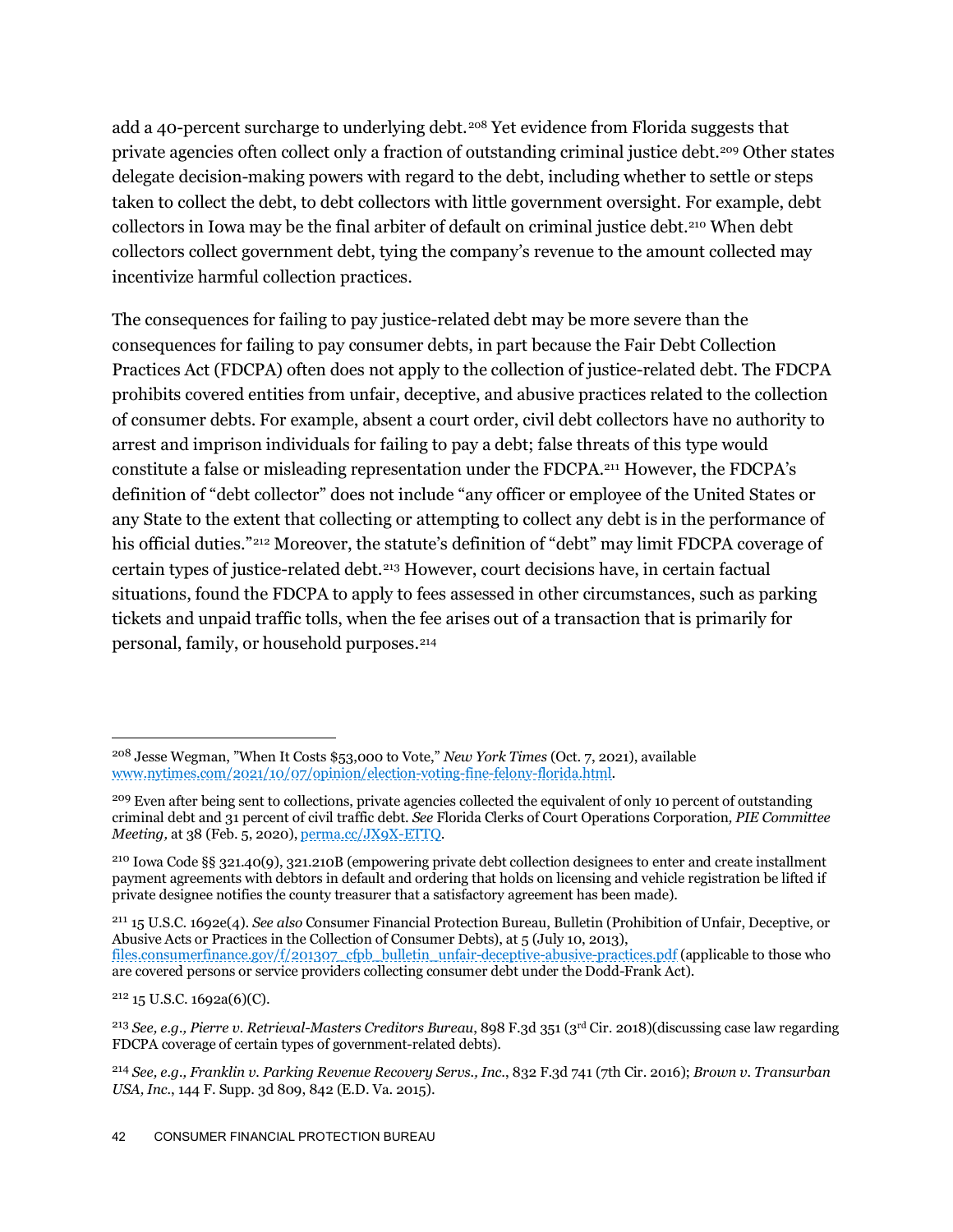add a 40-percent surcharge to underlying debt.[208] Yet evidence from Florida suggests that private agencies often collect only a fraction of outstanding criminal justice debt.[209] Other states delegate decision-making powers with regard to the debt, including whether to settle or steps taken to collect the debt, to debt collectors with little government oversight. For example, debt collectors in Iowa may be the final arbiter of default on criminal justice debt.[210] When debt collectors collect government debt, tying the company's revenue to the amount collected may incentivize harmful collection practices.

The consequences for failing to pay justice-related debt may be more severe than the consequences for failing to pay consumer debts, in part because the Fair Debt Collection Practices Act (FDCPA) often does not apply to the collection of justice-related debt. The FDCPA prohibits covered entities from unfair, deceptive, and abusive practices related to the collection of consumer debts. For example, absent a court order, civil debt collectors have no authority to arrest and imprison individuals for failing to pay a debt; false threats of this type would constitute a false or misleading representation under the FDCPA.[211] However, the FDCPA's definition of "debt collector" does not include "any officer or employee of the United States or any State to the extent that collecting or attempting to collect any debt is in the performance of his official duties."[212] Moreover, the statute's definition of "debt" may limit FDCPA coverage of certain types of justice-related debt.[213] However, court decisions have, in certain factual situations, found the FDCPA to apply to fees assessed in other circumstances, such as parking tickets and unpaid traffic tolls, when the fee arises out of a transaction that is primarily for personal, family, or household purposes.[214]

---

[208] Jesse Wegman, "When It Costs $53,000 to Vote," *New York Times* (Oct. 7, 2021), available www.nytimes.com/2021/10/07/opinion/election-voting-fine-felony-florida.html.

[209] Even after being sent to collections, private agencies collected the equivalent of only 10 percent of outstanding criminal debt and 31 percent of civil traffic debt. *See* Florida Clerks of Court Operations Corporation*, PIE Committee Meeting,* at 38 (Feb. 5, 2020), perma.cc/JX9X-ETTQ.

[210] Iowa Code §§ 321.40(9), 321.210B (empowering private debt collection designees to enter and create installment payment agreements with debtors in default and ordering that holds on licensing and vehicle registration be lifted if private designee notifies the county treasurer that a satisfactory agreement has been made).

[211] 15 U.S.C. 1692e(4). *See also* Consumer Financial Protection Bureau, Bulletin (Prohibition of Unfair, Deceptive, or Abusive Acts or Practices in the Collection of Consumer Debts), at 5 (July 10, 2013), files.consumerfinance.gov/f/201307_cfpb_bulletin_unfair-deceptive-abusive-practices.pdf (applicable to those who are covered persons or service providers collecting consumer debt under the Dodd-Frank Act).

[212] 15 U.S.C. 1692a(6)(C).

[213] *See, e.g., Pierre v. Retrieval-Masters Creditors Bureau*, 898 F.3d 351 (3rd Cir. 2018)(discussing case law regarding FDCPA coverage of certain types of government-related debts).

[214] *See, e.g., Franklin v. Parking Revenue Recovery Servs., Inc.*, 832 F.3d 741 (7th Cir. 2016); *Brown v. Transurban USA, Inc.*, 144 F. Supp. 3d 809, 842 (E.D. Va. 2015).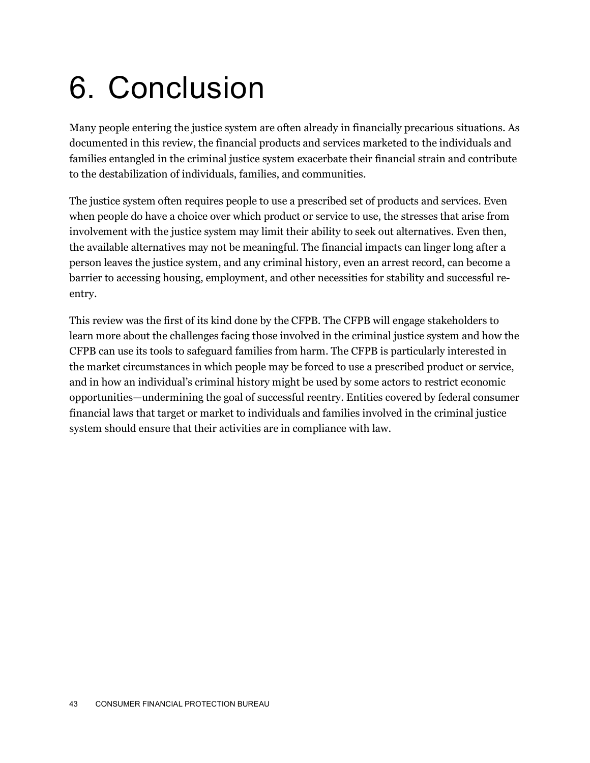# 6. Conclusion

Many people entering the justice system are often already in financially precarious situations. As documented in this review, the financial products and services marketed to the individuals and families entangled in the criminal justice system exacerbate their financial strain and contribute to the destabilization of individuals, families, and communities.

The justice system often requires people to use a prescribed set of products and services. Even when people do have a choice over which product or service to use, the stresses that arise from involvement with the justice system may limit their ability to seek out alternatives. Even then, the available alternatives may not be meaningful. The financial impacts can linger long after a person leaves the justice system, and any criminal history, even an arrest record, can become a barrier to accessing housing, employment, and other necessities for stability and successful re-entry.

This review was the first of its kind done by the CFPB. The CFPB will engage stakeholders to learn more about the challenges facing those involved in the criminal justice system and how the CFPB can use its tools to safeguard families from harm. The CFPB is particularly interested in the market circumstances in which people may be forced to use a prescribed product or service, and in how an individual's criminal history might be used by some actors to restrict economic opportunities—undermining the goal of successful reentry. Entities covered by federal consumer financial laws that target or market to individuals and families involved in the criminal justice system should ensure that their activities are in compliance with law.